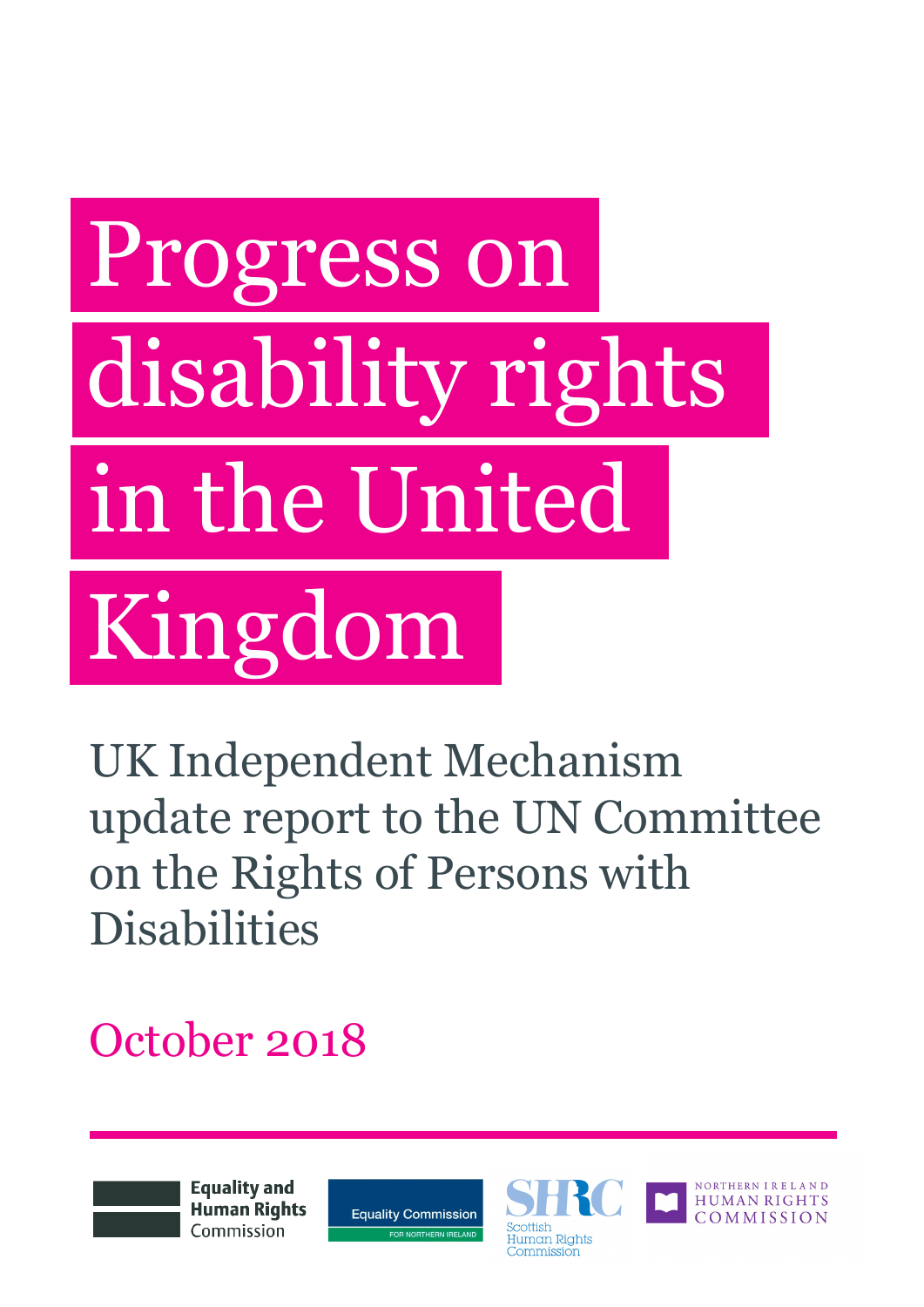# Progress on disability rights in the United Kingdom

## UK Independent Mechanism update report to the UN Committee on the Rights of Persons with Disabilities

October 2018

Equality and Human Rights Commission

Equality Commission FOR NORTHERN IRELAND

SHRC Scottish Human Rights Commission

NORTHERN IRELAND HUMAN RIGHTS COMMISSION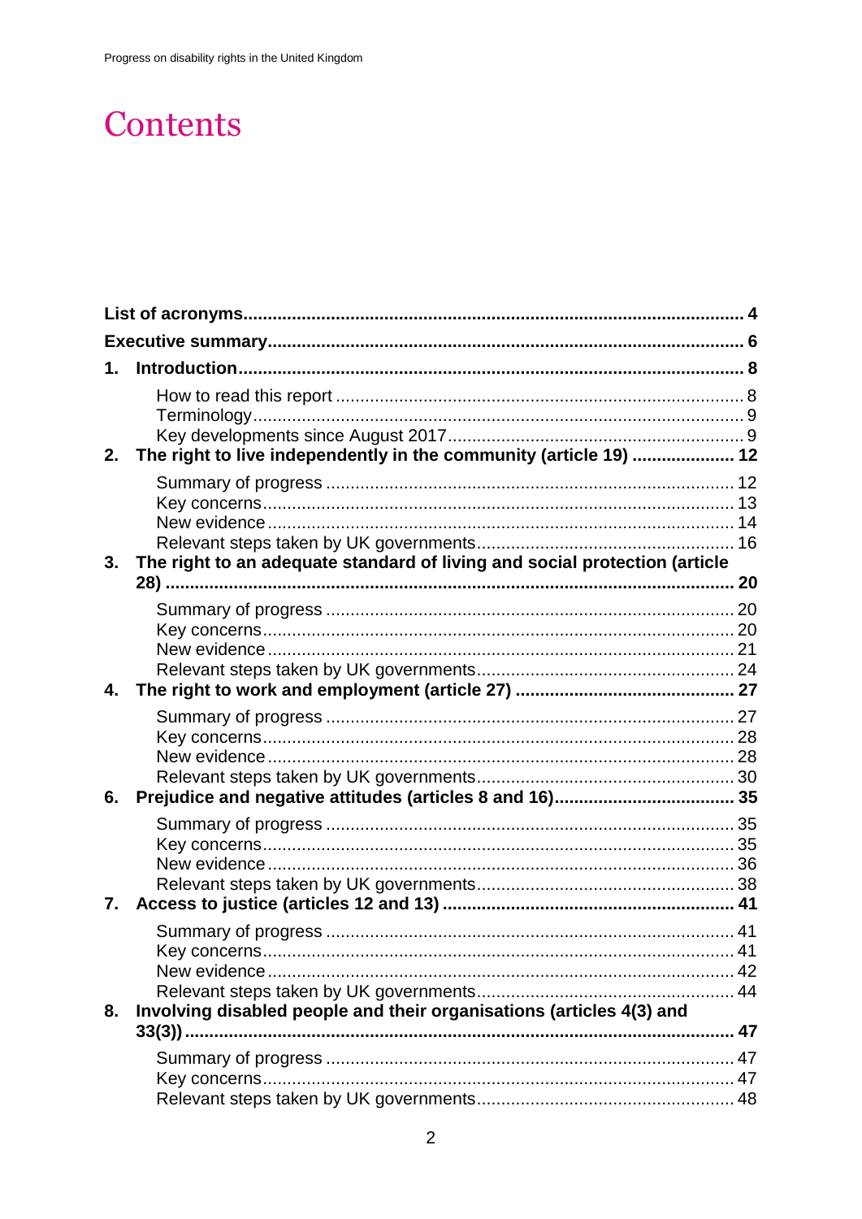# Contents

**List of acronyms** ..... **4**

**Executive summary** ..... **6**

**1. Introduction** ..... **8**

- How to read this report ..... 8
- Terminology ..... 9
- Key developments since August 2017 ..... 9

**2. The right to live independently in the community (article 19)** ..... **12**

- Summary of progress ..... 12
- Key concerns ..... 13
- New evidence ..... 14
- Relevant steps taken by UK governments ..... 16

**3. The right to an adequate standard of living and social protection (article 28)** ..... **20**

- Summary of progress ..... 20
- Key concerns ..... 20
- New evidence ..... 21
- Relevant steps taken by UK governments ..... 24

**4. The right to work and employment (article 27)** ..... **27**

- Summary of progress ..... 27
- Key concerns ..... 28
- New evidence ..... 28
- Relevant steps taken by UK governments ..... 30

**6. Prejudice and negative attitudes (articles 8 and 16)** ..... **35**

- Summary of progress ..... 35
- Key concerns ..... 35
- New evidence ..... 36
- Relevant steps taken by UK governments ..... 38

**7. Access to justice (articles 12 and 13)** ..... **41**

- Summary of progress ..... 41
- Key concerns ..... 41
- New evidence ..... 42
- Relevant steps taken by UK governments ..... 44

**8. Involving disabled people and their organisations (articles 4(3) and 33(3))** ..... **47**

- Summary of progress ..... 47
- Key concerns ..... 47
- Relevant steps taken by UK governments ..... 48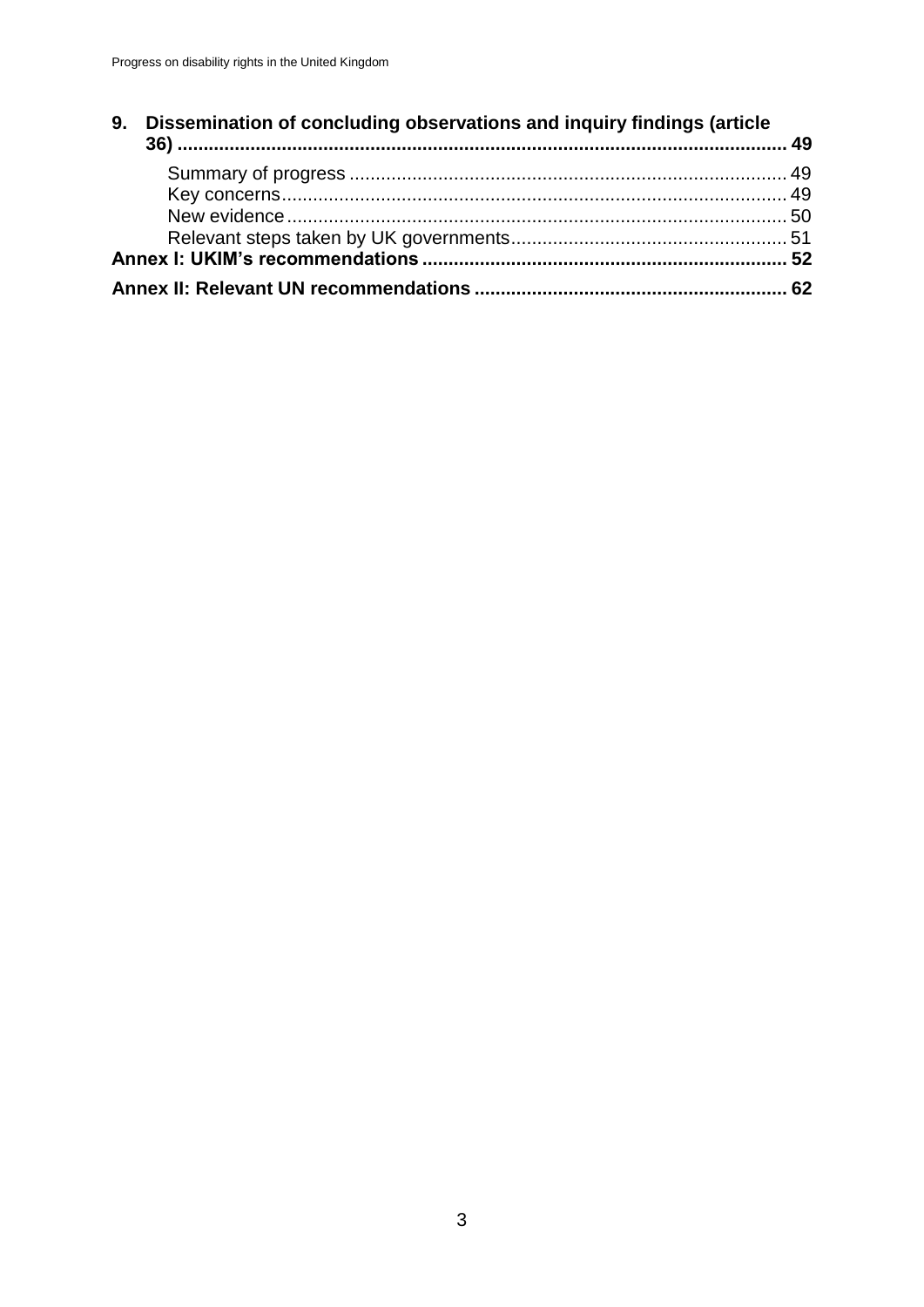**9. Dissemination of concluding observations and inquiry findings (article 36) .... 49**

- Summary of progress .... 49
- Key concerns .... 49
- New evidence .... 50
- Relevant steps taken by UK governments .... 51

**Annex I: UKIM's recommendations .... 52**

**Annex II: Relevant UN recommendations .... 62**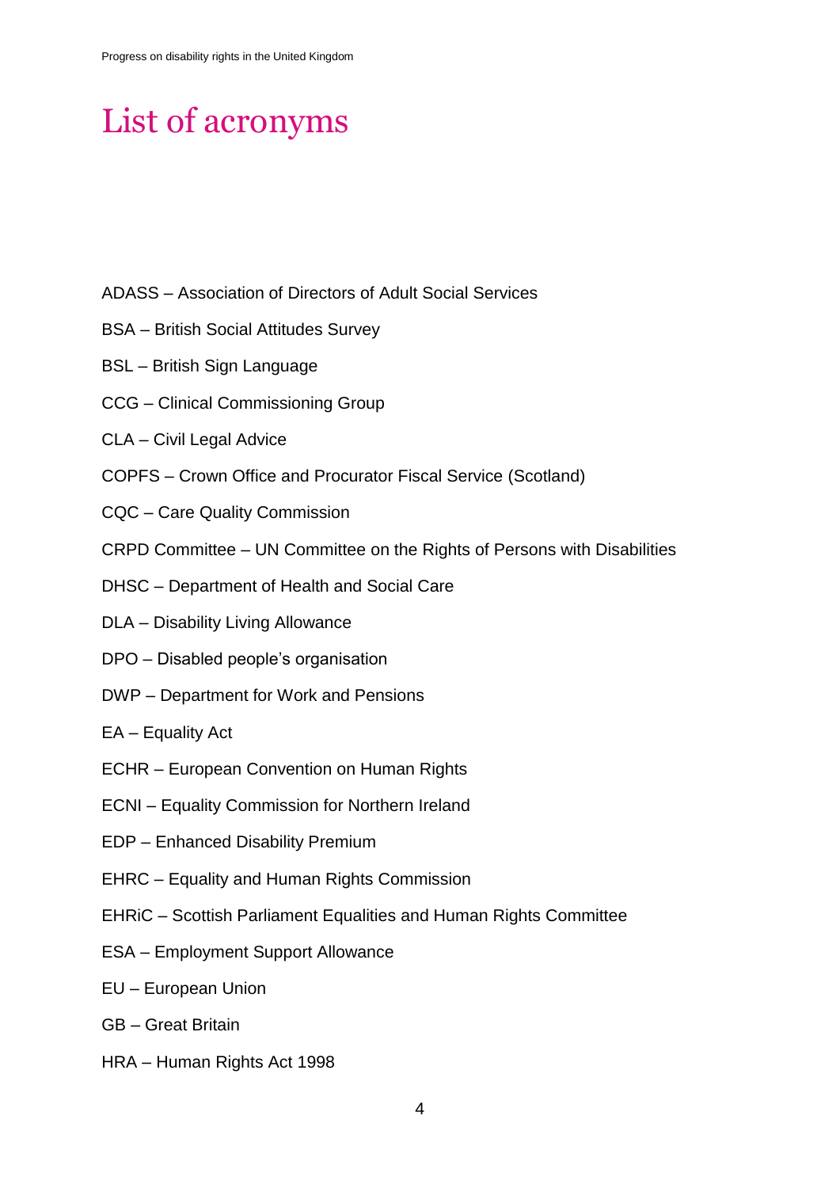# List of acronyms

ADASS – Association of Directors of Adult Social Services

BSA – British Social Attitudes Survey

BSL – British Sign Language

CCG – Clinical Commissioning Group

CLA – Civil Legal Advice

COPFS – Crown Office and Procurator Fiscal Service (Scotland)

CQC – Care Quality Commission

CRPD Committee – UN Committee on the Rights of Persons with Disabilities

DHSC – Department of Health and Social Care

DLA – Disability Living Allowance

DPO – Disabled people's organisation

DWP – Department for Work and Pensions

EA – Equality Act

ECHR – European Convention on Human Rights

ECNI – Equality Commission for Northern Ireland

EDP – Enhanced Disability Premium

EHRC – Equality and Human Rights Commission

EHRiC – Scottish Parliament Equalities and Human Rights Committee

ESA – Employment Support Allowance

EU – European Union

GB – Great Britain

HRA – Human Rights Act 1998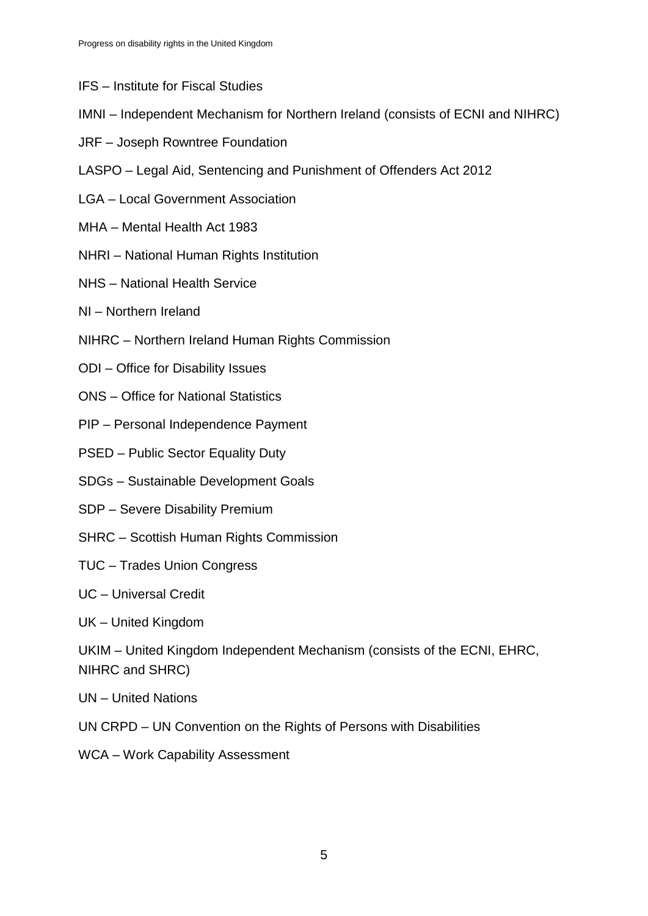IFS – Institute for Fiscal Studies

IMNI – Independent Mechanism for Northern Ireland (consists of ECNI and NIHRC)

JRF – Joseph Rowntree Foundation

LASPO – Legal Aid, Sentencing and Punishment of Offenders Act 2012

LGA – Local Government Association

MHA – Mental Health Act 1983

NHRI – National Human Rights Institution

NHS – National Health Service

NI – Northern Ireland

NIHRC – Northern Ireland Human Rights Commission

ODI – Office for Disability Issues

ONS – Office for National Statistics

PIP – Personal Independence Payment

PSED – Public Sector Equality Duty

SDGs – Sustainable Development Goals

SDP – Severe Disability Premium

SHRC – Scottish Human Rights Commission

TUC – Trades Union Congress

UC – Universal Credit

UK – United Kingdom

UKIM – United Kingdom Independent Mechanism (consists of the ECNI, EHRC, NIHRC and SHRC)

UN – United Nations

UN CRPD – UN Convention on the Rights of Persons with Disabilities

WCA – Work Capability Assessment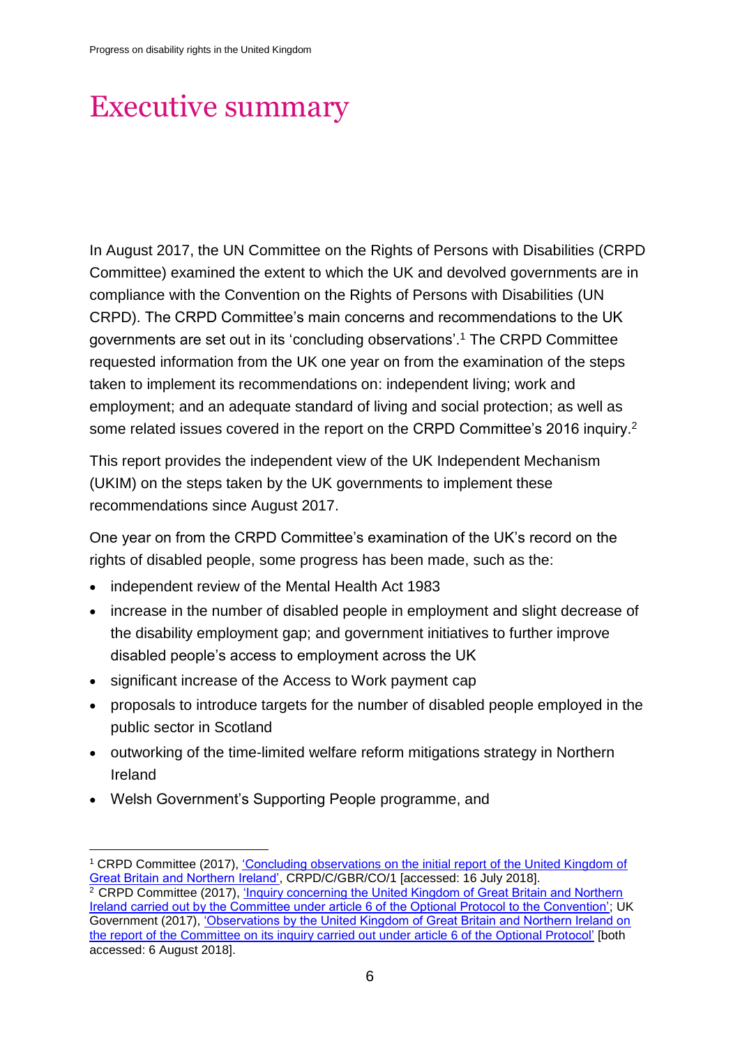# Executive summary

In August 2017, the UN Committee on the Rights of Persons with Disabilities (CRPD Committee) examined the extent to which the UK and devolved governments are in compliance with the Convention on the Rights of Persons with Disabilities (UN CRPD). The CRPD Committee's main concerns and recommendations to the UK governments are set out in its 'concluding observations'.[1] The CRPD Committee requested information from the UK one year on from the examination of the steps taken to implement its recommendations on: independent living; work and employment; and an adequate standard of living and social protection; as well as some related issues covered in the report on the CRPD Committee's 2016 inquiry.[2]

This report provides the independent view of the UK Independent Mechanism (UKIM) on the steps taken by the UK governments to implement these recommendations since August 2017.

One year on from the CRPD Committee's examination of the UK's record on the rights of disabled people, some progress has been made, such as the:

- independent review of the Mental Health Act 1983
- increase in the number of disabled people in employment and slight decrease of the disability employment gap; and government initiatives to further improve disabled people's access to employment across the UK
- significant increase of the Access to Work payment cap
- proposals to introduce targets for the number of disabled people employed in the public sector in Scotland
- outworking of the time-limited welfare reform mitigations strategy in Northern Ireland
- Welsh Government's Supporting People programme, and

---

[1] CRPD Committee (2017), 'Concluding observations on the initial report of the United Kingdom of Great Britain and Northern Ireland', CRPD/C/GBR/CO/1 [accessed: 16 July 2018].

[2] CRPD Committee (2017), 'Inquiry concerning the United Kingdom of Great Britain and Northern Ireland carried out by the Committee under article 6 of the Optional Protocol to the Convention'; UK Government (2017), 'Observations by the United Kingdom of Great Britain and Northern Ireland on the report of the Committee on its inquiry carried out under article 6 of the Optional Protocol' [both accessed: 6 August 2018].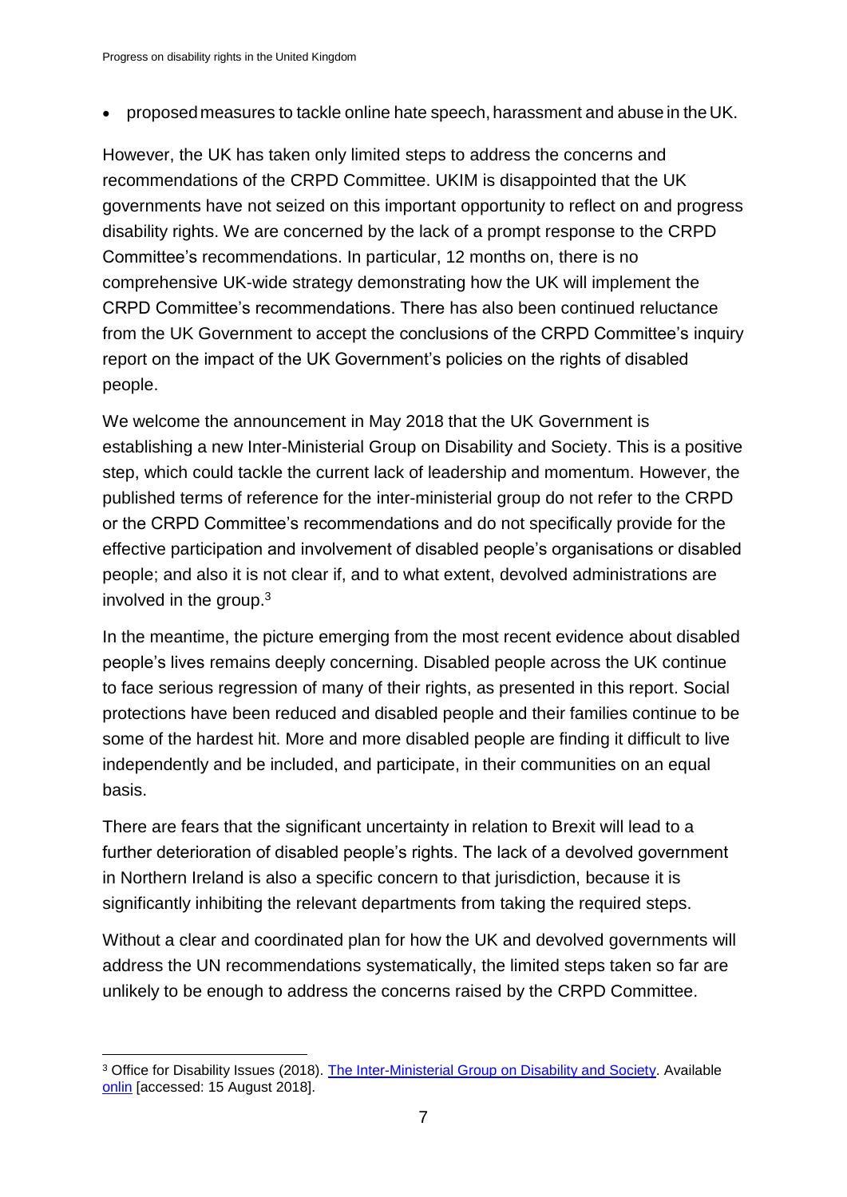- proposed measures to tackle online hate speech, harassment and abuse in the UK.

However, the UK has taken only limited steps to address the concerns and recommendations of the CRPD Committee. UKIM is disappointed that the UK governments have not seized on this important opportunity to reflect on and progress disability rights. We are concerned by the lack of a prompt response to the CRPD Committee's recommendations. In particular, 12 months on, there is no comprehensive UK-wide strategy demonstrating how the UK will implement the CRPD Committee's recommendations. There has also been continued reluctance from the UK Government to accept the conclusions of the CRPD Committee's inquiry report on the impact of the UK Government's policies on the rights of disabled people.

We welcome the announcement in May 2018 that the UK Government is establishing a new Inter-Ministerial Group on Disability and Society. This is a positive step, which could tackle the current lack of leadership and momentum. However, the published terms of reference for the inter-ministerial group do not refer to the CRPD or the CRPD Committee's recommendations and do not specifically provide for the effective participation and involvement of disabled people's organisations or disabled people; and also it is not clear if, and to what extent, devolved administrations are involved in the group.[3]

In the meantime, the picture emerging from the most recent evidence about disabled people's lives remains deeply concerning. Disabled people across the UK continue to face serious regression of many of their rights, as presented in this report. Social protections have been reduced and disabled people and their families continue to be some of the hardest hit. More and more disabled people are finding it difficult to live independently and be included, and participate, in their communities on an equal basis.

There are fears that the significant uncertainty in relation to Brexit will lead to a further deterioration of disabled people's rights. The lack of a devolved government in Northern Ireland is also a specific concern to that jurisdiction, because it is significantly inhibiting the relevant departments from taking the required steps.

Without a clear and coordinated plan for how the UK and devolved governments will address the UN recommendations systematically, the limited steps taken so far are unlikely to be enough to address the concerns raised by the CRPD Committee.

---

[3] Office for Disability Issues (2018). The Inter-Ministerial Group on Disability and Society. Available onlin [accessed: 15 August 2018].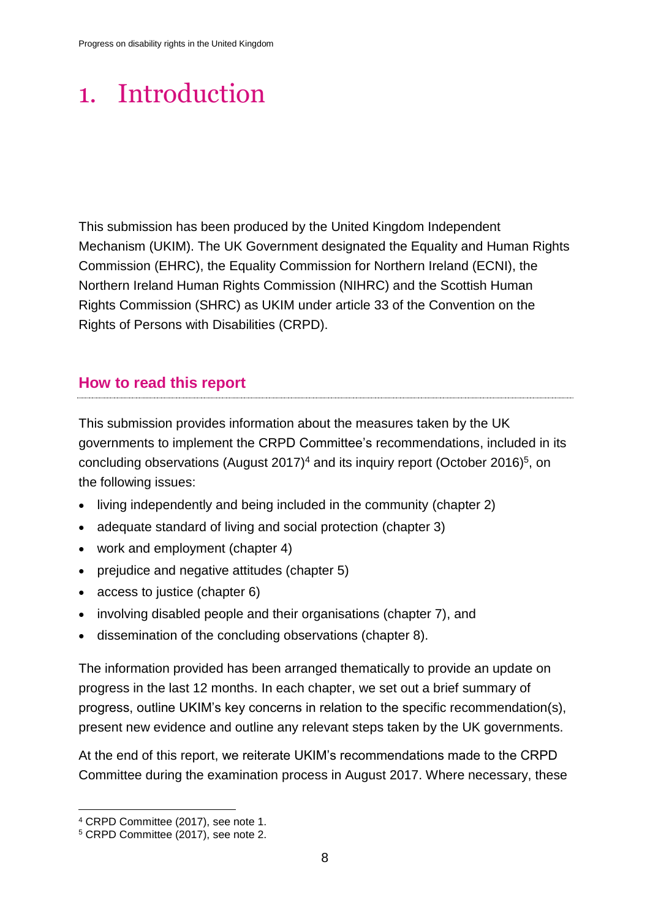# 1. Introduction

This submission has been produced by the United Kingdom Independent Mechanism (UKIM). The UK Government designated the Equality and Human Rights Commission (EHRC), the Equality Commission for Northern Ireland (ECNI), the Northern Ireland Human Rights Commission (NIHRC) and the Scottish Human Rights Commission (SHRC) as UKIM under article 33 of the Convention on the Rights of Persons with Disabilities (CRPD).

## How to read this report

This submission provides information about the measures taken by the UK governments to implement the CRPD Committee's recommendations, included in its concluding observations (August 2017)[4] and its inquiry report (October 2016)[5], on the following issues:

- living independently and being included in the community (chapter 2)
- adequate standard of living and social protection (chapter 3)
- work and employment (chapter 4)
- prejudice and negative attitudes (chapter 5)
- access to justice (chapter 6)
- involving disabled people and their organisations (chapter 7), and
- dissemination of the concluding observations (chapter 8).

The information provided has been arranged thematically to provide an update on progress in the last 12 months. In each chapter, we set out a brief summary of progress, outline UKIM's key concerns in relation to the specific recommendation(s), present new evidence and outline any relevant steps taken by the UK governments.

At the end of this report, we reiterate UKIM's recommendations made to the CRPD Committee during the examination process in August 2017. Where necessary, these

[4] CRPD Committee (2017), see note 1.

[5] CRPD Committee (2017), see note 2.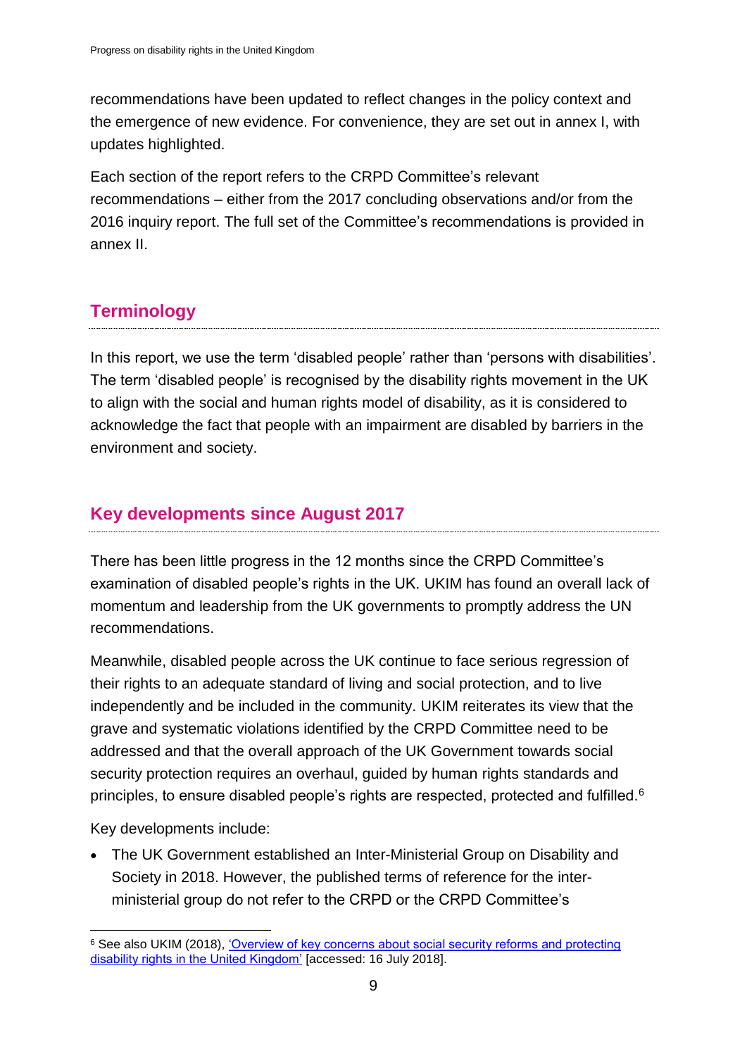recommendations have been updated to reflect changes in the policy context and the emergence of new evidence. For convenience, they are set out in annex I, with updates highlighted.

Each section of the report refers to the CRPD Committee's relevant recommendations – either from the 2017 concluding observations and/or from the 2016 inquiry report. The full set of the Committee's recommendations is provided in annex II.

## Terminology

In this report, we use the term 'disabled people' rather than 'persons with disabilities'. The term 'disabled people' is recognised by the disability rights movement in the UK to align with the social and human rights model of disability, as it is considered to acknowledge the fact that people with an impairment are disabled by barriers in the environment and society.

## Key developments since August 2017

There has been little progress in the 12 months since the CRPD Committee's examination of disabled people's rights in the UK. UKIM has found an overall lack of momentum and leadership from the UK governments to promptly address the UN recommendations.

Meanwhile, disabled people across the UK continue to face serious regression of their rights to an adequate standard of living and social protection, and to live independently and be included in the community. UKIM reiterates its view that the grave and systematic violations identified by the CRPD Committee need to be addressed and that the overall approach of the UK Government towards social security protection requires an overhaul, guided by human rights standards and principles, to ensure disabled people's rights are respected, protected and fulfilled.[6]

Key developments include:

- The UK Government established an Inter-Ministerial Group on Disability and Society in 2018. However, the published terms of reference for the inter-ministerial group do not refer to the CRPD or the CRPD Committee's

[6] See also UKIM (2018), 'Overview of key concerns about social security reforms and protecting disability rights in the United Kingdom' [accessed: 16 July 2018].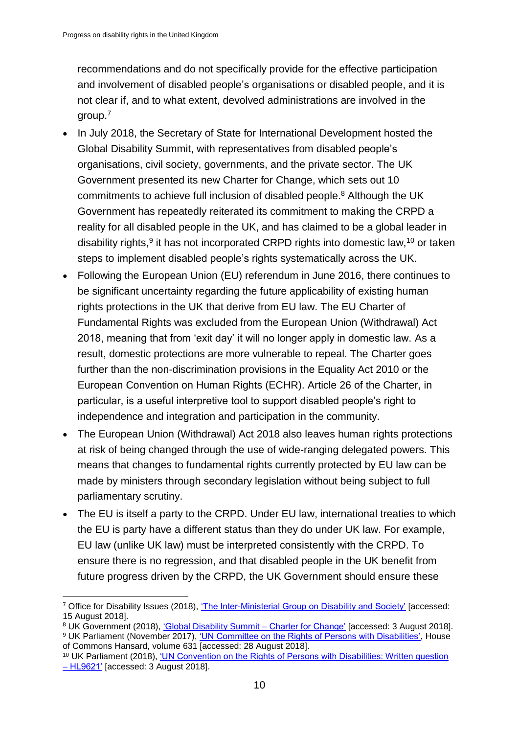recommendations and do not specifically provide for the effective participation and involvement of disabled people's organisations or disabled people, and it is not clear if, and to what extent, devolved administrations are involved in the group.[7]

- In July 2018, the Secretary of State for International Development hosted the Global Disability Summit, with representatives from disabled people's organisations, civil society, governments, and the private sector. The UK Government presented its new Charter for Change, which sets out 10 commitments to achieve full inclusion of disabled people.[8] Although the UK Government has repeatedly reiterated its commitment to making the CRPD a reality for all disabled people in the UK, and has claimed to be a global leader in disability rights,[9] it has not incorporated CRPD rights into domestic law,[10] or taken steps to implement disabled people's rights systematically across the UK.
- Following the European Union (EU) referendum in June 2016, there continues to be significant uncertainty regarding the future applicability of existing human rights protections in the UK that derive from EU law. The EU Charter of Fundamental Rights was excluded from the European Union (Withdrawal) Act 2018, meaning that from 'exit day' it will no longer apply in domestic law. As a result, domestic protections are more vulnerable to repeal. The Charter goes further than the non-discrimination provisions in the Equality Act 2010 or the European Convention on Human Rights (ECHR). Article 26 of the Charter, in particular, is a useful interpretive tool to support disabled people's right to independence and integration and participation in the community.
- The European Union (Withdrawal) Act 2018 also leaves human rights protections at risk of being changed through the use of wide-ranging delegated powers. This means that changes to fundamental rights currently protected by EU law can be made by ministers through secondary legislation without being subject to full parliamentary scrutiny.
- The EU is itself a party to the CRPD. Under EU law, international treaties to which the EU is party have a different status than they do under UK law. For example, EU law (unlike UK law) must be interpreted consistently with the CRPD. To ensure there is no regression, and that disabled people in the UK benefit from future progress driven by the CRPD, the UK Government should ensure these

---

[7] Office for Disability Issues (2018), 'The Inter-Ministerial Group on Disability and Society' [accessed: 15 August 2018].

[8] UK Government (2018), 'Global Disability Summit – Charter for Change' [accessed: 3 August 2018].

[9] UK Parliament (November 2017), 'UN Committee on the Rights of Persons with Disabilities', House of Commons Hansard, volume 631 [accessed: 28 August 2018].

[10] UK Parliament (2018), 'UN Convention on the Rights of Persons with Disabilities: Written question – HL9621' [accessed: 3 August 2018].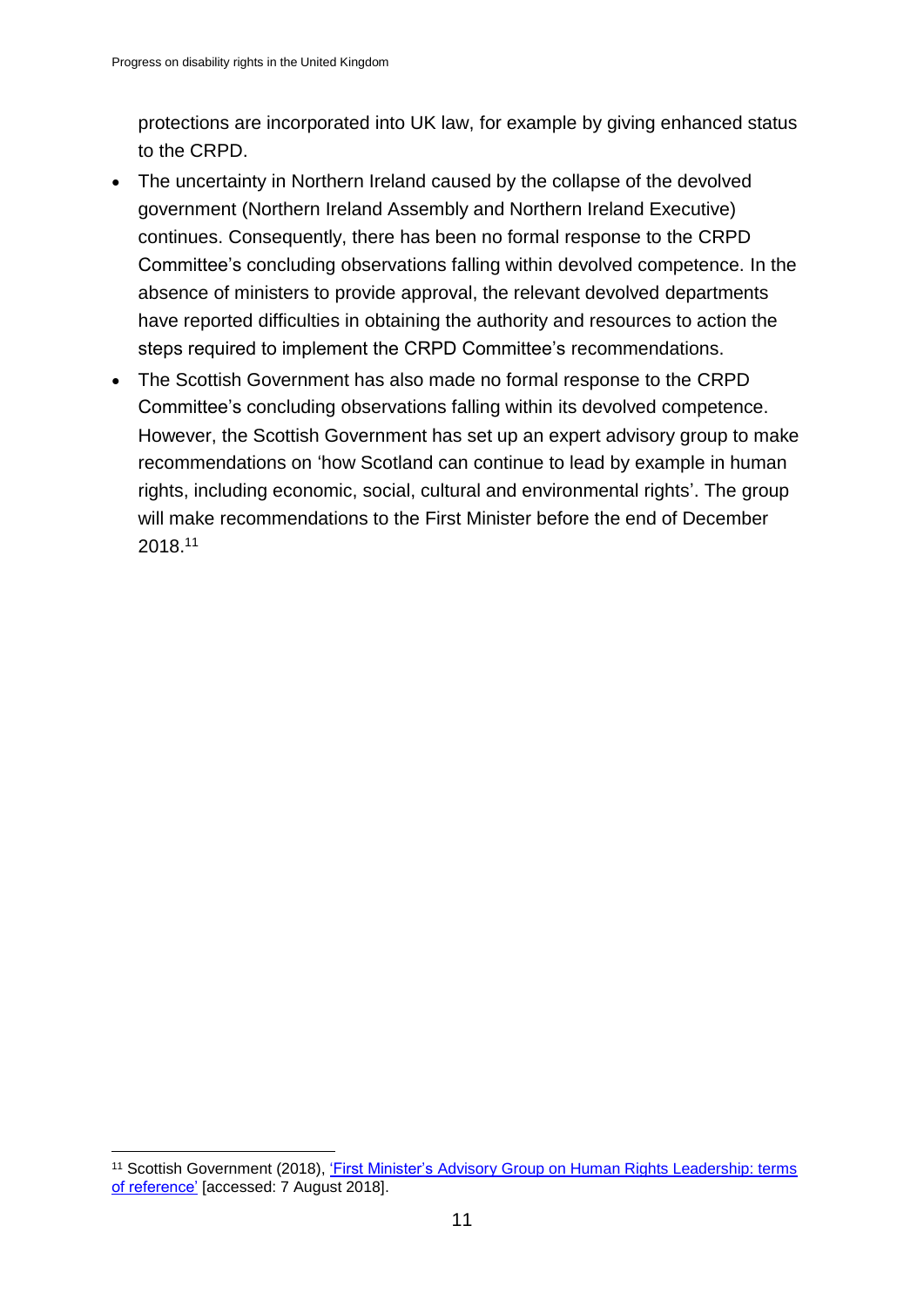protections are incorporated into UK law, for example by giving enhanced status to the CRPD.

- The uncertainty in Northern Ireland caused by the collapse of the devolved government (Northern Ireland Assembly and Northern Ireland Executive) continues. Consequently, there has been no formal response to the CRPD Committee's concluding observations falling within devolved competence. In the absence of ministers to provide approval, the relevant devolved departments have reported difficulties in obtaining the authority and resources to action the steps required to implement the CRPD Committee's recommendations.
- The Scottish Government has also made no formal response to the CRPD Committee's concluding observations falling within its devolved competence. However, the Scottish Government has set up an expert advisory group to make recommendations on 'how Scotland can continue to lead by example in human rights, including economic, social, cultural and environmental rights'. The group will make recommendations to the First Minister before the end of December 2018.[11]

---

[11] Scottish Government (2018), 'First Minister's Advisory Group on Human Rights Leadership: terms of reference' [accessed: 7 August 2018].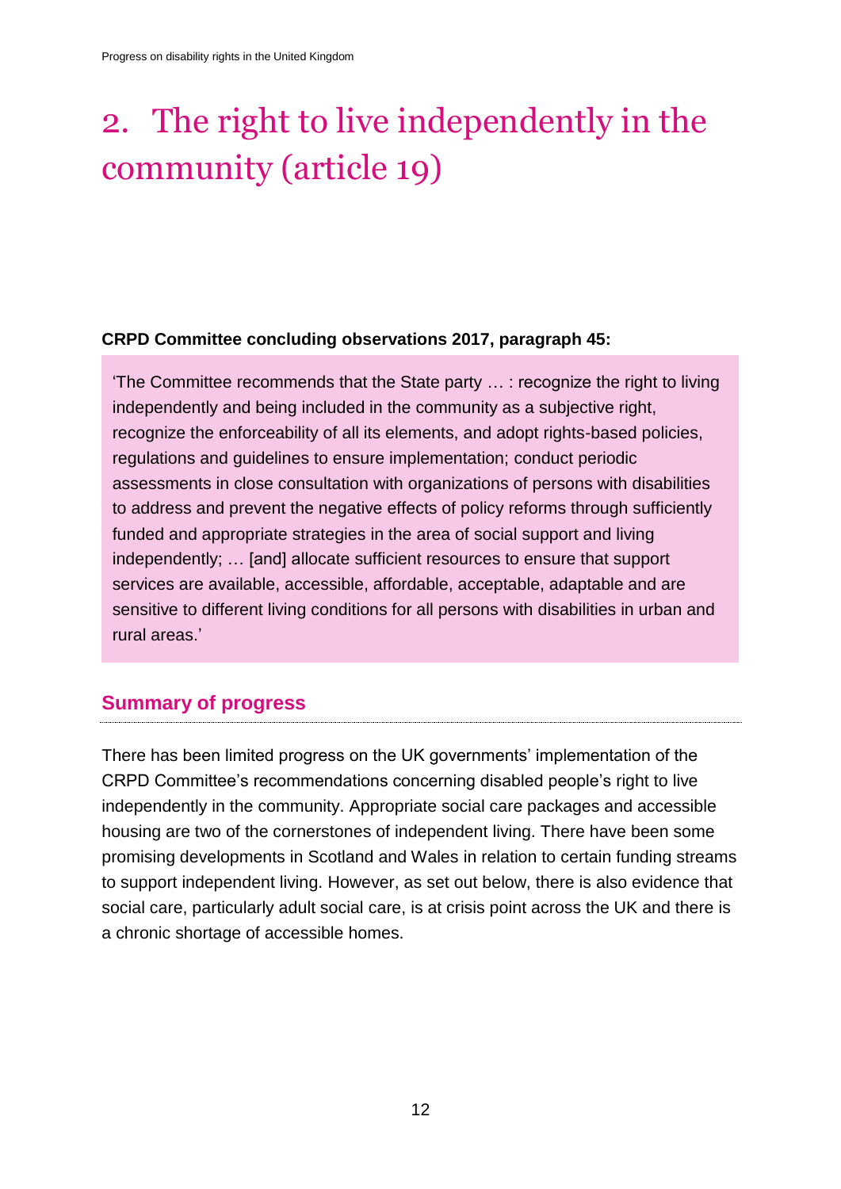# 2. The right to live independently in the community (article 19)

**CRPD Committee concluding observations 2017, paragraph 45:**

> 'The Committee recommends that the State party … : recognize the right to living independently and being included in the community as a subjective right, recognize the enforceability of all its elements, and adopt rights-based policies, regulations and guidelines to ensure implementation; conduct periodic assessments in close consultation with organizations of persons with disabilities to address and prevent the negative effects of policy reforms through sufficiently funded and appropriate strategies in the area of social support and living independently; … [and] allocate sufficient resources to ensure that support services are available, accessible, affordable, acceptable, adaptable and are sensitive to different living conditions for all persons with disabilities in urban and rural areas.'

## Summary of progress

There has been limited progress on the UK governments' implementation of the CRPD Committee's recommendations concerning disabled people's right to live independently in the community. Appropriate social care packages and accessible housing are two of the cornerstones of independent living. There have been some promising developments in Scotland and Wales in relation to certain funding streams to support independent living. However, as set out below, there is also evidence that social care, particularly adult social care, is at crisis point across the UK and there is a chronic shortage of accessible homes.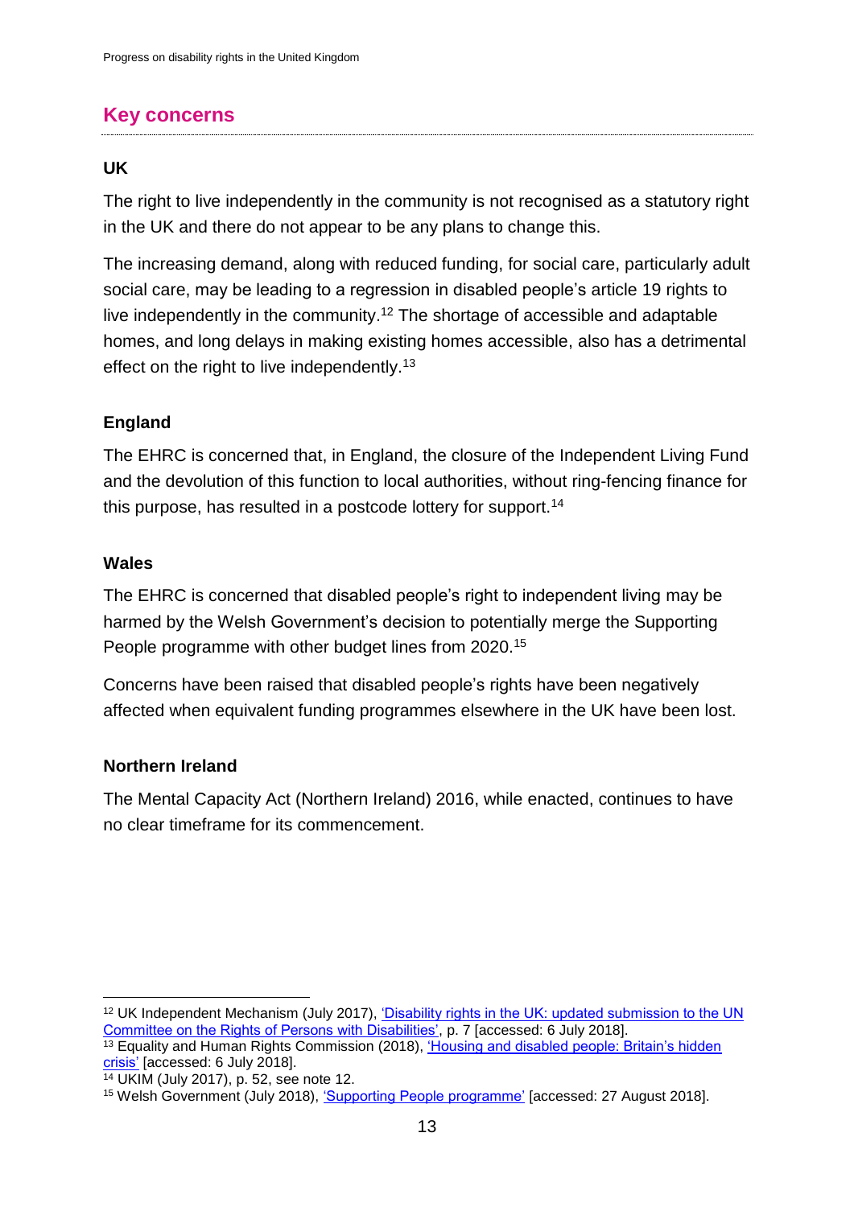## Key concerns

### UK

The right to live independently in the community is not recognised as a statutory right in the UK and there do not appear to be any plans to change this.

The increasing demand, along with reduced funding, for social care, particularly adult social care, may be leading to a regression in disabled people's article 19 rights to live independently in the community.[12] The shortage of accessible and adaptable homes, and long delays in making existing homes accessible, also has a detrimental effect on the right to live independently.[13]

### England

The EHRC is concerned that, in England, the closure of the Independent Living Fund and the devolution of this function to local authorities, without ring-fencing finance for this purpose, has resulted in a postcode lottery for support.[14]

### Wales

The EHRC is concerned that disabled people's right to independent living may be harmed by the Welsh Government's decision to potentially merge the Supporting People programme with other budget lines from 2020.[15]

Concerns have been raised that disabled people's rights have been negatively affected when equivalent funding programmes elsewhere in the UK have been lost.

### Northern Ireland

The Mental Capacity Act (Northern Ireland) 2016, while enacted, continues to have no clear timeframe for its commencement.

---

[12] UK Independent Mechanism (July 2017), 'Disability rights in the UK: updated submission to the UN Committee on the Rights of Persons with Disabilities', p. 7 [accessed: 6 July 2018].

[13] Equality and Human Rights Commission (2018), 'Housing and disabled people: Britain's hidden crisis' [accessed: 6 July 2018].

[14] UKIM (July 2017), p. 52, see note 12.

[15] Welsh Government (July 2018), 'Supporting People programme' [accessed: 27 August 2018].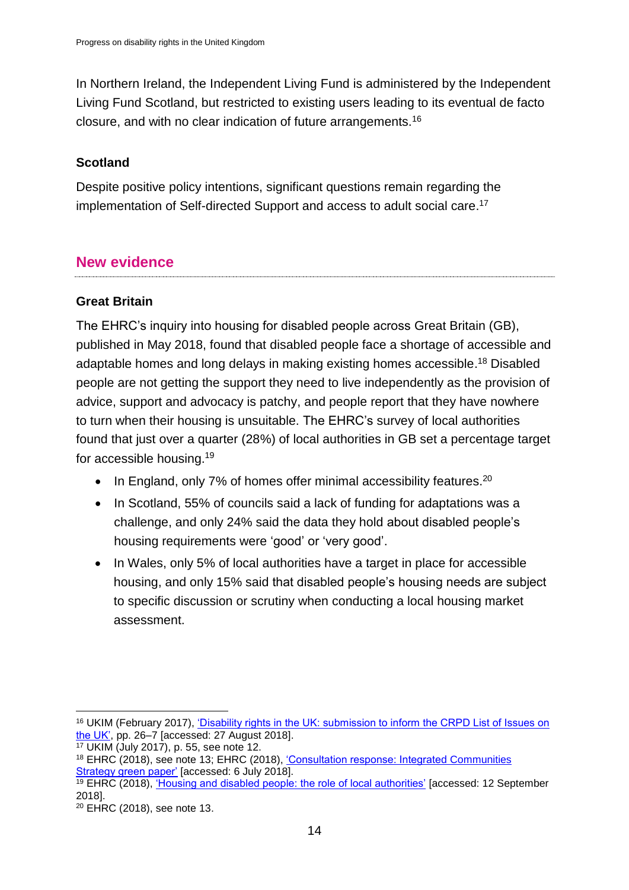In Northern Ireland, the Independent Living Fund is administered by the Independent Living Fund Scotland, but restricted to existing users leading to its eventual de facto closure, and with no clear indication of future arrangements.[16]

**Scotland**

Despite positive policy intentions, significant questions remain regarding the implementation of Self-directed Support and access to adult social care.[17]

## New evidence

**Great Britain**

The EHRC's inquiry into housing for disabled people across Great Britain (GB), published in May 2018, found that disabled people face a shortage of accessible and adaptable homes and long delays in making existing homes accessible.[18] Disabled people are not getting the support they need to live independently as the provision of advice, support and advocacy is patchy, and people report that they have nowhere to turn when their housing is unsuitable. The EHRC's survey of local authorities found that just over a quarter (28%) of local authorities in GB set a percentage target for accessible housing.[19]

- In England, only 7% of homes offer minimal accessibility features.[20]
- In Scotland, 55% of councils said a lack of funding for adaptations was a challenge, and only 24% said the data they hold about disabled people's housing requirements were 'good' or 'very good'.
- In Wales, only 5% of local authorities have a target in place for accessible housing, and only 15% said that disabled people's housing needs are subject to specific discussion or scrutiny when conducting a local housing market assessment.

---

[16] UKIM (February 2017), 'Disability rights in the UK: submission to inform the CRPD List of Issues on the UK', pp. 26–7 [accessed: 27 August 2018].

[17] UKIM (July 2017), p. 55, see note 12.

[18] EHRC (2018), see note 13; EHRC (2018), 'Consultation response: Integrated Communities Strategy green paper' [accessed: 6 July 2018].

[19] EHRC (2018), 'Housing and disabled people: the role of local authorities' [accessed: 12 September 2018].

[20] EHRC (2018), see note 13.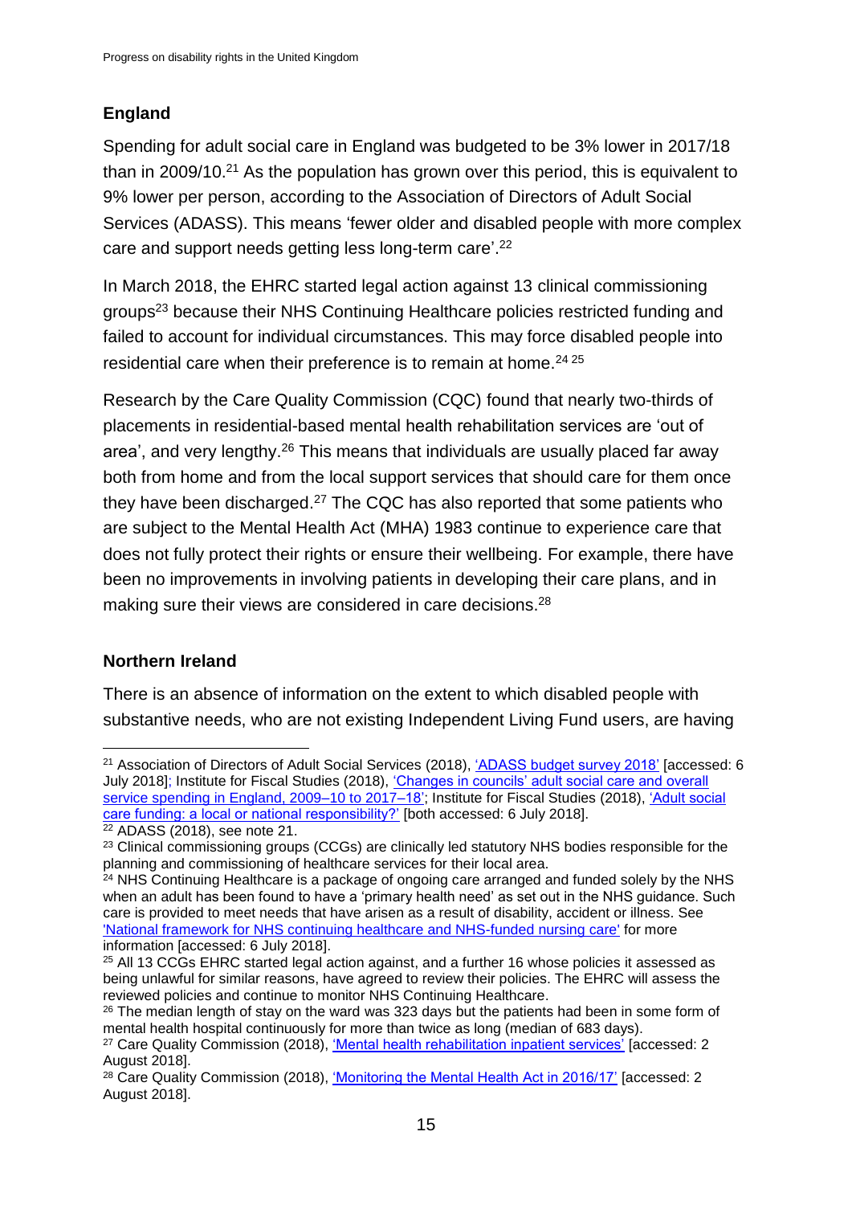## England

Spending for adult social care in England was budgeted to be 3% lower in 2017/18 than in 2009/10.[21] As the population has grown over this period, this is equivalent to 9% lower per person, according to the Association of Directors of Adult Social Services (ADASS). This means 'fewer older and disabled people with more complex care and support needs getting less long-term care'.[22]

In March 2018, the EHRC started legal action against 13 clinical commissioning groups[23] because their NHS Continuing Healthcare policies restricted funding and failed to account for individual circumstances. This may force disabled people into residential care when their preference is to remain at home.[24] [25]

Research by the Care Quality Commission (CQC) found that nearly two-thirds of placements in residential-based mental health rehabilitation services are 'out of area', and very lengthy.[26] This means that individuals are usually placed far away both from home and from the local support services that should care for them once they have been discharged.[27] The CQC has also reported that some patients who are subject to the Mental Health Act (MHA) 1983 continue to experience care that does not fully protect their rights or ensure their wellbeing. For example, there have been no improvements in involving patients in developing their care plans, and in making sure their views are considered in care decisions.[28]

## Northern Ireland

There is an absence of information on the extent to which disabled people with substantive needs, who are not existing Independent Living Fund users, are having

---

[21] Association of Directors of Adult Social Services (2018), 'ADASS budget survey 2018' [accessed: 6 July 2018]; Institute for Fiscal Studies (2018), 'Changes in councils' adult social care and overall service spending in England, 2009–10 to 2017–18'; Institute for Fiscal Studies (2018), 'Adult social care funding: a local or national responsibility?' [both accessed: 6 July 2018].

[22] ADASS (2018), see note 21.

[23] Clinical commissioning groups (CCGs) are clinically led statutory NHS bodies responsible for the planning and commissioning of healthcare services for their local area.

[24] NHS Continuing Healthcare is a package of ongoing care arranged and funded solely by the NHS when an adult has been found to have a 'primary health need' as set out in the NHS guidance. Such care is provided to meet needs that have arisen as a result of disability, accident or illness. See 'National framework for NHS continuing healthcare and NHS-funded nursing care' for more information [accessed: 6 July 2018].

[25] All 13 CCGs EHRC started legal action against, and a further 16 whose policies it assessed as being unlawful for similar reasons, have agreed to review their policies. The EHRC will assess the reviewed policies and continue to monitor NHS Continuing Healthcare.

[26] The median length of stay on the ward was 323 days but the patients had been in some form of mental health hospital continuously for more than twice as long (median of 683 days).

[27] Care Quality Commission (2018), 'Mental health rehabilitation inpatient services' [accessed: 2 August 2018].

[28] Care Quality Commission (2018), 'Monitoring the Mental Health Act in 2016/17' [accessed: 2 August 2018].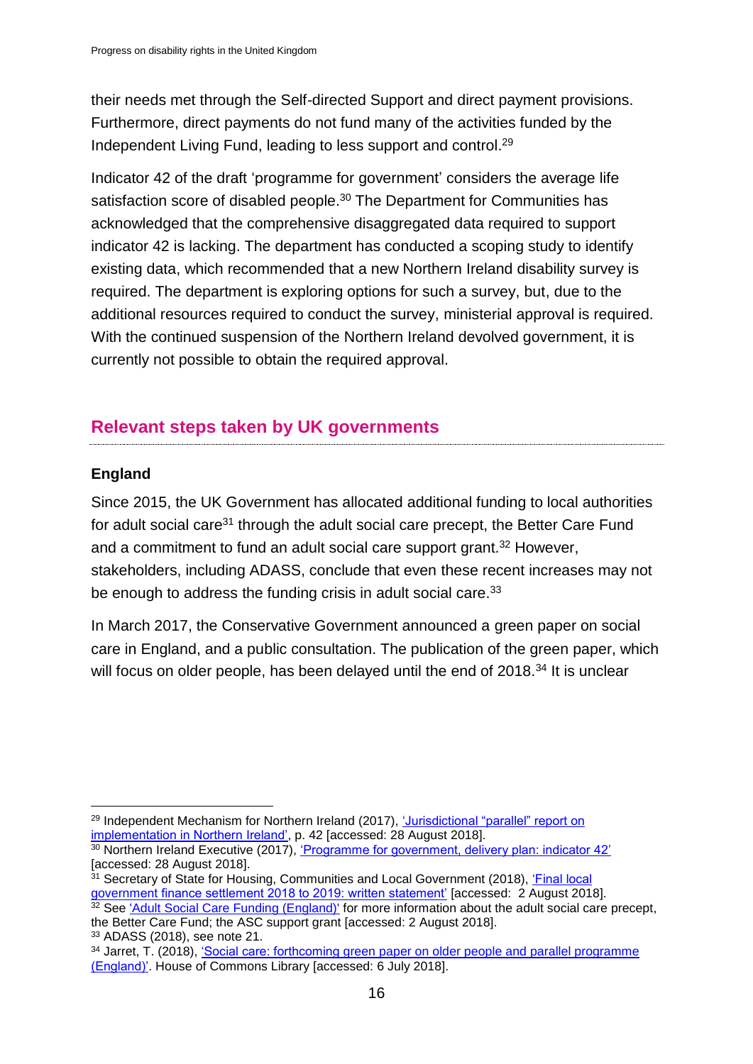their needs met through the Self-directed Support and direct payment provisions. Furthermore, direct payments do not fund many of the activities funded by the Independent Living Fund, leading to less support and control.[29]

Indicator 42 of the draft 'programme for government' considers the average life satisfaction score of disabled people.[30] The Department for Communities has acknowledged that the comprehensive disaggregated data required to support indicator 42 is lacking. The department has conducted a scoping study to identify existing data, which recommended that a new Northern Ireland disability survey is required. The department is exploring options for such a survey, but, due to the additional resources required to conduct the survey, ministerial approval is required. With the continued suspension of the Northern Ireland devolved government, it is currently not possible to obtain the required approval.

## Relevant steps taken by UK governments

### England

Since 2015, the UK Government has allocated additional funding to local authorities for adult social care[31] through the adult social care precept, the Better Care Fund and a commitment to fund an adult social care support grant.[32] However, stakeholders, including ADASS, conclude that even these recent increases may not be enough to address the funding crisis in adult social care.[33]

In March 2017, the Conservative Government announced a green paper on social care in England, and a public consultation. The publication of the green paper, which will focus on older people, has been delayed until the end of 2018.[34] It is unclear

---

[29] Independent Mechanism for Northern Ireland (2017), 'Jurisdictional "parallel" report on implementation in Northern Ireland', p. 42 [accessed: 28 August 2018].

[30] Northern Ireland Executive (2017), 'Programme for government, delivery plan: indicator 42' [accessed: 28 August 2018].

[31] Secretary of State for Housing, Communities and Local Government (2018), 'Final local government finance settlement 2018 to 2019: written statement' [accessed: 2 August 2018].

[32] See 'Adult Social Care Funding (England)' for more information about the adult social care precept, the Better Care Fund; the ASC support grant [accessed: 2 August 2018].

[33] ADASS (2018), see note 21.

[34] Jarret, T. (2018), 'Social care: forthcoming green paper on older people and parallel programme (England)'. House of Commons Library [accessed: 6 July 2018].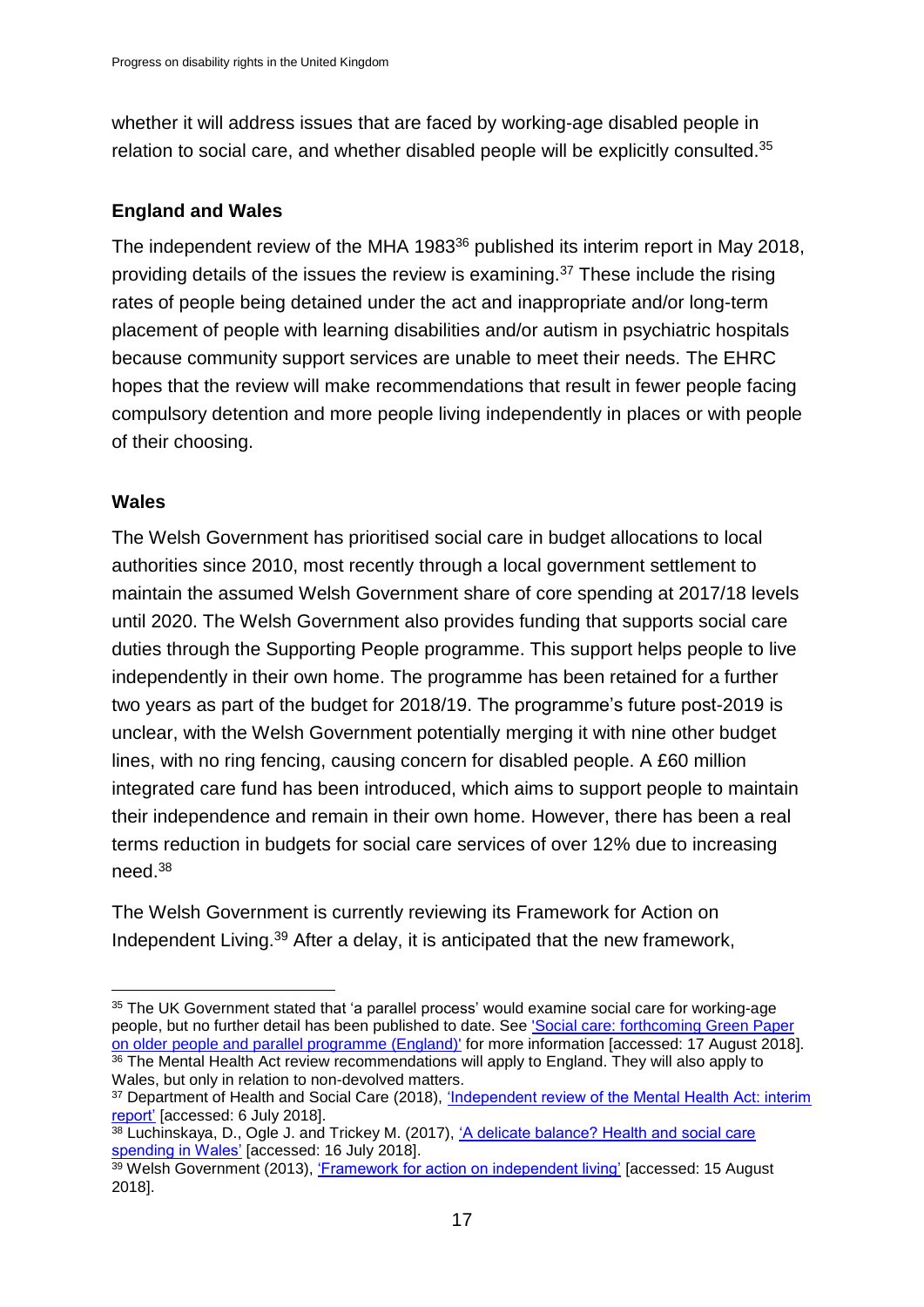whether it will address issues that are faced by working-age disabled people in relation to social care, and whether disabled people will be explicitly consulted.[35]

### England and Wales

The independent review of the MHA 1983[36] published its interim report in May 2018, providing details of the issues the review is examining.[37] These include the rising rates of people being detained under the act and inappropriate and/or long-term placement of people with learning disabilities and/or autism in psychiatric hospitals because community support services are unable to meet their needs. The EHRC hopes that the review will make recommendations that result in fewer people facing compulsory detention and more people living independently in places or with people of their choosing.

### Wales

The Welsh Government has prioritised social care in budget allocations to local authorities since 2010, most recently through a local government settlement to maintain the assumed Welsh Government share of core spending at 2017/18 levels until 2020. The Welsh Government also provides funding that supports social care duties through the Supporting People programme. This support helps people to live independently in their own home. The programme has been retained for a further two years as part of the budget for 2018/19. The programme's future post-2019 is unclear, with the Welsh Government potentially merging it with nine other budget lines, with no ring fencing, causing concern for disabled people. A £60 million integrated care fund has been introduced, which aims to support people to maintain their independence and remain in their own home. However, there has been a real terms reduction in budgets for social care services of over 12% due to increasing need.[38]

The Welsh Government is currently reviewing its Framework for Action on Independent Living.[39] After a delay, it is anticipated that the new framework,

---

[35] The UK Government stated that 'a parallel process' would examine social care for working-age people, but no further detail has been published to date. See 'Social care: forthcoming Green Paper on older people and parallel programme (England)' for more information [accessed: 17 August 2018].

[36] The Mental Health Act review recommendations will apply to England. They will also apply to Wales, but only in relation to non-devolved matters.

[37] Department of Health and Social Care (2018), 'Independent review of the Mental Health Act: interim report' [accessed: 6 July 2018].

[38] Luchinskaya, D., Ogle J. and Trickey M. (2017), 'A delicate balance? Health and social care spending in Wales' [accessed: 16 July 2018].

[39] Welsh Government (2013), 'Framework for action on independent living' [accessed: 15 August 2018].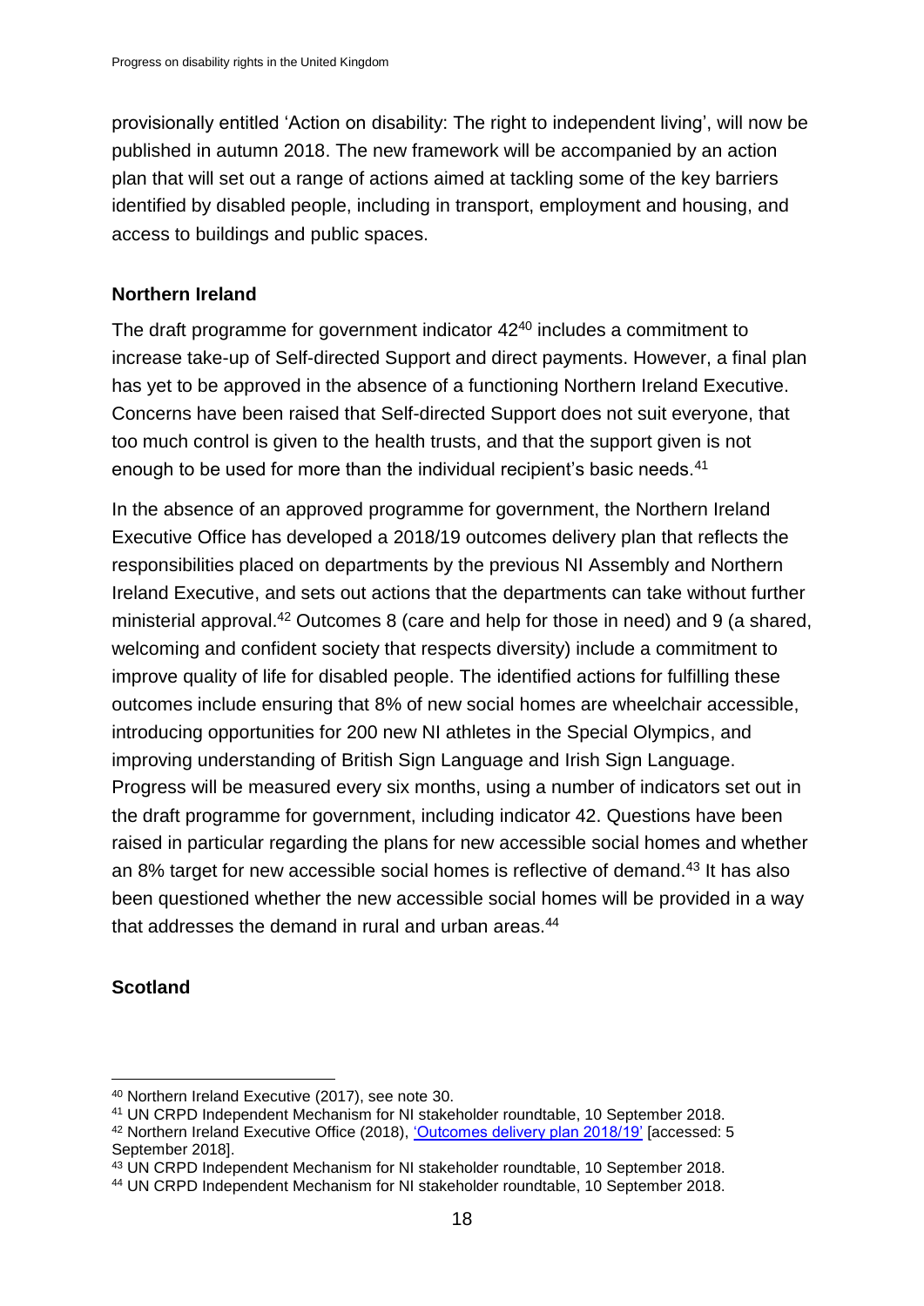provisionally entitled 'Action on disability: The right to independent living', will now be published in autumn 2018. The new framework will be accompanied by an action plan that will set out a range of actions aimed at tackling some of the key barriers identified by disabled people, including in transport, employment and housing, and access to buildings and public spaces.

### Northern Ireland

The draft programme for government indicator 42[40] includes a commitment to increase take-up of Self-directed Support and direct payments. However, a final plan has yet to be approved in the absence of a functioning Northern Ireland Executive. Concerns have been raised that Self-directed Support does not suit everyone, that too much control is given to the health trusts, and that the support given is not enough to be used for more than the individual recipient's basic needs.[41]

In the absence of an approved programme for government, the Northern Ireland Executive Office has developed a 2018/19 outcomes delivery plan that reflects the responsibilities placed on departments by the previous NI Assembly and Northern Ireland Executive, and sets out actions that the departments can take without further ministerial approval.[42] Outcomes 8 (care and help for those in need) and 9 (a shared, welcoming and confident society that respects diversity) include a commitment to improve quality of life for disabled people. The identified actions for fulfilling these outcomes include ensuring that 8% of new social homes are wheelchair accessible, introducing opportunities for 200 new NI athletes in the Special Olympics, and improving understanding of British Sign Language and Irish Sign Language. Progress will be measured every six months, using a number of indicators set out in the draft programme for government, including indicator 42. Questions have been raised in particular regarding the plans for new accessible social homes and whether an 8% target for new accessible social homes is reflective of demand.[43] It has also been questioned whether the new accessible social homes will be provided in a way that addresses the demand in rural and urban areas.[44]

### Scotland

---

[40] Northern Ireland Executive (2017), see note 30.

[41] UN CRPD Independent Mechanism for NI stakeholder roundtable, 10 September 2018.

[42] Northern Ireland Executive Office (2018), 'Outcomes delivery plan 2018/19' [accessed: 5 September 2018].

[43] UN CRPD Independent Mechanism for NI stakeholder roundtable, 10 September 2018.

[44] UN CRPD Independent Mechanism for NI stakeholder roundtable, 10 September 2018.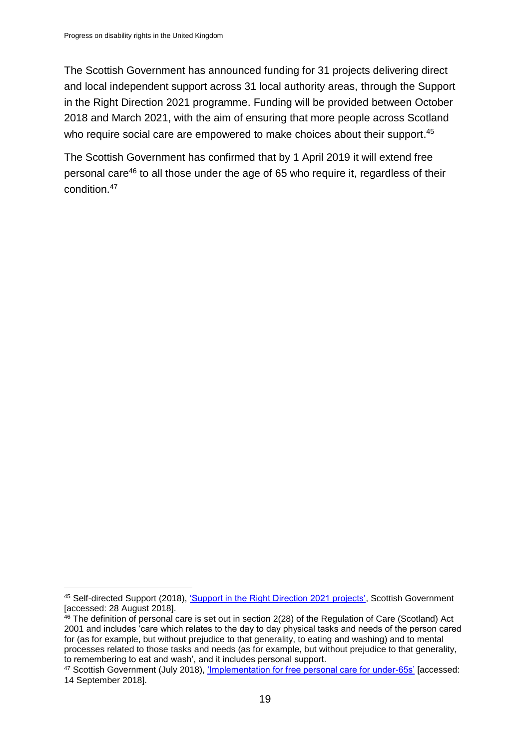The Scottish Government has announced funding for 31 projects delivering direct and local independent support across 31 local authority areas, through the Support in the Right Direction 2021 programme. Funding will be provided between October 2018 and March 2021, with the aim of ensuring that more people across Scotland who require social care are empowered to make choices about their support.[45]

The Scottish Government has confirmed that by 1 April 2019 it will extend free personal care[46] to all those under the age of 65 who require it, regardless of their condition.[47]

---

[45] Self-directed Support (2018), 'Support in the Right Direction 2021 projects', Scottish Government [accessed: 28 August 2018].

[46] The definition of personal care is set out in section 2(28) of the Regulation of Care (Scotland) Act 2001 and includes 'care which relates to the day to day physical tasks and needs of the person cared for (as for example, but without prejudice to that generality, to eating and washing) and to mental processes related to those tasks and needs (as for example, but without prejudice to that generality, to remembering to eat and wash', and it includes personal support.

[47] Scottish Government (July 2018), 'Implementation for free personal care for under-65s' [accessed: 14 September 2018].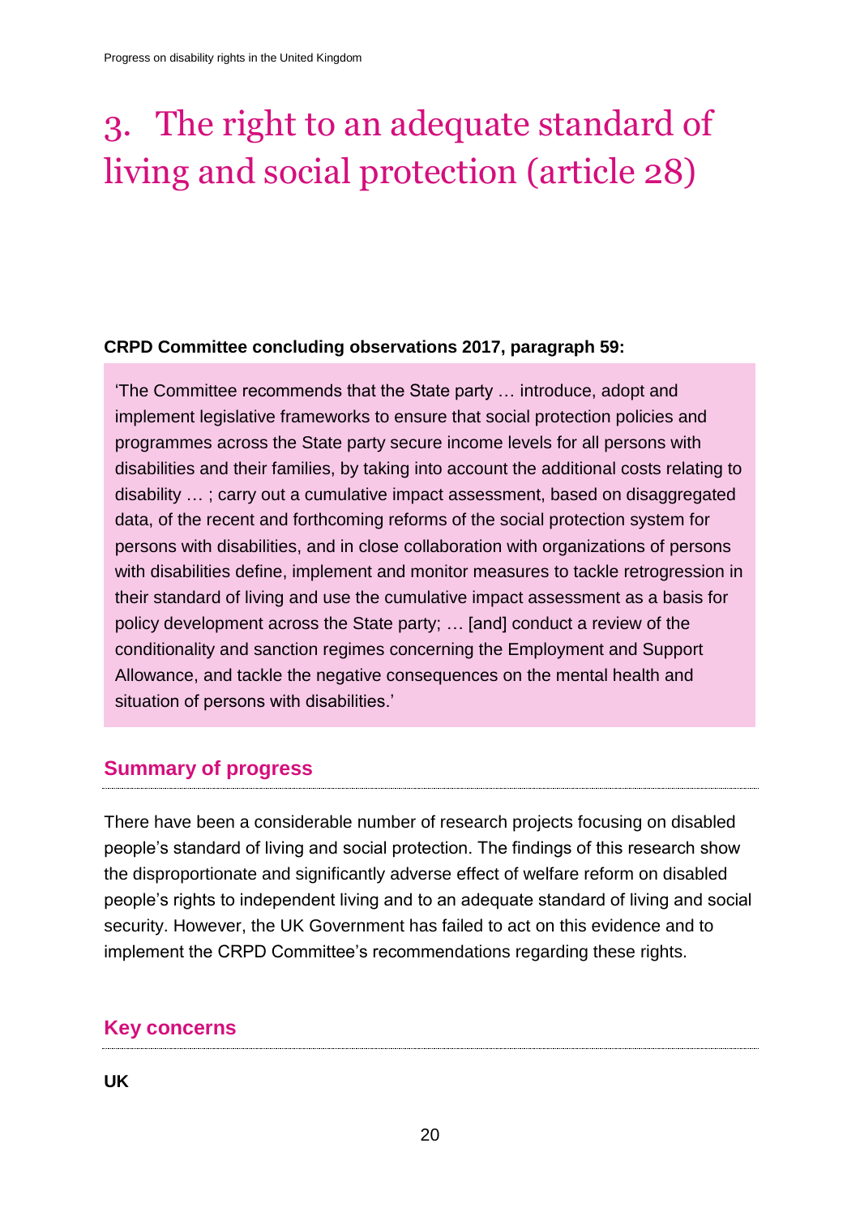# 3. The right to an adequate standard of living and social protection (article 28)

**CRPD Committee concluding observations 2017, paragraph 59:**

> 'The Committee recommends that the State party … introduce, adopt and implement legislative frameworks to ensure that social protection policies and programmes across the State party secure income levels for all persons with disabilities and their families, by taking into account the additional costs relating to disability … ; carry out a cumulative impact assessment, based on disaggregated data, of the recent and forthcoming reforms of the social protection system for persons with disabilities, and in close collaboration with organizations of persons with disabilities define, implement and monitor measures to tackle retrogression in their standard of living and use the cumulative impact assessment as a basis for policy development across the State party; … [and] conduct a review of the conditionality and sanction regimes concerning the Employment and Support Allowance, and tackle the negative consequences on the mental health and situation of persons with disabilities.'

## Summary of progress

There have been a considerable number of research projects focusing on disabled people's standard of living and social protection. The findings of this research show the disproportionate and significantly adverse effect of welfare reform on disabled people's rights to independent living and to an adequate standard of living and social security. However, the UK Government has failed to act on this evidence and to implement the CRPD Committee's recommendations regarding these rights.

## Key concerns

**UK**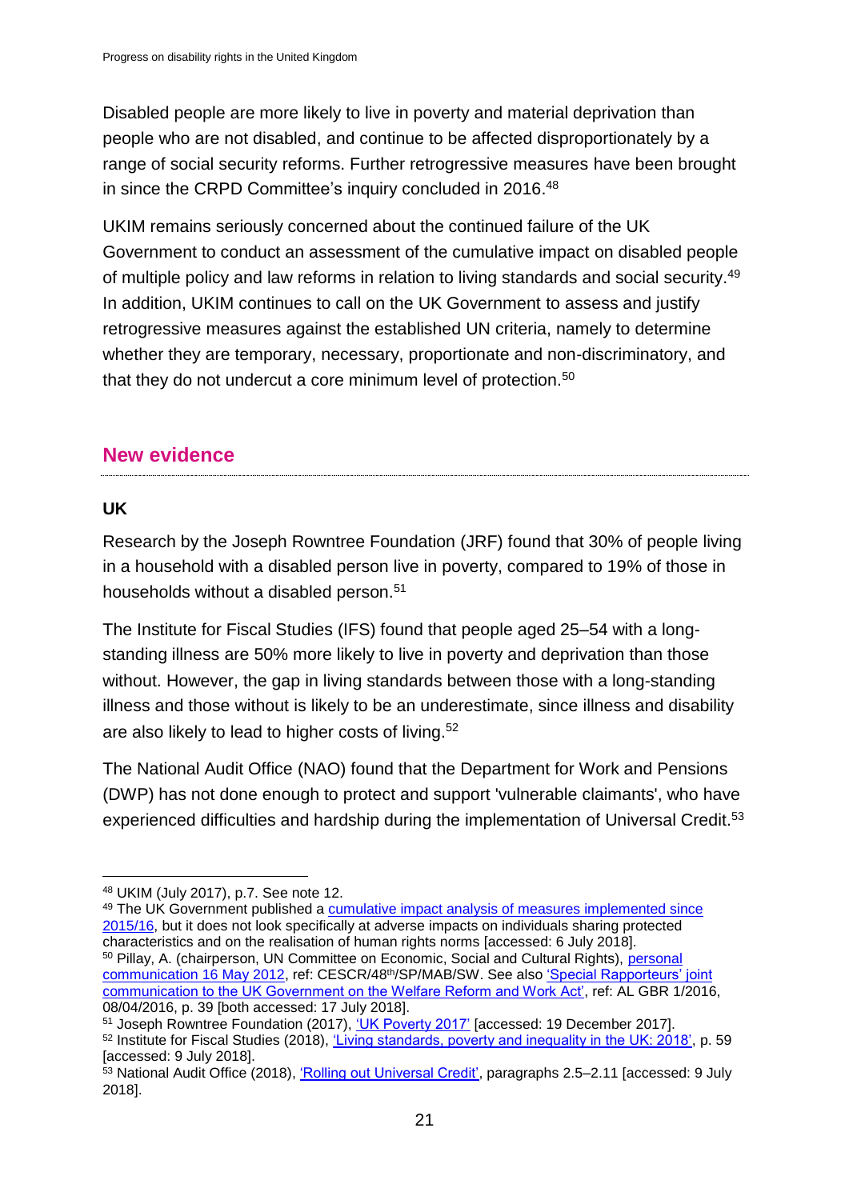Disabled people are more likely to live in poverty and material deprivation than people who are not disabled, and continue to be affected disproportionately by a range of social security reforms. Further retrogressive measures have been brought in since the CRPD Committee's inquiry concluded in 2016.[48]

UKIM remains seriously concerned about the continued failure of the UK Government to conduct an assessment of the cumulative impact on disabled people of multiple policy and law reforms in relation to living standards and social security.[49] In addition, UKIM continues to call on the UK Government to assess and justify retrogressive measures against the established UN criteria, namely to determine whether they are temporary, necessary, proportionate and non-discriminatory, and that they do not undercut a core minimum level of protection.[50]

## New evidence

### UK

Research by the Joseph Rowntree Foundation (JRF) found that 30% of people living in a household with a disabled person live in poverty, compared to 19% of those in households without a disabled person.[51]

The Institute for Fiscal Studies (IFS) found that people aged 25–54 with a long-standing illness are 50% more likely to live in poverty and deprivation than those without. However, the gap in living standards between those with a long-standing illness and those without is likely to be an underestimate, since illness and disability are also likely to lead to higher costs of living.[52]

The National Audit Office (NAO) found that the Department for Work and Pensions (DWP) has not done enough to protect and support 'vulnerable claimants', who have experienced difficulties and hardship during the implementation of Universal Credit.[53]

---

[48] UKIM (July 2017), p.7. See note 12.

[49] The UK Government published a cumulative impact analysis of measures implemented since 2015/16, but it does not look specifically at adverse impacts on individuals sharing protected characteristics and on the realisation of human rights norms [accessed: 6 July 2018].

[50] Pillay, A. (chairperson, UN Committee on Economic, Social and Cultural Rights), personal communication 16 May 2012, ref: CESCR/48th/SP/MAB/SW. See also 'Special Rapporteurs' joint communication to the UK Government on the Welfare Reform and Work Act', ref: AL GBR 1/2016, 08/04/2016, p. 39 [both accessed: 17 July 2018].

[51] Joseph Rowntree Foundation (2017), 'UK Poverty 2017' [accessed: 19 December 2017].

[52] Institute for Fiscal Studies (2018), 'Living standards, poverty and inequality in the UK: 2018', p. 59 [accessed: 9 July 2018].

[53] National Audit Office (2018), 'Rolling out Universal Credit', paragraphs 2.5–2.11 [accessed: 9 July 2018].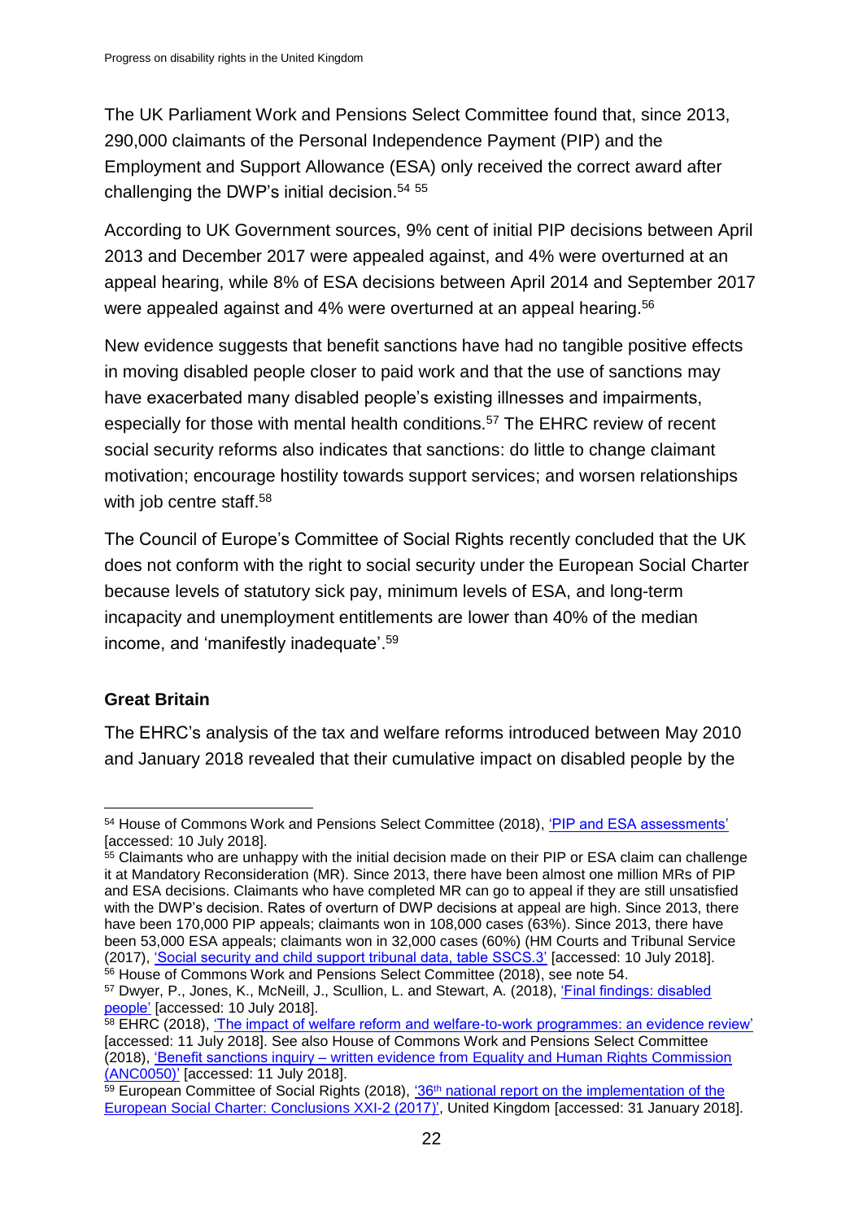The UK Parliament Work and Pensions Select Committee found that, since 2013, 290,000 claimants of the Personal Independence Payment (PIP) and the Employment and Support Allowance (ESA) only received the correct award after challenging the DWP's initial decision.[54] [55]

According to UK Government sources, 9% cent of initial PIP decisions between April 2013 and December 2017 were appealed against, and 4% were overturned at an appeal hearing, while 8% of ESA decisions between April 2014 and September 2017 were appealed against and 4% were overturned at an appeal hearing.[56]

New evidence suggests that benefit sanctions have had no tangible positive effects in moving disabled people closer to paid work and that the use of sanctions may have exacerbated many disabled people's existing illnesses and impairments, especially for those with mental health conditions.[57] The EHRC review of recent social security reforms also indicates that sanctions: do little to change claimant motivation; encourage hostility towards support services; and worsen relationships with job centre staff.[58]

The Council of Europe's Committee of Social Rights recently concluded that the UK does not conform with the right to social security under the European Social Charter because levels of statutory sick pay, minimum levels of ESA, and long-term incapacity and unemployment entitlements are lower than 40% of the median income, and 'manifestly inadequate'.[59]

**Great Britain**

The EHRC's analysis of the tax and welfare reforms introduced between May 2010 and January 2018 revealed that their cumulative impact on disabled people by the

---

[54] House of Commons Work and Pensions Select Committee (2018), 'PIP and ESA assessments' [accessed: 10 July 2018].

[55] Claimants who are unhappy with the initial decision made on their PIP or ESA claim can challenge it at Mandatory Reconsideration (MR). Since 2013, there have been almost one million MRs of PIP and ESA decisions. Claimants who have completed MR can go to appeal if they are still unsatisfied with the DWP's decision. Rates of overturn of DWP decisions at appeal are high. Since 2013, there have been 170,000 PIP appeals; claimants won in 108,000 cases (63%). Since 2013, there have been 53,000 ESA appeals; claimants won in 32,000 cases (60%) (HM Courts and Tribunal Service (2017), 'Social security and child support tribunal data, table SSCS.3' [accessed: 10 July 2018].

[56] House of Commons Work and Pensions Select Committee (2018), see note 54.

[57] Dwyer, P., Jones, K., McNeill, J., Scullion, L. and Stewart, A. (2018), 'Final findings: disabled people' [accessed: 10 July 2018].

[58] EHRC (2018), 'The impact of welfare reform and welfare-to-work programmes: an evidence review' [accessed: 11 July 2018]. See also House of Commons Work and Pensions Select Committee (2018), 'Benefit sanctions inquiry – written evidence from Equality and Human Rights Commission (ANC0050)' [accessed: 11 July 2018].

[59] European Committee of Social Rights (2018), '36th national report on the implementation of the European Social Charter: Conclusions XXI-2 (2017)', United Kingdom [accessed: 31 January 2018].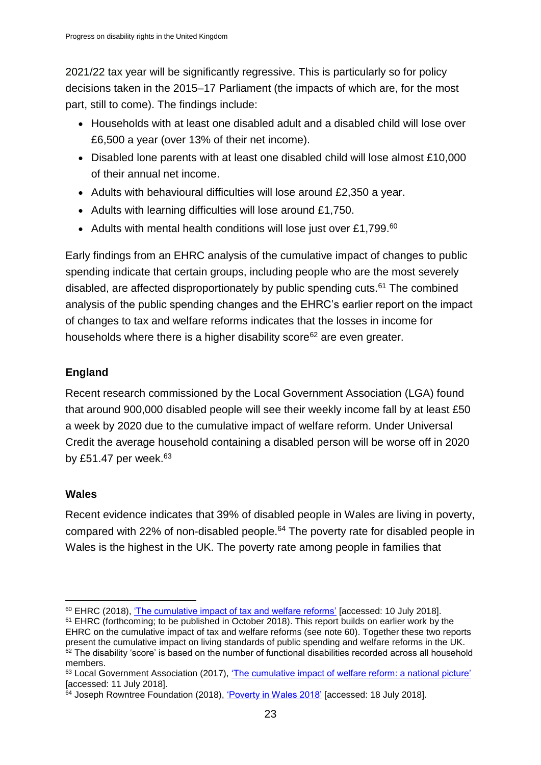2021/22 tax year will be significantly regressive. This is particularly so for policy decisions taken in the 2015–17 Parliament (the impacts of which are, for the most part, still to come). The findings include:

- Households with at least one disabled adult and a disabled child will lose over £6,500 a year (over 13% of their net income).
- Disabled lone parents with at least one disabled child will lose almost £10,000 of their annual net income.
- Adults with behavioural difficulties will lose around £2,350 a year.
- Adults with learning difficulties will lose around £1,750.
- Adults with mental health conditions will lose just over £1,799.[60]

Early findings from an EHRC analysis of the cumulative impact of changes to public spending indicate that certain groups, including people who are the most severely disabled, are affected disproportionately by public spending cuts.[61] The combined analysis of the public spending changes and the EHRC's earlier report on the impact of changes to tax and welfare reforms indicates that the losses in income for households where there is a higher disability score[62] are even greater.

### England

Recent research commissioned by the Local Government Association (LGA) found that around 900,000 disabled people will see their weekly income fall by at least £50 a week by 2020 due to the cumulative impact of welfare reform. Under Universal Credit the average household containing a disabled person will be worse off in 2020 by £51.47 per week.[63]

### Wales

Recent evidence indicates that 39% of disabled people in Wales are living in poverty, compared with 22% of non-disabled people.[64] The poverty rate for disabled people in Wales is the highest in the UK. The poverty rate among people in families that

---

[60] EHRC (2018), 'The cumulative impact of tax and welfare reforms' [accessed: 10 July 2018].

[61] EHRC (forthcoming; to be published in October 2018). This report builds on earlier work by the EHRC on the cumulative impact of tax and welfare reforms (see note 60). Together these two reports present the cumulative impact on living standards of public spending and welfare reforms in the UK.

[62] The disability 'score' is based on the number of functional disabilities recorded across all household members.

[63] Local Government Association (2017), 'The cumulative impact of welfare reform: a national picture' [accessed: 11 July 2018].

[64] Joseph Rowntree Foundation (2018), 'Poverty in Wales 2018' [accessed: 18 July 2018].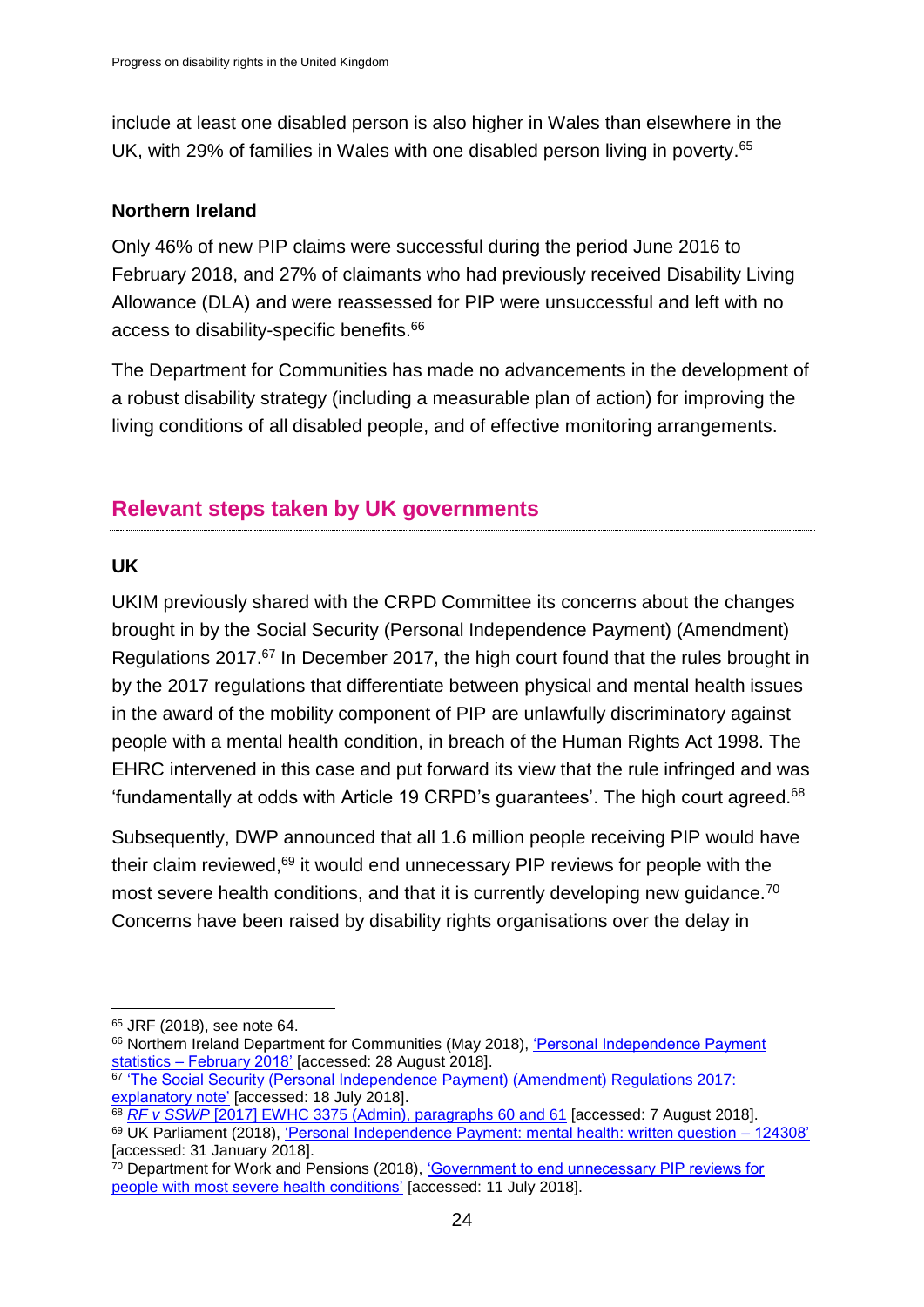include at least one disabled person is also higher in Wales than elsewhere in the UK, with 29% of families in Wales with one disabled person living in poverty.[65]

**Northern Ireland**

Only 46% of new PIP claims were successful during the period June 2016 to February 2018, and 27% of claimants who had previously received Disability Living Allowance (DLA) and were reassessed for PIP were unsuccessful and left with no access to disability-specific benefits.[66]

The Department for Communities has made no advancements in the development of a robust disability strategy (including a measurable plan of action) for improving the living conditions of all disabled people, and of effective monitoring arrangements.

## Relevant steps taken by UK governments

**UK**

UKIM previously shared with the CRPD Committee its concerns about the changes brought in by the Social Security (Personal Independence Payment) (Amendment) Regulations 2017.[67] In December 2017, the high court found that the rules brought in by the 2017 regulations that differentiate between physical and mental health issues in the award of the mobility component of PIP are unlawfully discriminatory against people with a mental health condition, in breach of the Human Rights Act 1998. The EHRC intervened in this case and put forward its view that the rule infringed and was 'fundamentally at odds with Article 19 CRPD's guarantees'. The high court agreed.[68]

Subsequently, DWP announced that all 1.6 million people receiving PIP would have their claim reviewed,[69] it would end unnecessary PIP reviews for people with the most severe health conditions, and that it is currently developing new guidance.[70] Concerns have been raised by disability rights organisations over the delay in

---

[65] JRF (2018), see note 64.

[66] Northern Ireland Department for Communities (May 2018), 'Personal Independence Payment statistics – February 2018' [accessed: 28 August 2018].

[67] 'The Social Security (Personal Independence Payment) (Amendment) Regulations 2017: explanatory note' [accessed: 18 July 2018].

[68] *RF v SSWP* [2017] EWHC 3375 (Admin), paragraphs 60 and 61 [accessed: 7 August 2018].

[69] UK Parliament (2018), 'Personal Independence Payment: mental health: written question – 124308' [accessed: 31 January 2018].

[70] Department for Work and Pensions (2018), 'Government to end unnecessary PIP reviews for people with most severe health conditions' [accessed: 11 July 2018].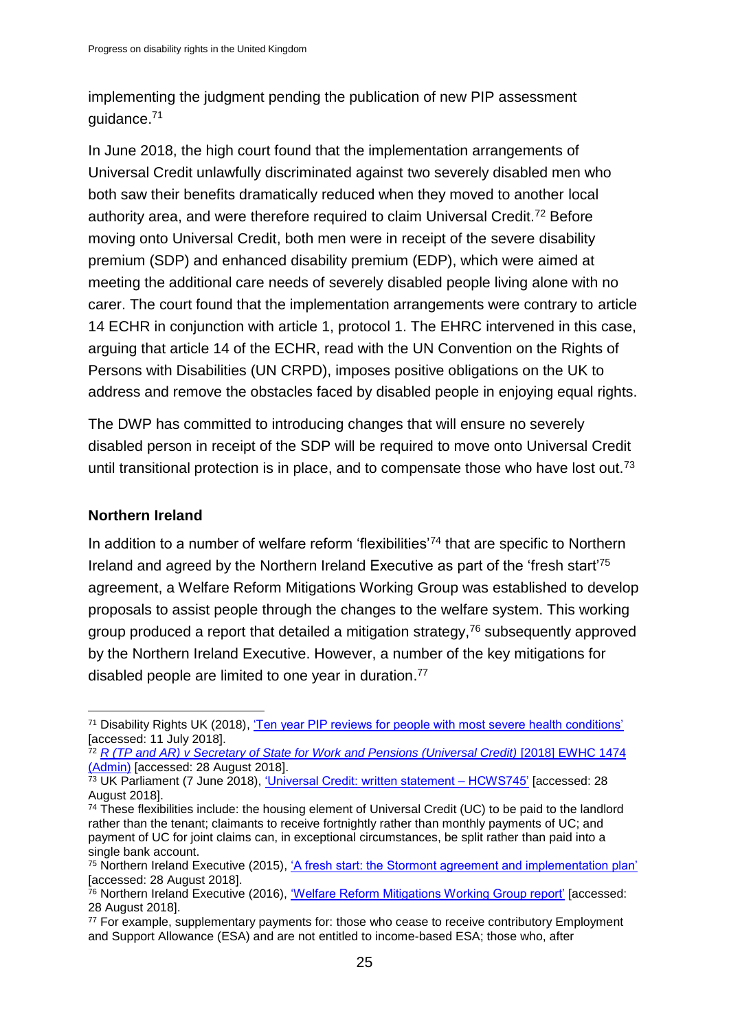implementing the judgment pending the publication of new PIP assessment guidance.[71]

In June 2018, the high court found that the implementation arrangements of Universal Credit unlawfully discriminated against two severely disabled men who both saw their benefits dramatically reduced when they moved to another local authority area, and were therefore required to claim Universal Credit.[72] Before moving onto Universal Credit, both men were in receipt of the severe disability premium (SDP) and enhanced disability premium (EDP), which were aimed at meeting the additional care needs of severely disabled people living alone with no carer. The court found that the implementation arrangements were contrary to article 14 ECHR in conjunction with article 1, protocol 1. The EHRC intervened in this case, arguing that article 14 of the ECHR, read with the UN Convention on the Rights of Persons with Disabilities (UN CRPD), imposes positive obligations on the UK to address and remove the obstacles faced by disabled people in enjoying equal rights.

The DWP has committed to introducing changes that will ensure no severely disabled person in receipt of the SDP will be required to move onto Universal Credit until transitional protection is in place, and to compensate those who have lost out.[73]

### Northern Ireland

In addition to a number of welfare reform 'flexibilities'[74] that are specific to Northern Ireland and agreed by the Northern Ireland Executive as part of the 'fresh start'[75] agreement, a Welfare Reform Mitigations Working Group was established to develop proposals to assist people through the changes to the welfare system. This working group produced a report that detailed a mitigation strategy,[76] subsequently approved by the Northern Ireland Executive. However, a number of the key mitigations for disabled people are limited to one year in duration.[77]

---

[71] Disability Rights UK (2018), 'Ten year PIP reviews for people with most severe health conditions' [accessed: 11 July 2018].

[72] *R (TP and AR) v Secretary of State for Work and Pensions (Universal Credit)* [2018] EWHC 1474 (Admin) [accessed: 28 August 2018].

[73] UK Parliament (7 June 2018), 'Universal Credit: written statement – HCWS745' [accessed: 28 August 2018].

[74] These flexibilities include: the housing element of Universal Credit (UC) to be paid to the landlord rather than the tenant; claimants to receive fortnightly rather than monthly payments of UC; and payment of UC for joint claims can, in exceptional circumstances, be split rather than paid into a single bank account.

[75] Northern Ireland Executive (2015), 'A fresh start: the Stormont agreement and implementation plan' [accessed: 28 August 2018].

[76] Northern Ireland Executive (2016), 'Welfare Reform Mitigations Working Group report' [accessed: 28 August 2018].

[77] For example, supplementary payments for: those who cease to receive contributory Employment and Support Allowance (ESA) and are not entitled to income-based ESA; those who, after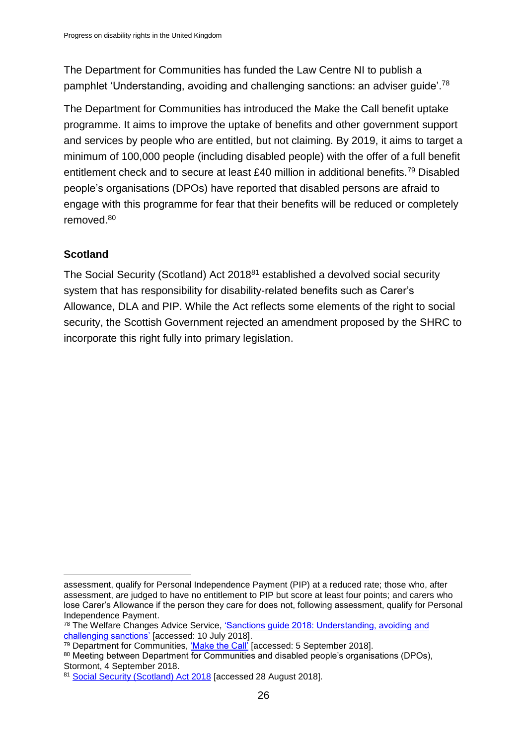The Department for Communities has funded the Law Centre NI to publish a pamphlet 'Understanding, avoiding and challenging sanctions: an adviser guide'.[78]

The Department for Communities has introduced the Make the Call benefit uptake programme. It aims to improve the uptake of benefits and other government support and services by people who are entitled, but not claiming. By 2019, it aims to target a minimum of 100,000 people (including disabled people) with the offer of a full benefit entitlement check and to secure at least £40 million in additional benefits.[79] Disabled people's organisations (DPOs) have reported that disabled persons are afraid to engage with this programme for fear that their benefits will be reduced or completely removed.[80]

### Scotland

The Social Security (Scotland) Act 2018[81] established a devolved social security system that has responsibility for disability-related benefits such as Carer's Allowance, DLA and PIP. While the Act reflects some elements of the right to social security, the Scottish Government rejected an amendment proposed by the SHRC to incorporate this right fully into primary legislation.

---

assessment, qualify for Personal Independence Payment (PIP) at a reduced rate; those who, after assessment, are judged to have no entitlement to PIP but score at least four points; and carers who lose Carer's Allowance if the person they care for does not, following assessment, qualify for Personal Independence Payment.

[78] The Welfare Changes Advice Service, 'Sanctions guide 2018: Understanding, avoiding and challenging sanctions' [accessed: 10 July 2018].

[79] Department for Communities, 'Make the Call' [accessed: 5 September 2018].

[80] Meeting between Department for Communities and disabled people's organisations (DPOs), Stormont, 4 September 2018.

[81] Social Security (Scotland) Act 2018 [accessed 28 August 2018].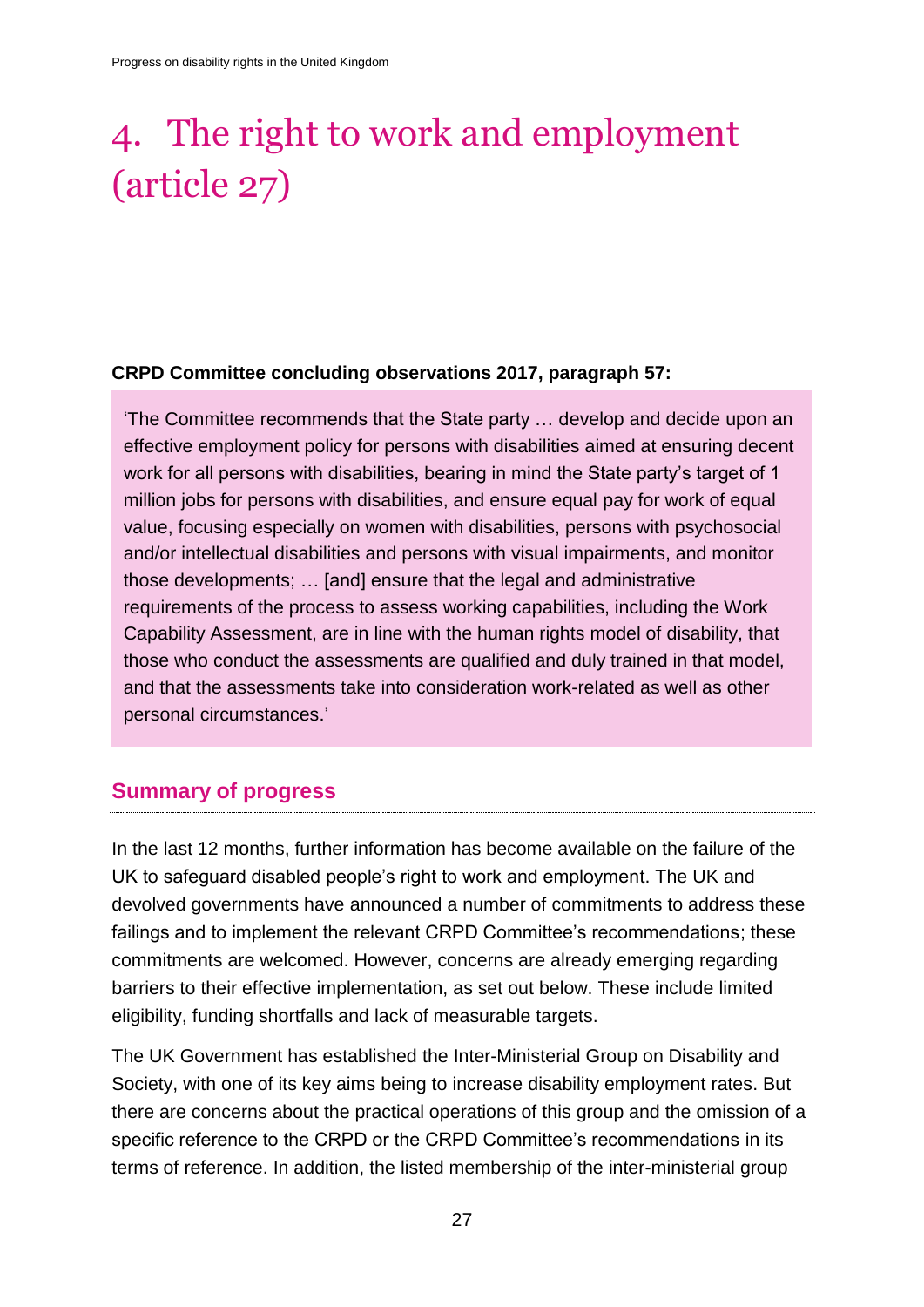# 4. The right to work and employment (article 27)

**CRPD Committee concluding observations 2017, paragraph 57:**

> 'The Committee recommends that the State party … develop and decide upon an effective employment policy for persons with disabilities aimed at ensuring decent work for all persons with disabilities, bearing in mind the State party's target of 1 million jobs for persons with disabilities, and ensure equal pay for work of equal value, focusing especially on women with disabilities, persons with psychosocial and/or intellectual disabilities and persons with visual impairments, and monitor those developments; … [and] ensure that the legal and administrative requirements of the process to assess working capabilities, including the Work Capability Assessment, are in line with the human rights model of disability, that those who conduct the assessments are qualified and duly trained in that model, and that the assessments take into consideration work-related as well as other personal circumstances.'

## Summary of progress

In the last 12 months, further information has become available on the failure of the UK to safeguard disabled people's right to work and employment. The UK and devolved governments have announced a number of commitments to address these failings and to implement the relevant CRPD Committee's recommendations; these commitments are welcomed. However, concerns are already emerging regarding barriers to their effective implementation, as set out below. These include limited eligibility, funding shortfalls and lack of measurable targets.

The UK Government has established the Inter-Ministerial Group on Disability and Society, with one of its key aims being to increase disability employment rates. But there are concerns about the practical operations of this group and the omission of a specific reference to the CRPD or the CRPD Committee's recommendations in its terms of reference. In addition, the listed membership of the inter-ministerial group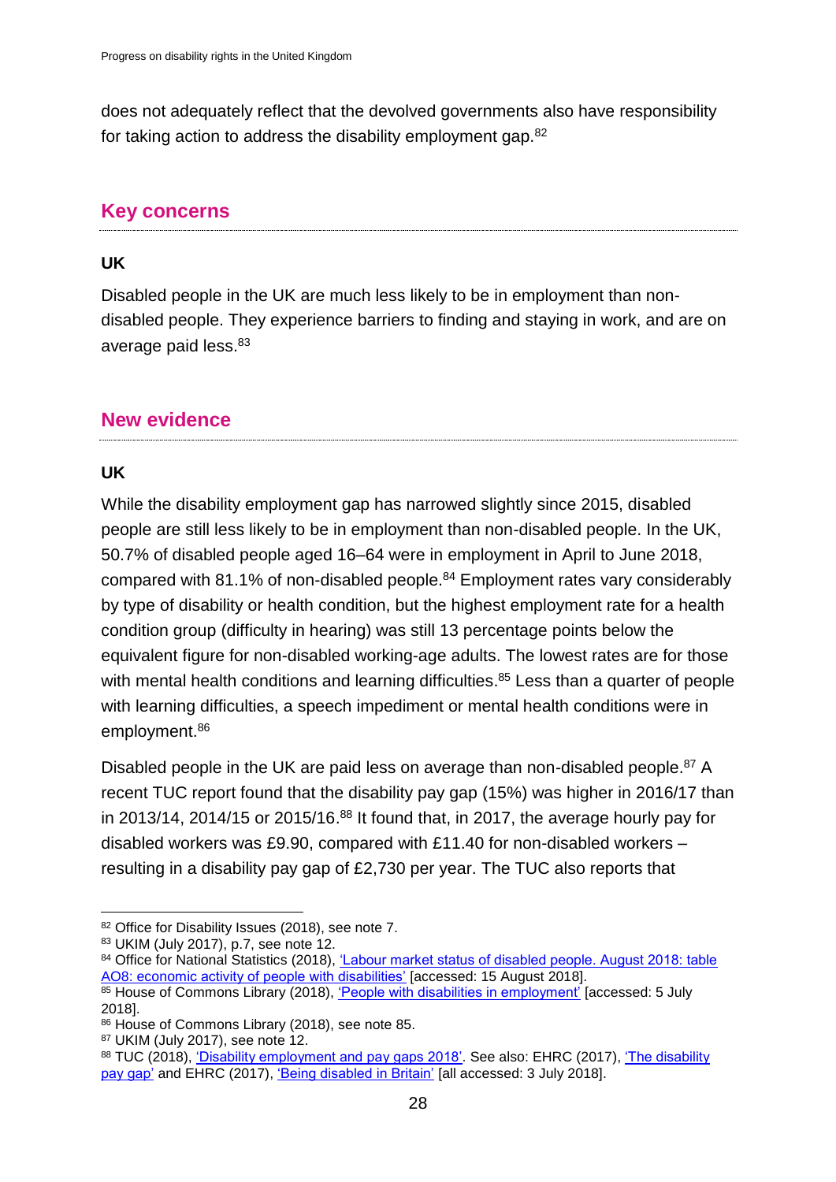does not adequately reflect that the devolved governments also have responsibility for taking action to address the disability employment gap.[82]

## Key concerns

### UK

Disabled people in the UK are much less likely to be in employment than non-disabled people. They experience barriers to finding and staying in work, and are on average paid less.[83]

## New evidence

### UK

While the disability employment gap has narrowed slightly since 2015, disabled people are still less likely to be in employment than non-disabled people. In the UK, 50.7% of disabled people aged 16–64 were in employment in April to June 2018, compared with 81.1% of non-disabled people.[84] Employment rates vary considerably by type of disability or health condition, but the highest employment rate for a health condition group (difficulty in hearing) was still 13 percentage points below the equivalent figure for non-disabled working-age adults. The lowest rates are for those with mental health conditions and learning difficulties.[85] Less than a quarter of people with learning difficulties, a speech impediment or mental health conditions were in employment.[86]

Disabled people in the UK are paid less on average than non-disabled people.[87] A recent TUC report found that the disability pay gap (15%) was higher in 2016/17 than in 2013/14, 2014/15 or 2015/16.[88] It found that, in 2017, the average hourly pay for disabled workers was £9.90, compared with £11.40 for non-disabled workers – resulting in a disability pay gap of £2,730 per year. The TUC also reports that

---

[82] Office for Disability Issues (2018), see note 7.

[83] UKIM (July 2017), p.7, see note 12.

[84] Office for National Statistics (2018), 'Labour market status of disabled people. August 2018: table AO8: economic activity of people with disabilities' [accessed: 15 August 2018].

[85] House of Commons Library (2018), 'People with disabilities in employment' [accessed: 5 July 2018].

[86] House of Commons Library (2018), see note 85.

[87] UKIM (July 2017), see note 12.

[88] TUC (2018), 'Disability employment and pay gaps 2018'. See also: EHRC (2017), 'The disability pay gap' and EHRC (2017), 'Being disabled in Britain' [all accessed: 3 July 2018].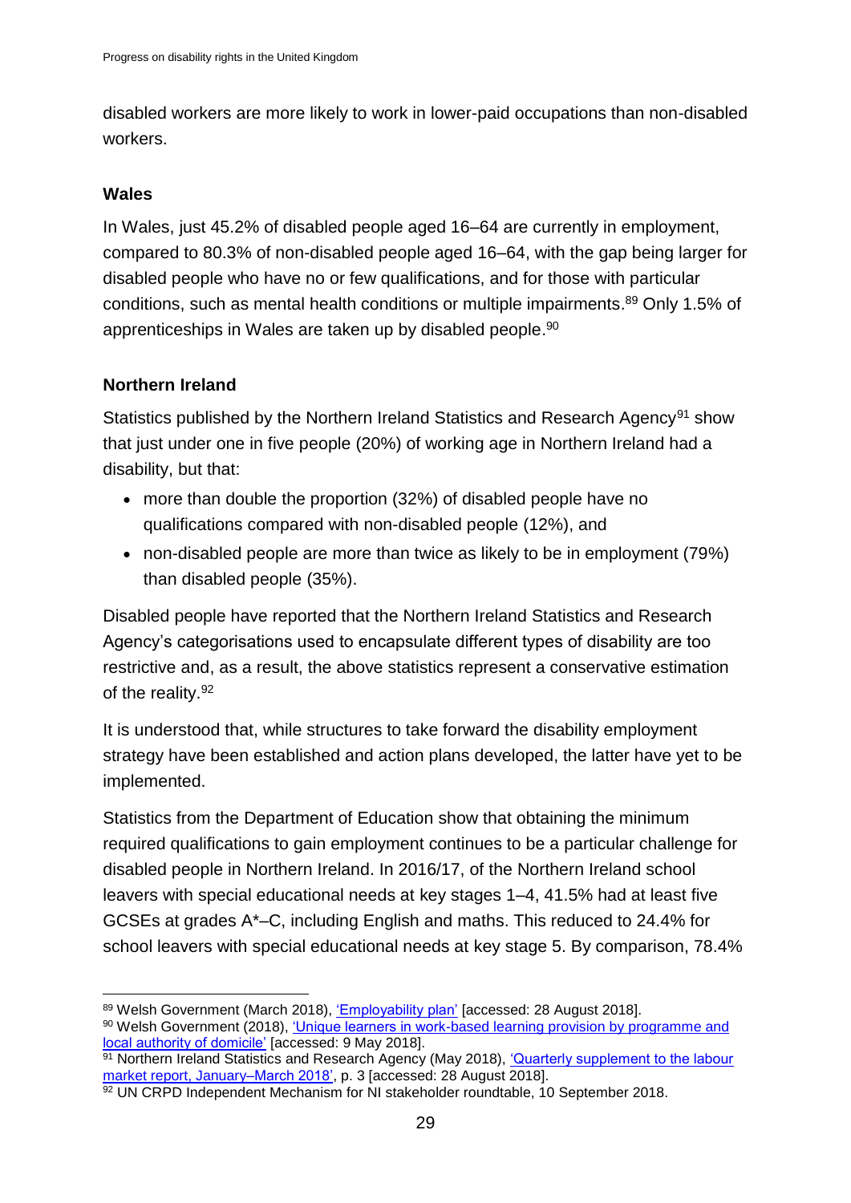disabled workers are more likely to work in lower-paid occupations than non-disabled workers.

### Wales

In Wales, just 45.2% of disabled people aged 16–64 are currently in employment, compared to 80.3% of non-disabled people aged 16–64, with the gap being larger for disabled people who have no or few qualifications, and for those with particular conditions, such as mental health conditions or multiple impairments.[89] Only 1.5% of apprenticeships in Wales are taken up by disabled people.[90]

### Northern Ireland

Statistics published by the Northern Ireland Statistics and Research Agency[91] show that just under one in five people (20%) of working age in Northern Ireland had a disability, but that:

- more than double the proportion (32%) of disabled people have no qualifications compared with non-disabled people (12%), and
- non-disabled people are more than twice as likely to be in employment (79%) than disabled people (35%).

Disabled people have reported that the Northern Ireland Statistics and Research Agency's categorisations used to encapsulate different types of disability are too restrictive and, as a result, the above statistics represent a conservative estimation of the reality.[92]

It is understood that, while structures to take forward the disability employment strategy have been established and action plans developed, the latter have yet to be implemented.

Statistics from the Department of Education show that obtaining the minimum required qualifications to gain employment continues to be a particular challenge for disabled people in Northern Ireland. In 2016/17, of the Northern Ireland school leavers with special educational needs at key stages 1–4, 41.5% had at least five GCSEs at grades A*–C, including English and maths. This reduced to 24.4% for school leavers with special educational needs at key stage 5. By comparison, 78.4%

---

[89] Welsh Government (March 2018), 'Employability plan' [accessed: 28 August 2018].

[90] Welsh Government (2018), 'Unique learners in work-based learning provision by programme and local authority of domicile' [accessed: 9 May 2018].

[91] Northern Ireland Statistics and Research Agency (May 2018), 'Quarterly supplement to the labour market report, January–March 2018', p. 3 [accessed: 28 August 2018].

[92] UN CRPD Independent Mechanism for NI stakeholder roundtable, 10 September 2018.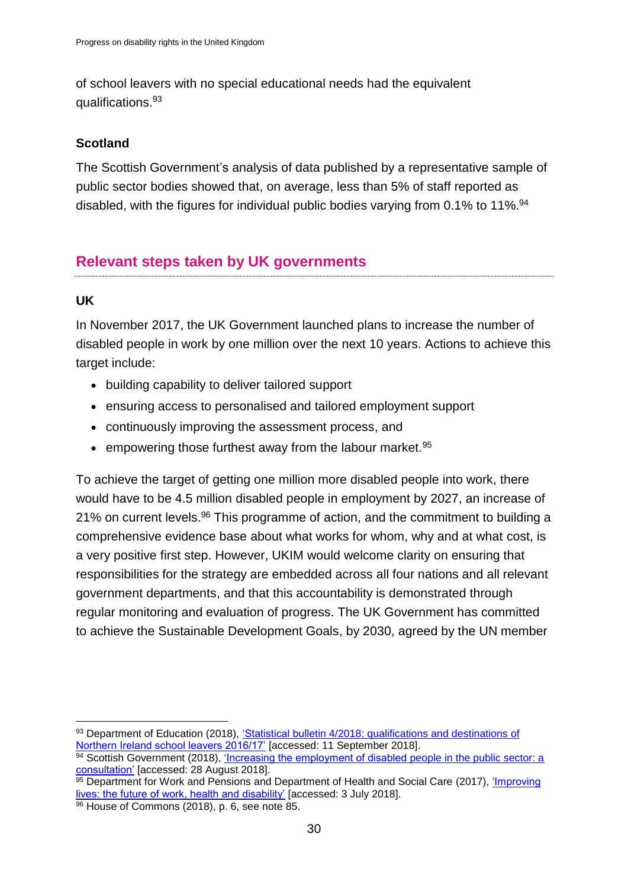of school leavers with no special educational needs had the equivalent qualifications.[93]

### Scotland

The Scottish Government's analysis of data published by a representative sample of public sector bodies showed that, on average, less than 5% of staff reported as disabled, with the figures for individual public bodies varying from 0.1% to 11%.[94]

## Relevant steps taken by UK governments

### UK

In November 2017, the UK Government launched plans to increase the number of disabled people in work by one million over the next 10 years. Actions to achieve this target include:

- building capability to deliver tailored support
- ensuring access to personalised and tailored employment support
- continuously improving the assessment process, and
- empowering those furthest away from the labour market.[95]

To achieve the target of getting one million more disabled people into work, there would have to be 4.5 million disabled people in employment by 2027, an increase of 21% on current levels.[96] This programme of action, and the commitment to building a comprehensive evidence base about what works for whom, why and at what cost, is a very positive first step. However, UKIM would welcome clarity on ensuring that responsibilities for the strategy are embedded across all four nations and all relevant government departments, and that this accountability is demonstrated through regular monitoring and evaluation of progress. The UK Government has committed to achieve the Sustainable Development Goals, by 2030, agreed by the UN member

---

[93] Department of Education (2018), 'Statistical bulletin 4/2018: qualifications and destinations of Northern Ireland school leavers 2016/17' [accessed: 11 September 2018].

[94] Scottish Government (2018), 'Increasing the employment of disabled people in the public sector: a consultation' [accessed: 28 August 2018].

[95] Department for Work and Pensions and Department of Health and Social Care (2017), 'Improving lives: the future of work, health and disability' [accessed: 3 July 2018].

[96] House of Commons (2018), p. 6, see note 85.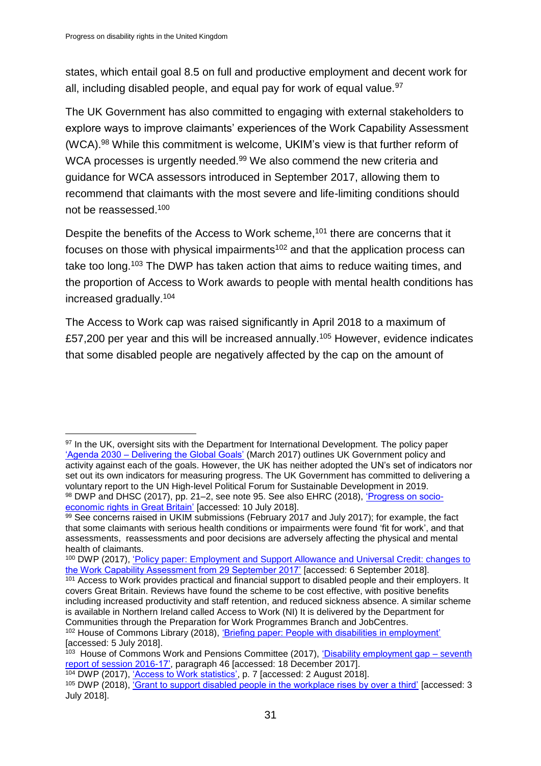states, which entail goal 8.5 on full and productive employment and decent work for all, including disabled people, and equal pay for work of equal value.[97]

The UK Government has also committed to engaging with external stakeholders to explore ways to improve claimants' experiences of the Work Capability Assessment (WCA).[98] While this commitment is welcome, UKIM's view is that further reform of WCA processes is urgently needed.[99] We also commend the new criteria and guidance for WCA assessors introduced in September 2017, allowing them to recommend that claimants with the most severe and life-limiting conditions should not be reassessed.[100]

Despite the benefits of the Access to Work scheme,[101] there are concerns that it focuses on those with physical impairments[102] and that the application process can take too long.[103] The DWP has taken action that aims to reduce waiting times, and the proportion of Access to Work awards to people with mental health conditions has increased gradually.[104]

The Access to Work cap was raised significantly in April 2018 to a maximum of £57,200 per year and this will be increased annually.[105] However, evidence indicates that some disabled people are negatively affected by the cap on the amount of

---

[97] In the UK, oversight sits with the Department for International Development. The policy paper 'Agenda 2030 – Delivering the Global Goals' (March 2017) outlines UK Government policy and activity against each of the goals. However, the UK has neither adopted the UN's set of indicators nor set out its own indicators for measuring progress. The UK Government has committed to delivering a voluntary report to the UN High-level Political Forum for Sustainable Development in 2019.

[98] DWP and DHSC (2017), pp. 21–2, see note 95. See also EHRC (2018), 'Progress on socio-economic rights in Great Britain' [accessed: 10 July 2018].

[99] See concerns raised in UKIM submissions (February 2017 and July 2017); for example, the fact that some claimants with serious health conditions or impairments were found 'fit for work', and that assessments, reassessments and poor decisions are adversely affecting the physical and mental health of claimants.

[100] DWP (2017), 'Policy paper: Employment and Support Allowance and Universal Credit: changes to the Work Capability Assessment from 29 September 2017' [accessed: 6 September 2018].

[101] Access to Work provides practical and financial support to disabled people and their employers. It covers Great Britain. Reviews have found the scheme to be cost effective, with positive benefits including increased productivity and staff retention, and reduced sickness absence. A similar scheme is available in Northern Ireland called Access to Work (NI) It is delivered by the Department for Communities through the Preparation for Work Programmes Branch and JobCentres.

[102] House of Commons Library (2018), 'Briefing paper: People with disabilities in employment' [accessed: 5 July 2018].

[103] House of Commons Work and Pensions Committee (2017), 'Disability employment gap – seventh report of session 2016-17', paragraph 46 [accessed: 18 December 2017].

[104] DWP (2017), 'Access to Work statistics', p. 7 [accessed: 2 August 2018].

[105] DWP (2018), 'Grant to support disabled people in the workplace rises by over a third' [accessed: 3 July 2018].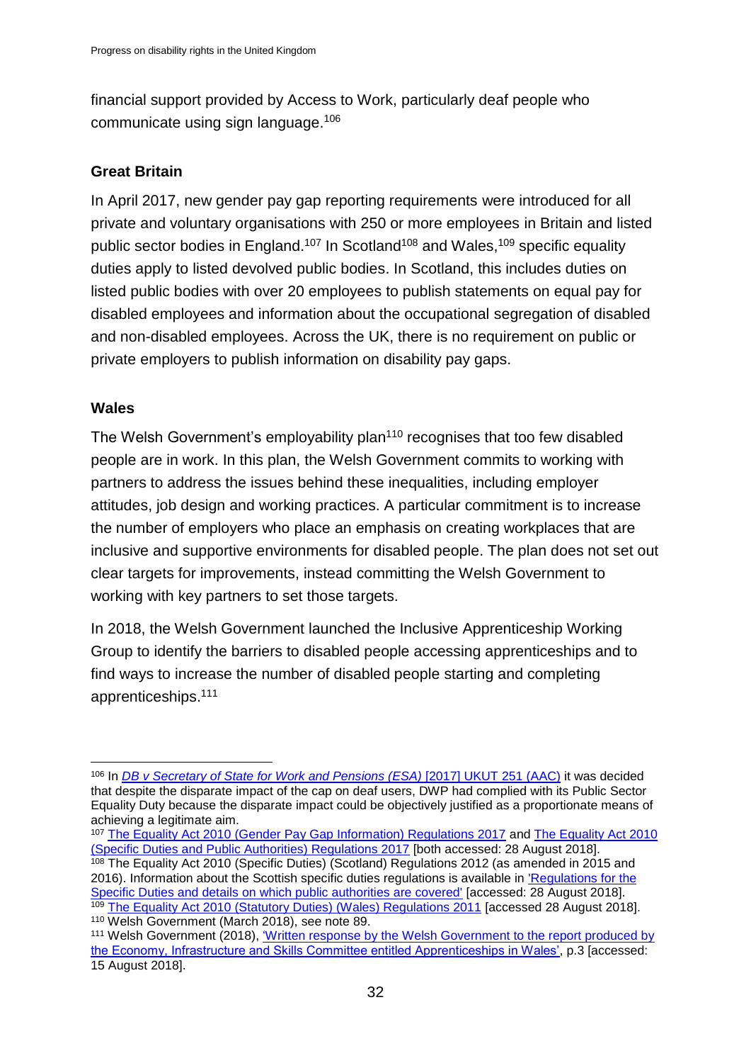financial support provided by Access to Work, particularly deaf people who communicate using sign language.[106]

## Great Britain

In April 2017, new gender pay gap reporting requirements were introduced for all private and voluntary organisations with 250 or more employees in Britain and listed public sector bodies in England.[107] In Scotland[108] and Wales,[109] specific equality duties apply to listed devolved public bodies. In Scotland, this includes duties on listed public bodies with over 20 employees to publish statements on equal pay for disabled employees and information about the occupational segregation of disabled and non-disabled employees. Across the UK, there is no requirement on public or private employers to publish information on disability pay gaps.

## Wales

The Welsh Government's employability plan[110] recognises that too few disabled people are in work. In this plan, the Welsh Government commits to working with partners to address the issues behind these inequalities, including employer attitudes, job design and working practices. A particular commitment is to increase the number of employers who place an emphasis on creating workplaces that are inclusive and supportive environments for disabled people. The plan does not set out clear targets for improvements, instead committing the Welsh Government to working with key partners to set those targets.

In 2018, the Welsh Government launched the Inclusive Apprenticeship Working Group to identify the barriers to disabled people accessing apprenticeships and to find ways to increase the number of disabled people starting and completing apprenticeships.[111]

---

[106] In *DB v Secretary of State for Work and Pensions (ESA)* [2017] UKUT 251 (AAC) it was decided that despite the disparate impact of the cap on deaf users, DWP had complied with its Public Sector Equality Duty because the disparate impact could be objectively justified as a proportionate means of achieving a legitimate aim.

[107] The Equality Act 2010 (Gender Pay Gap Information) Regulations 2017 and The Equality Act 2010 (Specific Duties and Public Authorities) Regulations 2017 [both accessed: 28 August 2018].

[108] The Equality Act 2010 (Specific Duties) (Scotland) Regulations 2012 (as amended in 2015 and 2016). Information about the Scottish specific duties regulations is available in 'Regulations for the Specific Duties and details on which public authorities are covered' [accessed: 28 August 2018].

[109] The Equality Act 2010 (Statutory Duties) (Wales) Regulations 2011 [accessed 28 August 2018].

[110] Welsh Government (March 2018), see note 89.

[111] Welsh Government (2018), 'Written response by the Welsh Government to the report produced by the Economy, Infrastructure and Skills Committee entitled Apprenticeships in Wales', p.3 [accessed: 15 August 2018].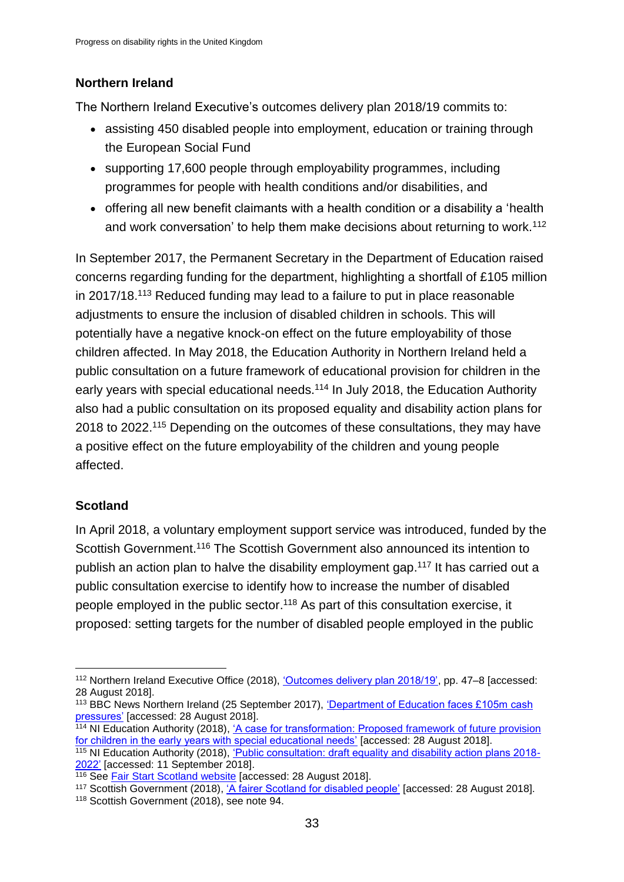## Northern Ireland

The Northern Ireland Executive's outcomes delivery plan 2018/19 commits to:

- assisting 450 disabled people into employment, education or training through the European Social Fund
- supporting 17,600 people through employability programmes, including programmes for people with health conditions and/or disabilities, and
- offering all new benefit claimants with a health condition or a disability a 'health and work conversation' to help them make decisions about returning to work.[112]

In September 2017, the Permanent Secretary in the Department of Education raised concerns regarding funding for the department, highlighting a shortfall of £105 million in 2017/18.[113] Reduced funding may lead to a failure to put in place reasonable adjustments to ensure the inclusion of disabled children in schools. This will potentially have a negative knock-on effect on the future employability of those children affected. In May 2018, the Education Authority in Northern Ireland held a public consultation on a future framework of educational provision for children in the early years with special educational needs.[114] In July 2018, the Education Authority also had a public consultation on its proposed equality and disability action plans for 2018 to 2022.[115] Depending on the outcomes of these consultations, they may have a positive effect on the future employability of the children and young people affected.

## Scotland

In April 2018, a voluntary employment support service was introduced, funded by the Scottish Government.[116] The Scottish Government also announced its intention to publish an action plan to halve the disability employment gap.[117] It has carried out a public consultation exercise to identify how to increase the number of disabled people employed in the public sector.[118] As part of this consultation exercise, it proposed: setting targets for the number of disabled people employed in the public

---

[112] Northern Ireland Executive Office (2018), 'Outcomes delivery plan 2018/19', pp. 47–8 [accessed: 28 August 2018].

[113] BBC News Northern Ireland (25 September 2017), 'Department of Education faces £105m cash pressures' [accessed: 28 August 2018].

[114] NI Education Authority (2018), 'A case for transformation: Proposed framework of future provision for children in the early years with special educational needs' [accessed: 28 August 2018].

[115] NI Education Authority (2018), 'Public consultation: draft equality and disability action plans 2018-2022' [accessed: 11 September 2018].

[116] See Fair Start Scotland website [accessed: 28 August 2018].

[117] Scottish Government (2018), 'A fairer Scotland for disabled people' [accessed: 28 August 2018].

[118] Scottish Government (2018), see note 94.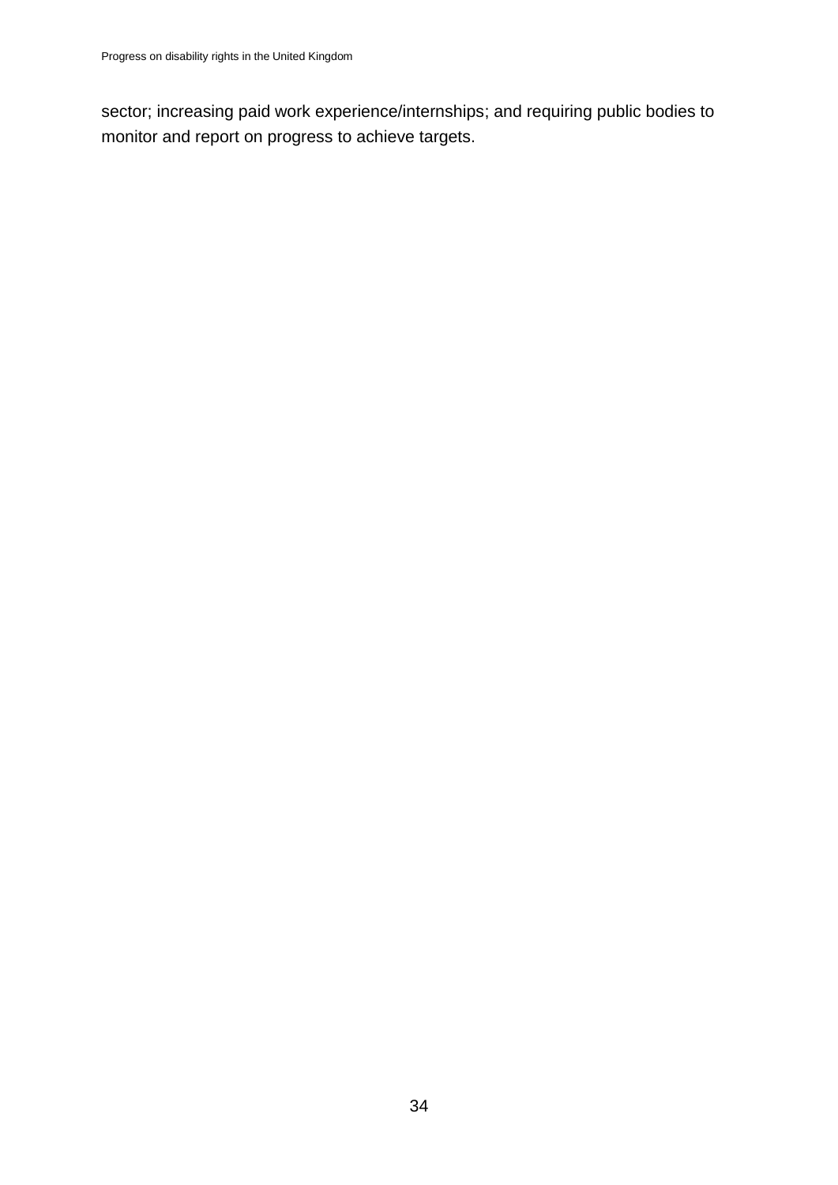sector; increasing paid work experience/internships; and requiring public bodies to monitor and report on progress to achieve targets.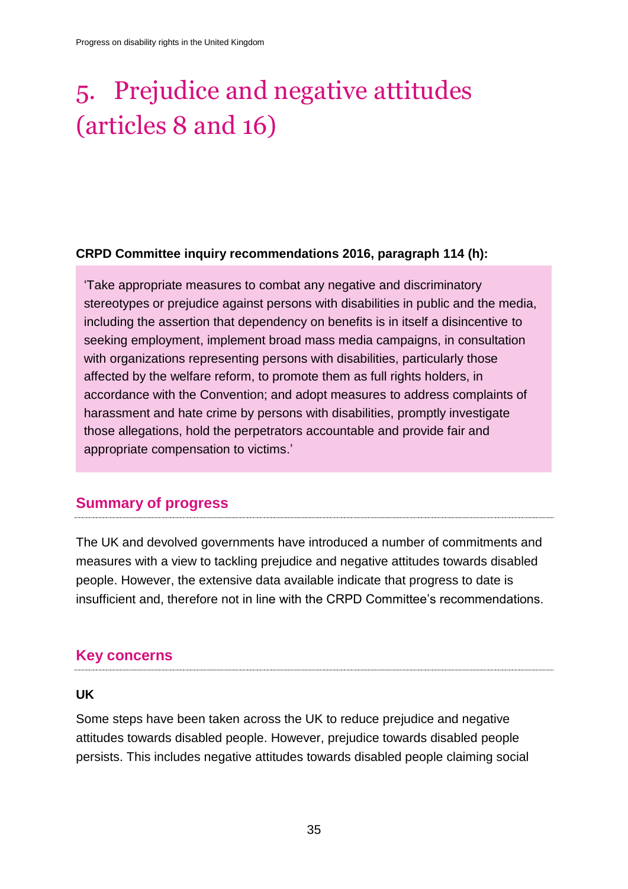# 5. Prejudice and negative attitudes (articles 8 and 16)

**CRPD Committee inquiry recommendations 2016, paragraph 114 (h):**

> 'Take appropriate measures to combat any negative and discriminatory stereotypes or prejudice against persons with disabilities in public and the media, including the assertion that dependency on benefits is in itself a disincentive to seeking employment, implement broad mass media campaigns, in consultation with organizations representing persons with disabilities, particularly those affected by the welfare reform, to promote them as full rights holders, in accordance with the Convention; and adopt measures to address complaints of harassment and hate crime by persons with disabilities, promptly investigate those allegations, hold the perpetrators accountable and provide fair and appropriate compensation to victims.'

## Summary of progress

The UK and devolved governments have introduced a number of commitments and measures with a view to tackling prejudice and negative attitudes towards disabled people. However, the extensive data available indicate that progress to date is insufficient and, therefore not in line with the CRPD Committee's recommendations.

## Key concerns

### UK

Some steps have been taken across the UK to reduce prejudice and negative attitudes towards disabled people. However, prejudice towards disabled people persists. This includes negative attitudes towards disabled people claiming social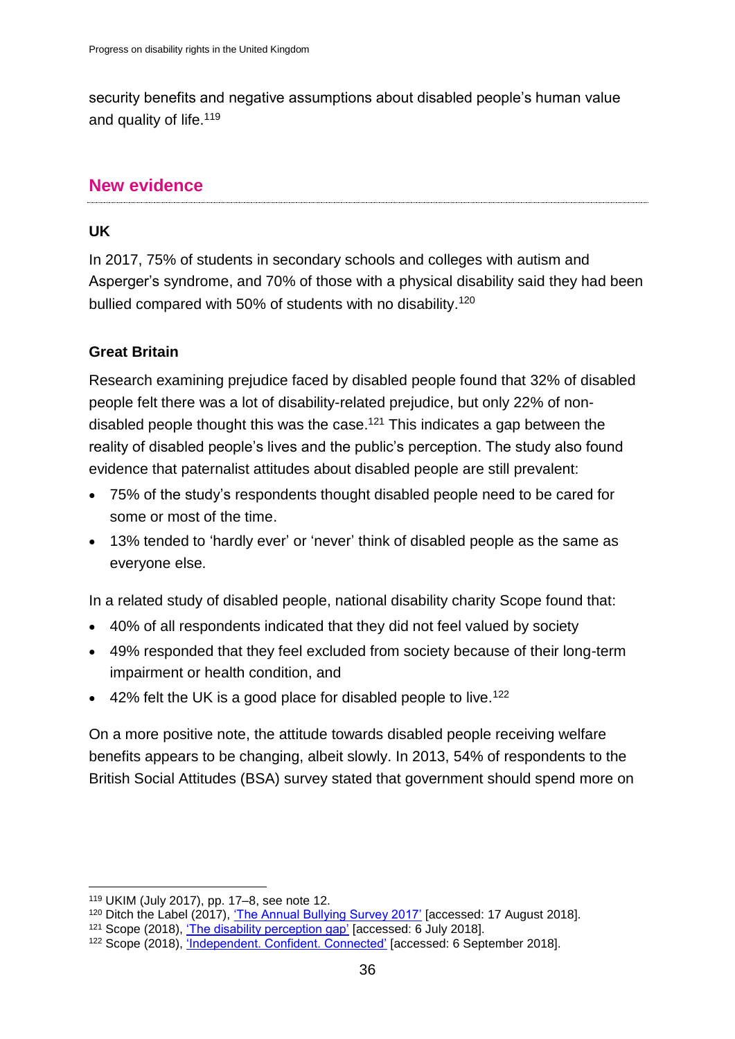security benefits and negative assumptions about disabled people's human value and quality of life.[119]

## New evidence

### UK

In 2017, 75% of students in secondary schools and colleges with autism and Asperger's syndrome, and 70% of those with a physical disability said they had been bullied compared with 50% of students with no disability.[120]

### Great Britain

Research examining prejudice faced by disabled people found that 32% of disabled people felt there was a lot of disability-related prejudice, but only 22% of non-disabled people thought this was the case.[121] This indicates a gap between the reality of disabled people's lives and the public's perception. The study also found evidence that paternalist attitudes about disabled people are still prevalent:

- 75% of the study's respondents thought disabled people need to be cared for some or most of the time.
- 13% tended to 'hardly ever' or 'never' think of disabled people as the same as everyone else.

In a related study of disabled people, national disability charity Scope found that:

- 40% of all respondents indicated that they did not feel valued by society
- 49% responded that they feel excluded from society because of their long-term impairment or health condition, and
- 42% felt the UK is a good place for disabled people to live.[122]

On a more positive note, the attitude towards disabled people receiving welfare benefits appears to be changing, albeit slowly. In 2013, 54% of respondents to the British Social Attitudes (BSA) survey stated that government should spend more on

---

[119] UKIM (July 2017), pp. 17–8, see note 12.

[120] Ditch the Label (2017), 'The Annual Bullying Survey 2017' [accessed: 17 August 2018].

[121] Scope (2018), 'The disability perception gap' [accessed: 6 July 2018].

[122] Scope (2018), 'Independent. Confident. Connected' [accessed: 6 September 2018].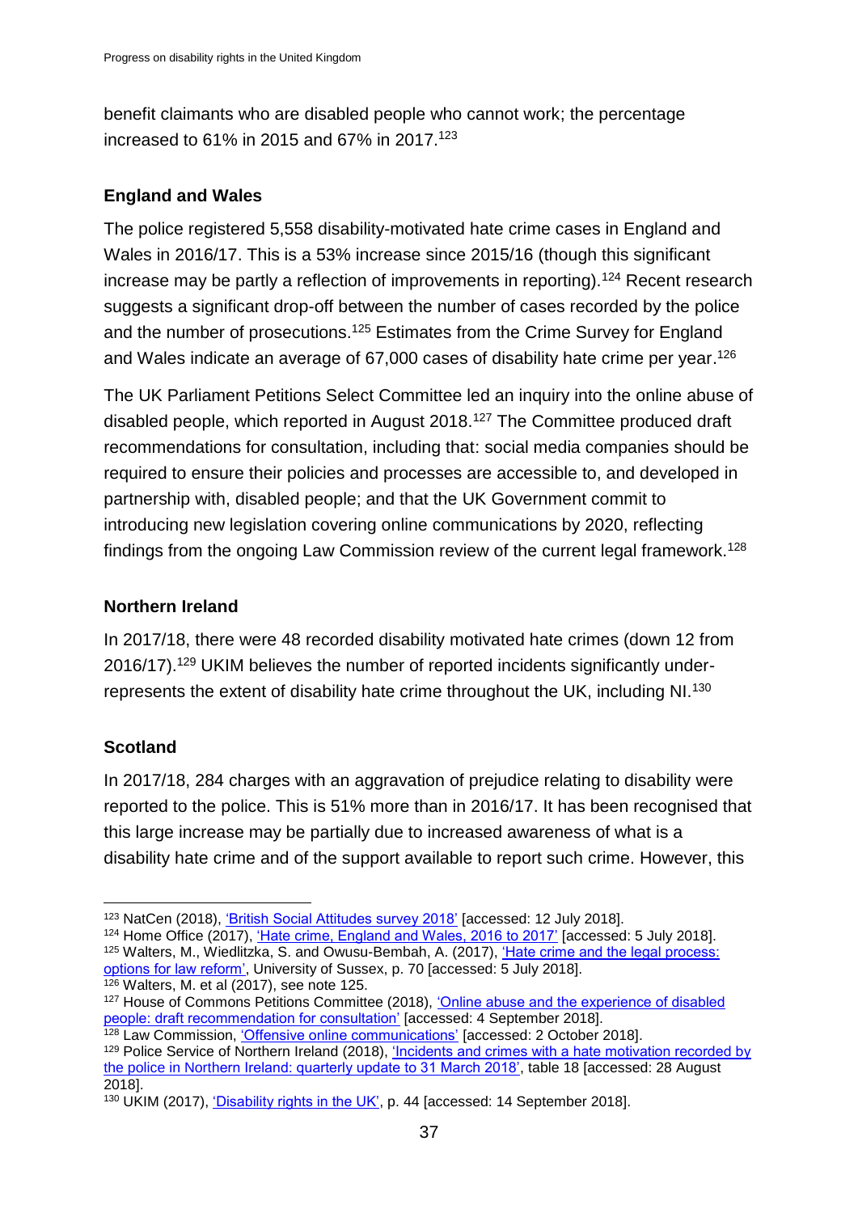benefit claimants who are disabled people who cannot work; the percentage increased to 61% in 2015 and 67% in 2017.[123]

### England and Wales

The police registered 5,558 disability-motivated hate crime cases in England and Wales in 2016/17. This is a 53% increase since 2015/16 (though this significant increase may be partly a reflection of improvements in reporting).[124] Recent research suggests a significant drop-off between the number of cases recorded by the police and the number of prosecutions.[125] Estimates from the Crime Survey for England and Wales indicate an average of 67,000 cases of disability hate crime per year.[126]

The UK Parliament Petitions Select Committee led an inquiry into the online abuse of disabled people, which reported in August 2018.[127] The Committee produced draft recommendations for consultation, including that: social media companies should be required to ensure their policies and processes are accessible to, and developed in partnership with, disabled people; and that the UK Government commit to introducing new legislation covering online communications by 2020, reflecting findings from the ongoing Law Commission review of the current legal framework.[128]

### Northern Ireland

In 2017/18, there were 48 recorded disability motivated hate crimes (down 12 from 2016/17).[129] UKIM believes the number of reported incidents significantly under-represents the extent of disability hate crime throughout the UK, including NI.[130]

### Scotland

In 2017/18, 284 charges with an aggravation of prejudice relating to disability were reported to the police. This is 51% more than in 2016/17. It has been recognised that this large increase may be partially due to increased awareness of what is a disability hate crime and of the support available to report such crime. However, this

---

[123] NatCen (2018), 'British Social Attitudes survey 2018' [accessed: 12 July 2018].

[124] Home Office (2017), 'Hate crime, England and Wales, 2016 to 2017' [accessed: 5 July 2018].

[125] Walters, M., Wiedlitzka, S. and Owusu-Bembah, A. (2017), 'Hate crime and the legal process: options for law reform', University of Sussex, p. 70 [accessed: 5 July 2018].

[126] Walters, M. et al (2017), see note 125.

[127] House of Commons Petitions Committee (2018), 'Online abuse and the experience of disabled people: draft recommendation for consultation' [accessed: 4 September 2018].

[128] Law Commission, 'Offensive online communications' [accessed: 2 October 2018].

[129] Police Service of Northern Ireland (2018), 'Incidents and crimes with a hate motivation recorded by the police in Northern Ireland: quarterly update to 31 March 2018', table 18 [accessed: 28 August 2018].

[130] UKIM (2017), 'Disability rights in the UK', p. 44 [accessed: 14 September 2018].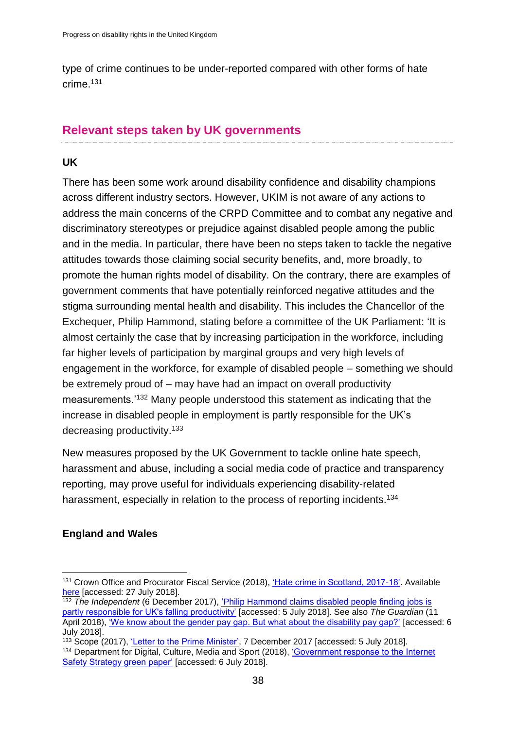type of crime continues to be under-reported compared with other forms of hate crime.[131]

## Relevant steps taken by UK governments

### UK

There has been some work around disability confidence and disability champions across different industry sectors. However, UKIM is not aware of any actions to address the main concerns of the CRPD Committee and to combat any negative and discriminatory stereotypes or prejudice against disabled people among the public and in the media. In particular, there have been no steps taken to tackle the negative attitudes towards those claiming social security benefits, and, more broadly, to promote the human rights model of disability. On the contrary, there are examples of government comments that have potentially reinforced negative attitudes and the stigma surrounding mental health and disability. This includes the Chancellor of the Exchequer, Philip Hammond, stating before a committee of the UK Parliament: 'It is almost certainly the case that by increasing participation in the workforce, including far higher levels of participation by marginal groups and very high levels of engagement in the workforce, for example of disabled people – something we should be extremely proud of – may have had an impact on overall productivity measurements.'[132] Many people understood this statement as indicating that the increase in disabled people in employment is partly responsible for the UK's decreasing productivity.[133]

New measures proposed by the UK Government to tackle online hate speech, harassment and abuse, including a social media code of practice and transparency reporting, may prove useful for individuals experiencing disability-related harassment, especially in relation to the process of reporting incidents.[134]

### England and Wales

---

[131] Crown Office and Procurator Fiscal Service (2018), 'Hate crime in Scotland, 2017-18'. Available here [accessed: 27 July 2018].

[132] *The Independent* (6 December 2017), 'Philip Hammond claims disabled people finding jobs is partly responsible for UK's falling productivity' [accessed: 5 July 2018]. See also *The Guardian* (11 April 2018), 'We know about the gender pay gap. But what about the disability pay gap?' [accessed: 6 July 2018].

[133] Scope (2017), 'Letter to the Prime Minister', 7 December 2017 [accessed: 5 July 2018].

[134] Department for Digital, Culture, Media and Sport (2018), 'Government response to the Internet Safety Strategy green paper' [accessed: 6 July 2018].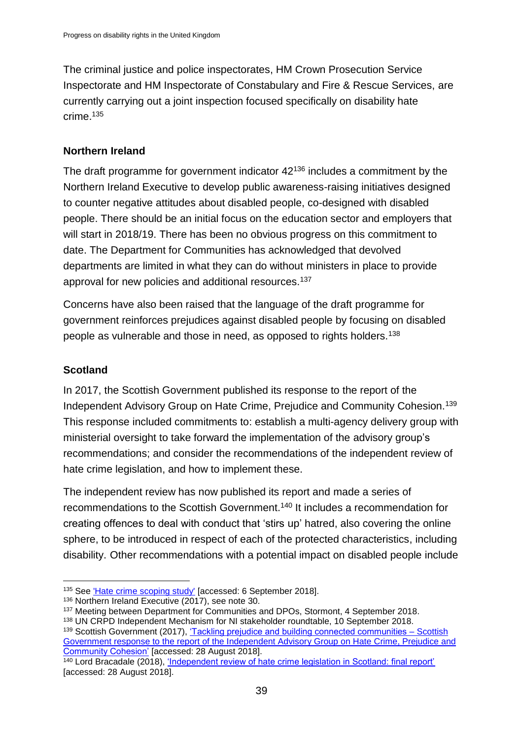The criminal justice and police inspectorates, HM Crown Prosecution Service Inspectorate and HM Inspectorate of Constabulary and Fire & Rescue Services, are currently carrying out a joint inspection focused specifically on disability hate crime.[135]

### Northern Ireland

The draft programme for government indicator 42[136] includes a commitment by the Northern Ireland Executive to develop public awareness-raising initiatives designed to counter negative attitudes about disabled people, co-designed with disabled people. There should be an initial focus on the education sector and employers that will start in 2018/19. There has been no obvious progress on this commitment to date. The Department for Communities has acknowledged that devolved departments are limited in what they can do without ministers in place to provide approval for new policies and additional resources.[137]

Concerns have also been raised that the language of the draft programme for government reinforces prejudices against disabled people by focusing on disabled people as vulnerable and those in need, as opposed to rights holders.[138]

### Scotland

In 2017, the Scottish Government published its response to the report of the Independent Advisory Group on Hate Crime, Prejudice and Community Cohesion.[139] This response included commitments to: establish a multi-agency delivery group with ministerial oversight to take forward the implementation of the advisory group's recommendations; and consider the recommendations of the independent review of hate crime legislation, and how to implement these.

The independent review has now published its report and made a series of recommendations to the Scottish Government.[140] It includes a recommendation for creating offences to deal with conduct that 'stirs up' hatred, also covering the online sphere, to be introduced in respect of each of the protected characteristics, including disability. Other recommendations with a potential impact on disabled people include

---

[135] See 'Hate crime scoping study' [accessed: 6 September 2018].

[136] Northern Ireland Executive (2017), see note 30.

[137] Meeting between Department for Communities and DPOs, Stormont, 4 September 2018.

[138] UN CRPD Independent Mechanism for NI stakeholder roundtable, 10 September 2018.

[139] Scottish Government (2017), 'Tackling prejudice and building connected communities – Scottish Government response to the report of the Independent Advisory Group on Hate Crime, Prejudice and Community Cohesion' [accessed: 28 August 2018].

[140] Lord Bracadale (2018), 'Independent review of hate crime legislation in Scotland: final report' [accessed: 28 August 2018].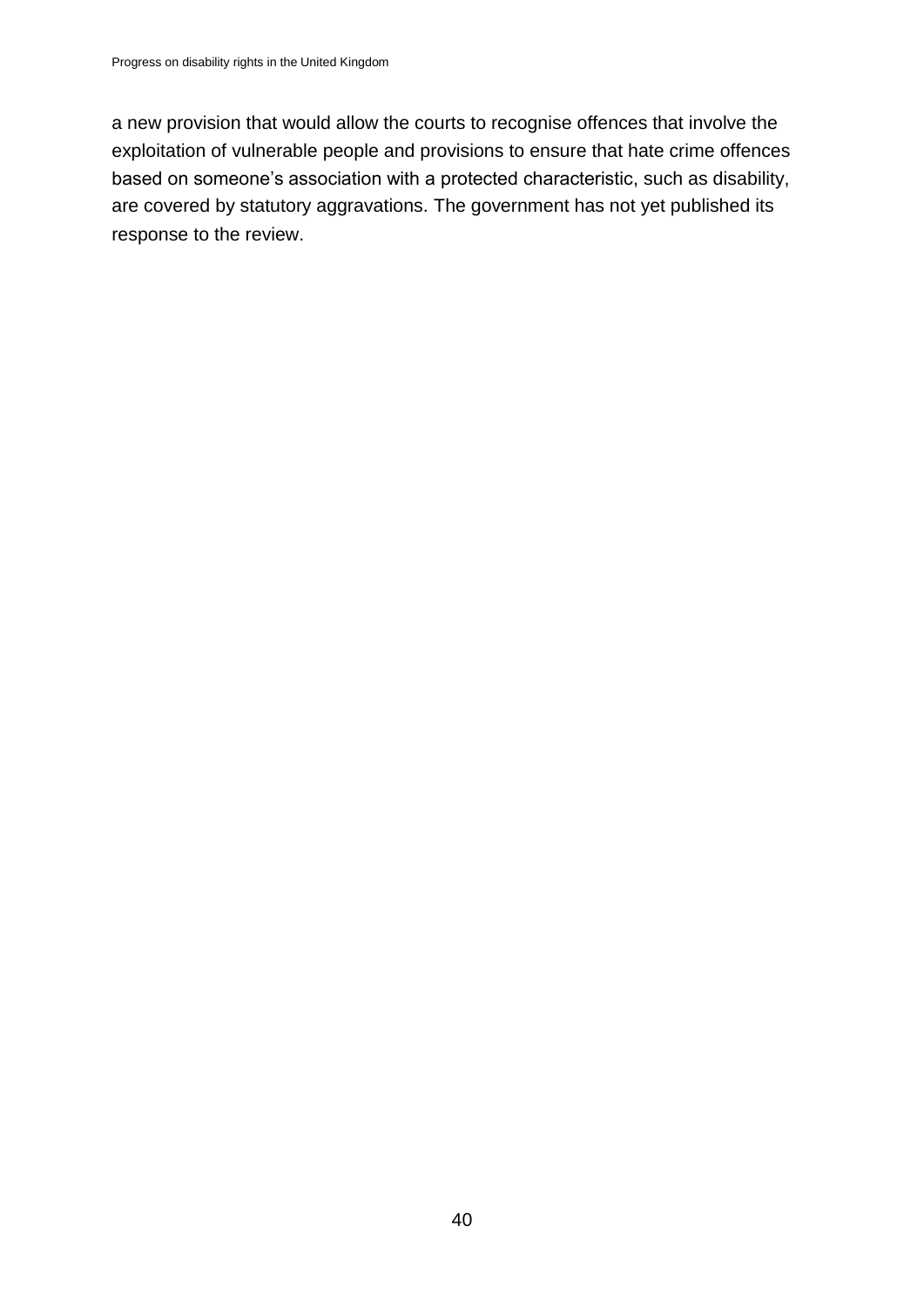a new provision that would allow the courts to recognise offences that involve the exploitation of vulnerable people and provisions to ensure that hate crime offences based on someone's association with a protected characteristic, such as disability, are covered by statutory aggravations. The government has not yet published its response to the review.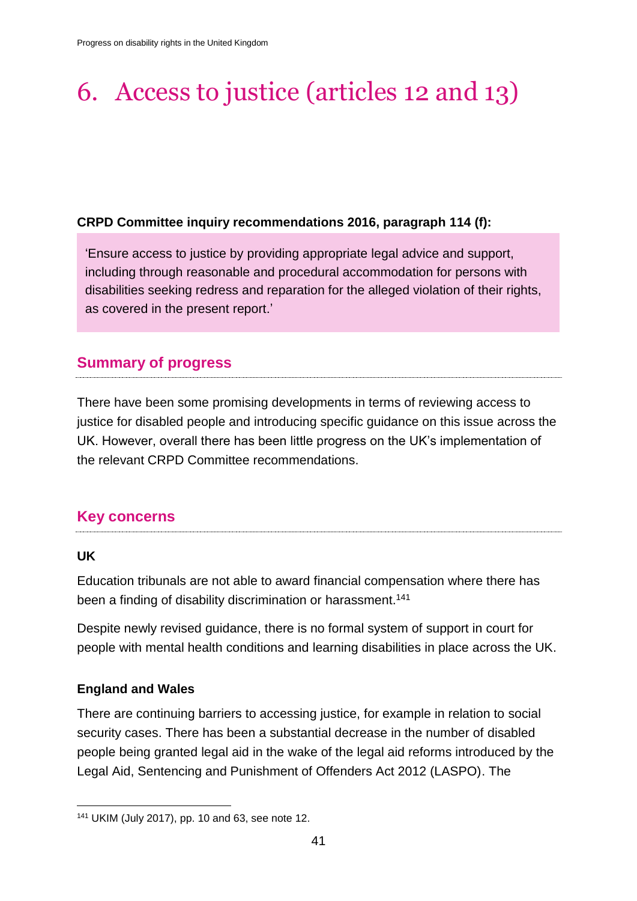# 6. Access to justice (articles 12 and 13)

**CRPD Committee inquiry recommendations 2016, paragraph 114 (f):**

> 'Ensure access to justice by providing appropriate legal advice and support, including through reasonable and procedural accommodation for persons with disabilities seeking redress and reparation for the alleged violation of their rights, as covered in the present report.'

## Summary of progress

There have been some promising developments in terms of reviewing access to justice for disabled people and introducing specific guidance on this issue across the UK. However, overall there has been little progress on the UK's implementation of the relevant CRPD Committee recommendations.

## Key concerns

### UK

Education tribunals are not able to award financial compensation where there has been a finding of disability discrimination or harassment.[141]

Despite newly revised guidance, there is no formal system of support in court for people with mental health conditions and learning disabilities in place across the UK.

### England and Wales

There are continuing barriers to accessing justice, for example in relation to social security cases. There has been a substantial decrease in the number of disabled people being granted legal aid in the wake of the legal aid reforms introduced by the Legal Aid, Sentencing and Punishment of Offenders Act 2012 (LASPO). The

[141] UKIM (July 2017), pp. 10 and 63, see note 12.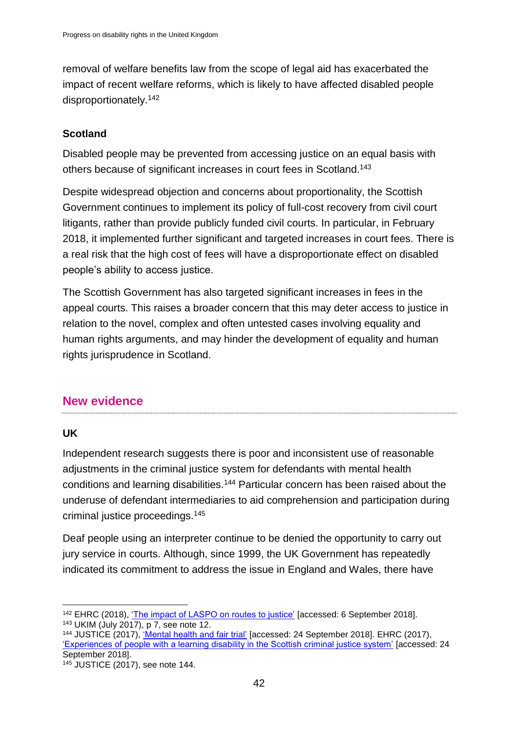removal of welfare benefits law from the scope of legal aid has exacerbated the impact of recent welfare reforms, which is likely to have affected disabled people disproportionately.[142]

**Scotland**

Disabled people may be prevented from accessing justice on an equal basis with others because of significant increases in court fees in Scotland.[143]

Despite widespread objection and concerns about proportionality, the Scottish Government continues to implement its policy of full-cost recovery from civil court litigants, rather than provide publicly funded civil courts. In particular, in February 2018, it implemented further significant and targeted increases in court fees. There is a real risk that the high cost of fees will have a disproportionate effect on disabled people's ability to access justice.

The Scottish Government has also targeted significant increases in fees in the appeal courts. This raises a broader concern that this may deter access to justice in relation to the novel, complex and often untested cases involving equality and human rights arguments, and may hinder the development of equality and human rights jurisprudence in Scotland.

## New evidence

**UK**

Independent research suggests there is poor and inconsistent use of reasonable adjustments in the criminal justice system for defendants with mental health conditions and learning disabilities.[144] Particular concern has been raised about the underuse of defendant intermediaries to aid comprehension and participation during criminal justice proceedings.[145]

Deaf people using an interpreter continue to be denied the opportunity to carry out jury service in courts. Although, since 1999, the UK Government has repeatedly indicated its commitment to address the issue in England and Wales, there have

---

[142] EHRC (2018), 'The impact of LASPO on routes to justice' [accessed: 6 September 2018].

[143] UKIM (July 2017), p 7, see note 12.

[144] JUSTICE (2017), 'Mental health and fair trial' [accessed: 24 September 2018]. EHRC (2017), 'Experiences of people with a learning disability in the Scottish criminal justice system' [accessed: 24 September 2018].

[145] JUSTICE (2017), see note 144.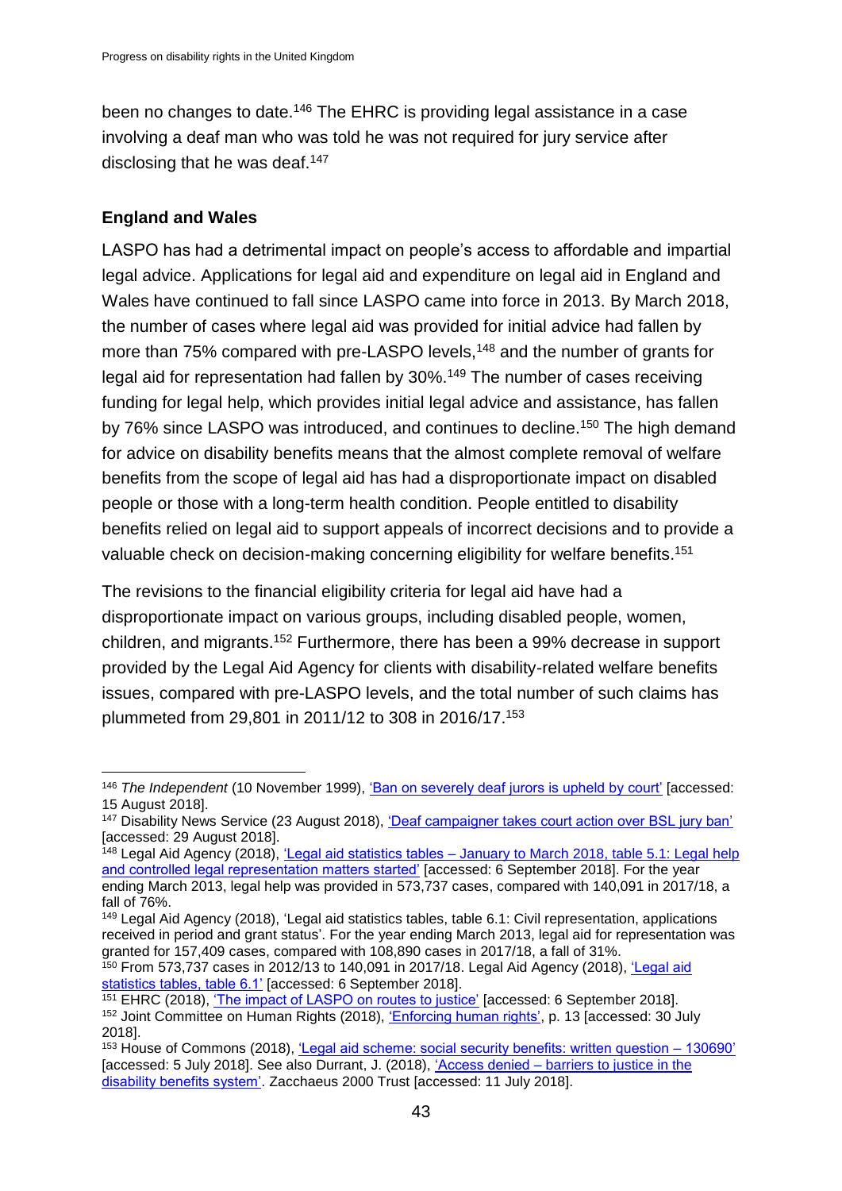been no changes to date.[146] The EHRC is providing legal assistance in a case involving a deaf man who was told he was not required for jury service after disclosing that he was deaf.[147]

**England and Wales**

LASPO has had a detrimental impact on people's access to affordable and impartial legal advice. Applications for legal aid and expenditure on legal aid in England and Wales have continued to fall since LASPO came into force in 2013. By March 2018, the number of cases where legal aid was provided for initial advice had fallen by more than 75% compared with pre-LASPO levels,[148] and the number of grants for legal aid for representation had fallen by 30%.[149] The number of cases receiving funding for legal help, which provides initial legal advice and assistance, has fallen by 76% since LASPO was introduced, and continues to decline.[150] The high demand for advice on disability benefits means that the almost complete removal of welfare benefits from the scope of legal aid has had a disproportionate impact on disabled people or those with a long-term health condition. People entitled to disability benefits relied on legal aid to support appeals of incorrect decisions and to provide a valuable check on decision-making concerning eligibility for welfare benefits.[151]

The revisions to the financial eligibility criteria for legal aid have had a disproportionate impact on various groups, including disabled people, women, children, and migrants.[152] Furthermore, there has been a 99% decrease in support provided by the Legal Aid Agency for clients with disability-related welfare benefits issues, compared with pre-LASPO levels, and the total number of such claims has plummeted from 29,801 in 2011/12 to 308 in 2016/17.[153]

---

[146] *The Independent* (10 November 1999), 'Ban on severely deaf jurors is upheld by court' [accessed: 15 August 2018].

[147] Disability News Service (23 August 2018), 'Deaf campaigner takes court action over BSL jury ban' [accessed: 29 August 2018].

[148] Legal Aid Agency (2018), 'Legal aid statistics tables – January to March 2018, table 5.1: Legal help and controlled legal representation matters started' [accessed: 6 September 2018]. For the year ending March 2013, legal help was provided in 573,737 cases, compared with 140,091 in 2017/18, a fall of 76%.

[149] Legal Aid Agency (2018), 'Legal aid statistics tables, table 6.1: Civil representation, applications received in period and grant status'. For the year ending March 2013, legal aid for representation was granted for 157,409 cases, compared with 108,890 cases in 2017/18, a fall of 31%.

[150] From 573,737 cases in 2012/13 to 140,091 in 2017/18. Legal Aid Agency (2018), 'Legal aid statistics tables, table 6.1' [accessed: 6 September 2018].

[151] EHRC (2018), 'The impact of LASPO on routes to justice' [accessed: 6 September 2018].

[152] Joint Committee on Human Rights (2018), 'Enforcing human rights', p. 13 [accessed: 30 July 2018].

[153] House of Commons (2018), 'Legal aid scheme: social security benefits: written question – 130690' [accessed: 5 July 2018]. See also Durrant, J. (2018), 'Access denied – barriers to justice in the disability benefits system'. Zacchaeus 2000 Trust [accessed: 11 July 2018].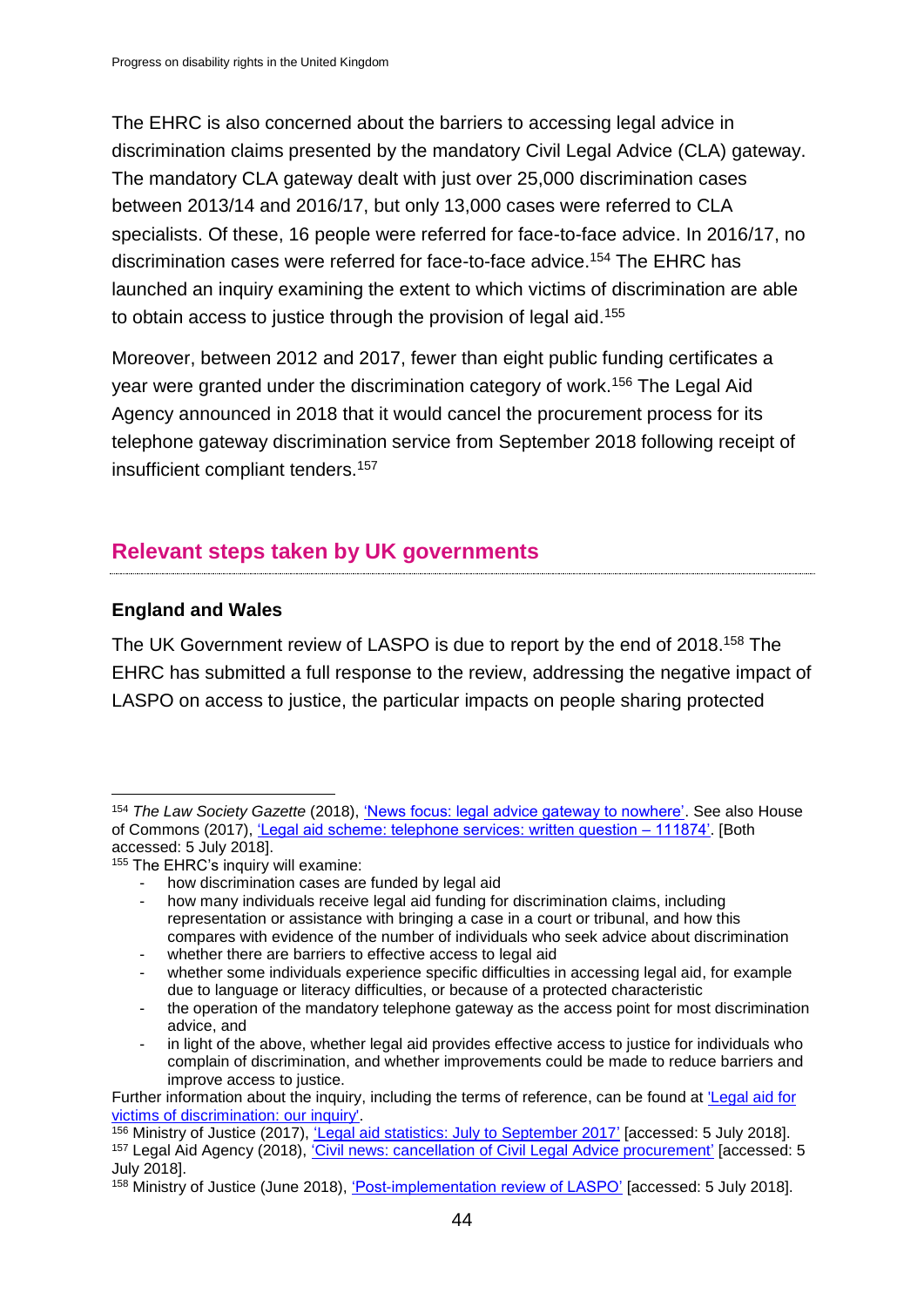The EHRC is also concerned about the barriers to accessing legal advice in discrimination claims presented by the mandatory Civil Legal Advice (CLA) gateway. The mandatory CLA gateway dealt with just over 25,000 discrimination cases between 2013/14 and 2016/17, but only 13,000 cases were referred to CLA specialists. Of these, 16 people were referred for face-to-face advice. In 2016/17, no discrimination cases were referred for face-to-face advice.[154] The EHRC has launched an inquiry examining the extent to which victims of discrimination are able to obtain access to justice through the provision of legal aid.[155]

Moreover, between 2012 and 2017, fewer than eight public funding certificates a year were granted under the discrimination category of work.[156] The Legal Aid Agency announced in 2018 that it would cancel the procurement process for its telephone gateway discrimination service from September 2018 following receipt of insufficient compliant tenders.[157]

## Relevant steps taken by UK governments

### England and Wales

The UK Government review of LASPO is due to report by the end of 2018.[158] The EHRC has submitted a full response to the review, addressing the negative impact of LASPO on access to justice, the particular impacts on people sharing protected

---

[154] *The Law Society Gazette* (2018), 'News focus: legal advice gateway to nowhere'. See also House of Commons (2017), 'Legal aid scheme: telephone services: written question – 111874'. [Both accessed: 5 July 2018].

[155] The EHRC's inquiry will examine:

- how discrimination cases are funded by legal aid
- how many individuals receive legal aid funding for discrimination claims, including representation or assistance with bringing a case in a court or tribunal, and how this compares with evidence of the number of individuals who seek advice about discrimination
- whether there are barriers to effective access to legal aid
- whether some individuals experience specific difficulties in accessing legal aid, for example due to language or literacy difficulties, or because of a protected characteristic
- the operation of the mandatory telephone gateway as the access point for most discrimination advice, and
- in light of the above, whether legal aid provides effective access to justice for individuals who complain of discrimination, and whether improvements could be made to reduce barriers and improve access to justice.

Further information about the inquiry, including the terms of reference, can be found at 'Legal aid for victims of discrimination: our inquiry'.

[156] Ministry of Justice (2017), 'Legal aid statistics: July to September 2017' [accessed: 5 July 2018].

[157] Legal Aid Agency (2018), 'Civil news: cancellation of Civil Legal Advice procurement' [accessed: 5 July 2018].

[158] Ministry of Justice (June 2018), 'Post-implementation review of LASPO' [accessed: 5 July 2018].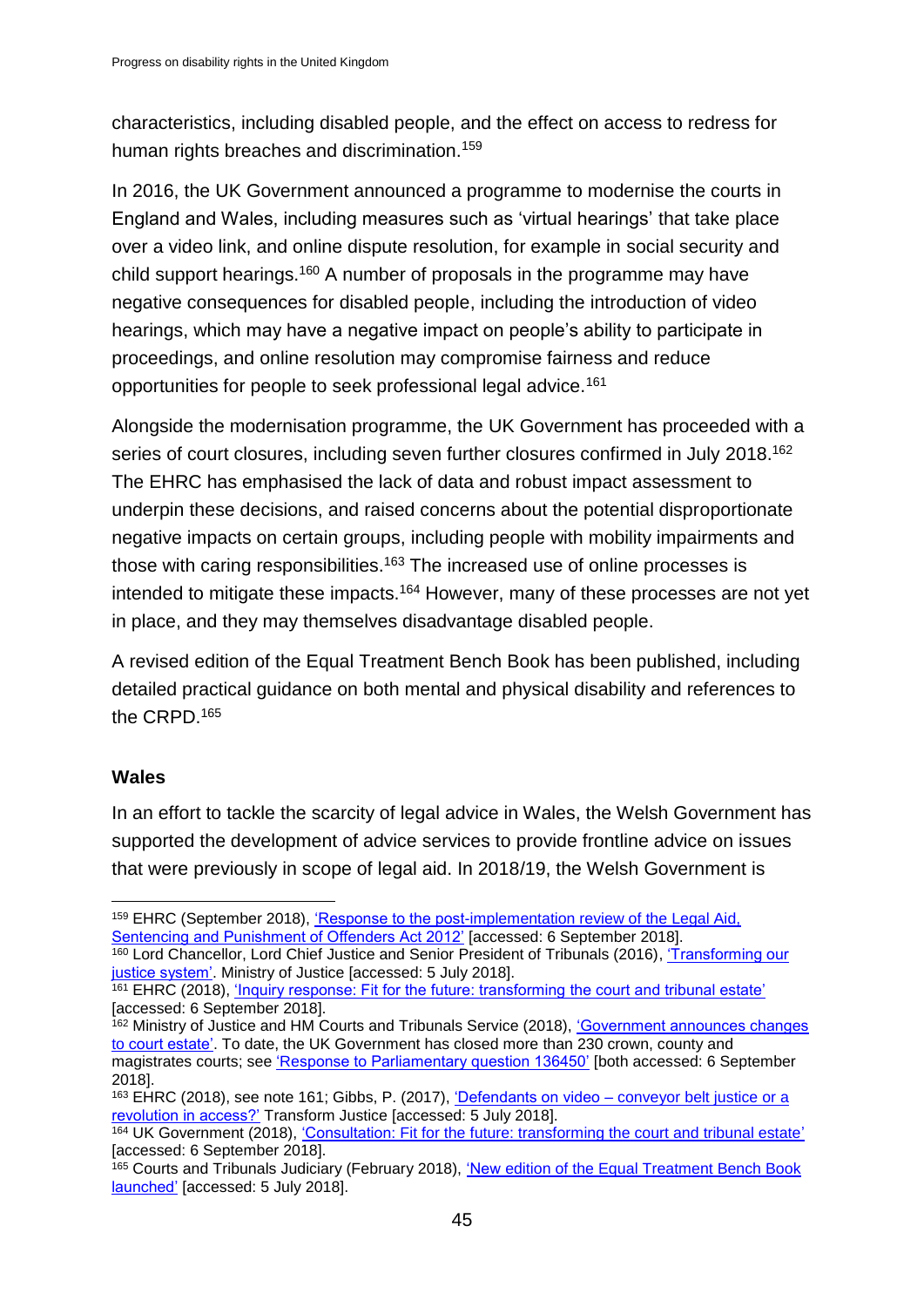characteristics, including disabled people, and the effect on access to redress for human rights breaches and discrimination.[159]

In 2016, the UK Government announced a programme to modernise the courts in England and Wales, including measures such as 'virtual hearings' that take place over a video link, and online dispute resolution, for example in social security and child support hearings.[160] A number of proposals in the programme may have negative consequences for disabled people, including the introduction of video hearings, which may have a negative impact on people's ability to participate in proceedings, and online resolution may compromise fairness and reduce opportunities for people to seek professional legal advice.[161]

Alongside the modernisation programme, the UK Government has proceeded with a series of court closures, including seven further closures confirmed in July 2018.[162] The EHRC has emphasised the lack of data and robust impact assessment to underpin these decisions, and raised concerns about the potential disproportionate negative impacts on certain groups, including people with mobility impairments and those with caring responsibilities.[163] The increased use of online processes is intended to mitigate these impacts.[164] However, many of these processes are not yet in place, and they may themselves disadvantage disabled people.

A revised edition of the Equal Treatment Bench Book has been published, including detailed practical guidance on both mental and physical disability and references to the CRPD.[165]

**Wales**

In an effort to tackle the scarcity of legal advice in Wales, the Welsh Government has supported the development of advice services to provide frontline advice on issues that were previously in scope of legal aid. In 2018/19, the Welsh Government is

---

[159] EHRC (September 2018), 'Response to the post-implementation review of the Legal Aid, Sentencing and Punishment of Offenders Act 2012' [accessed: 6 September 2018].

[160] Lord Chancellor, Lord Chief Justice and Senior President of Tribunals (2016), 'Transforming our justice system'. Ministry of Justice [accessed: 5 July 2018].

[161] EHRC (2018), 'Inquiry response: Fit for the future: transforming the court and tribunal estate' [accessed: 6 September 2018].

[162] Ministry of Justice and HM Courts and Tribunals Service (2018), 'Government announces changes to court estate'. To date, the UK Government has closed more than 230 crown, county and magistrates courts; see 'Response to Parliamentary question 136450' [both accessed: 6 September 2018].

[163] EHRC (2018), see note 161; Gibbs, P. (2017), 'Defendants on video – conveyor belt justice or a revolution in access?' Transform Justice [accessed: 5 July 2018].

[164] UK Government (2018), 'Consultation: Fit for the future: transforming the court and tribunal estate' [accessed: 6 September 2018].

[165] Courts and Tribunals Judiciary (February 2018), 'New edition of the Equal Treatment Bench Book launched' [accessed: 5 July 2018].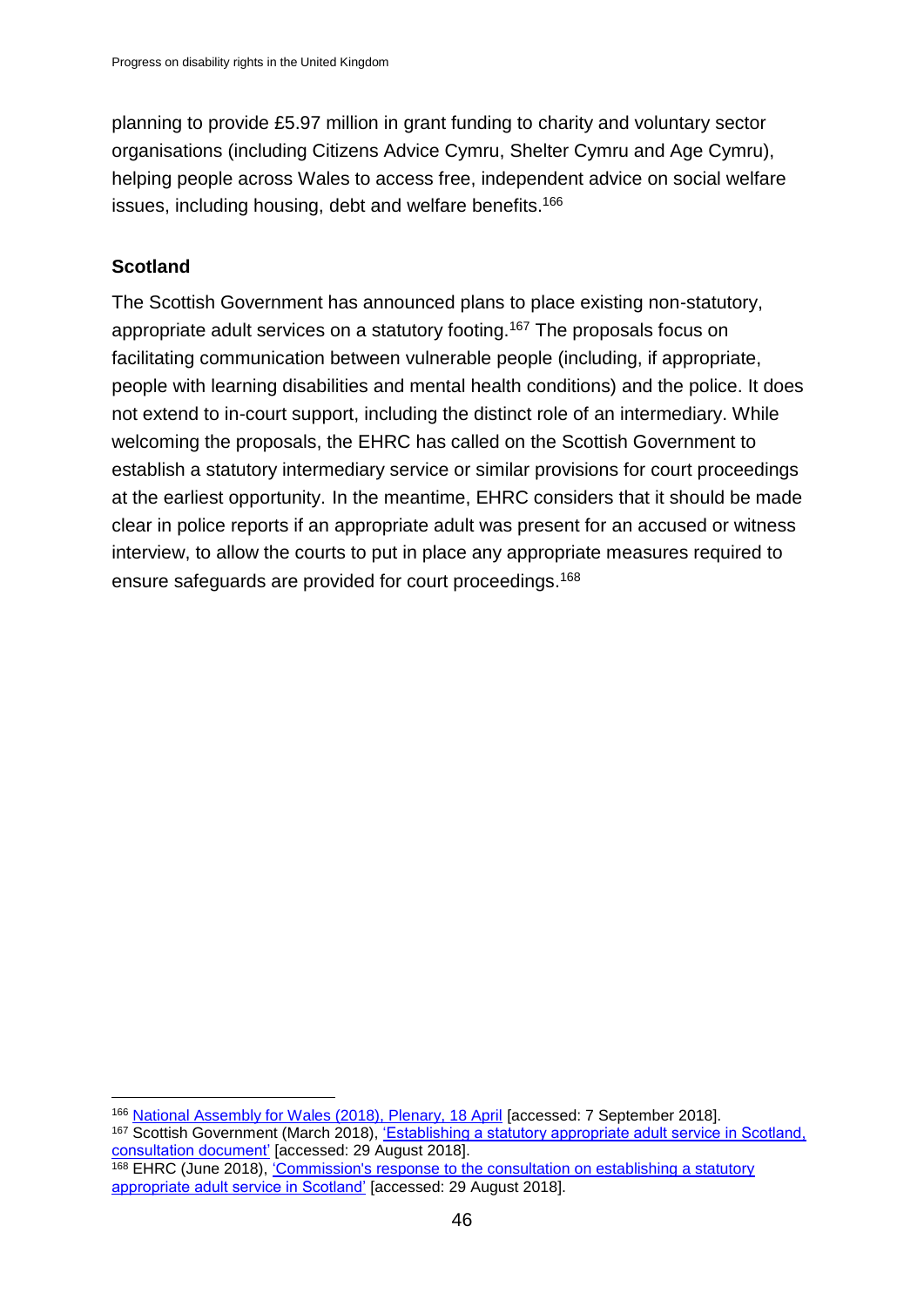planning to provide £5.97 million in grant funding to charity and voluntary sector organisations (including Citizens Advice Cymru, Shelter Cymru and Age Cymru), helping people across Wales to access free, independent advice on social welfare issues, including housing, debt and welfare benefits.[166]

### Scotland

The Scottish Government has announced plans to place existing non-statutory, appropriate adult services on a statutory footing.[167] The proposals focus on facilitating communication between vulnerable people (including, if appropriate, people with learning disabilities and mental health conditions) and the police. It does not extend to in-court support, including the distinct role of an intermediary. While welcoming the proposals, the EHRC has called on the Scottish Government to establish a statutory intermediary service or similar provisions for court proceedings at the earliest opportunity. In the meantime, EHRC considers that it should be made clear in police reports if an appropriate adult was present for an accused or witness interview, to allow the courts to put in place any appropriate measures required to ensure safeguards are provided for court proceedings.[168]

---

[166] National Assembly for Wales (2018), Plenary, 18 April [accessed: 7 September 2018].

[167] Scottish Government (March 2018), 'Establishing a statutory appropriate adult service in Scotland, consultation document' [accessed: 29 August 2018].

[168] EHRC (June 2018), 'Commission's response to the consultation on establishing a statutory appropriate adult service in Scotland' [accessed: 29 August 2018].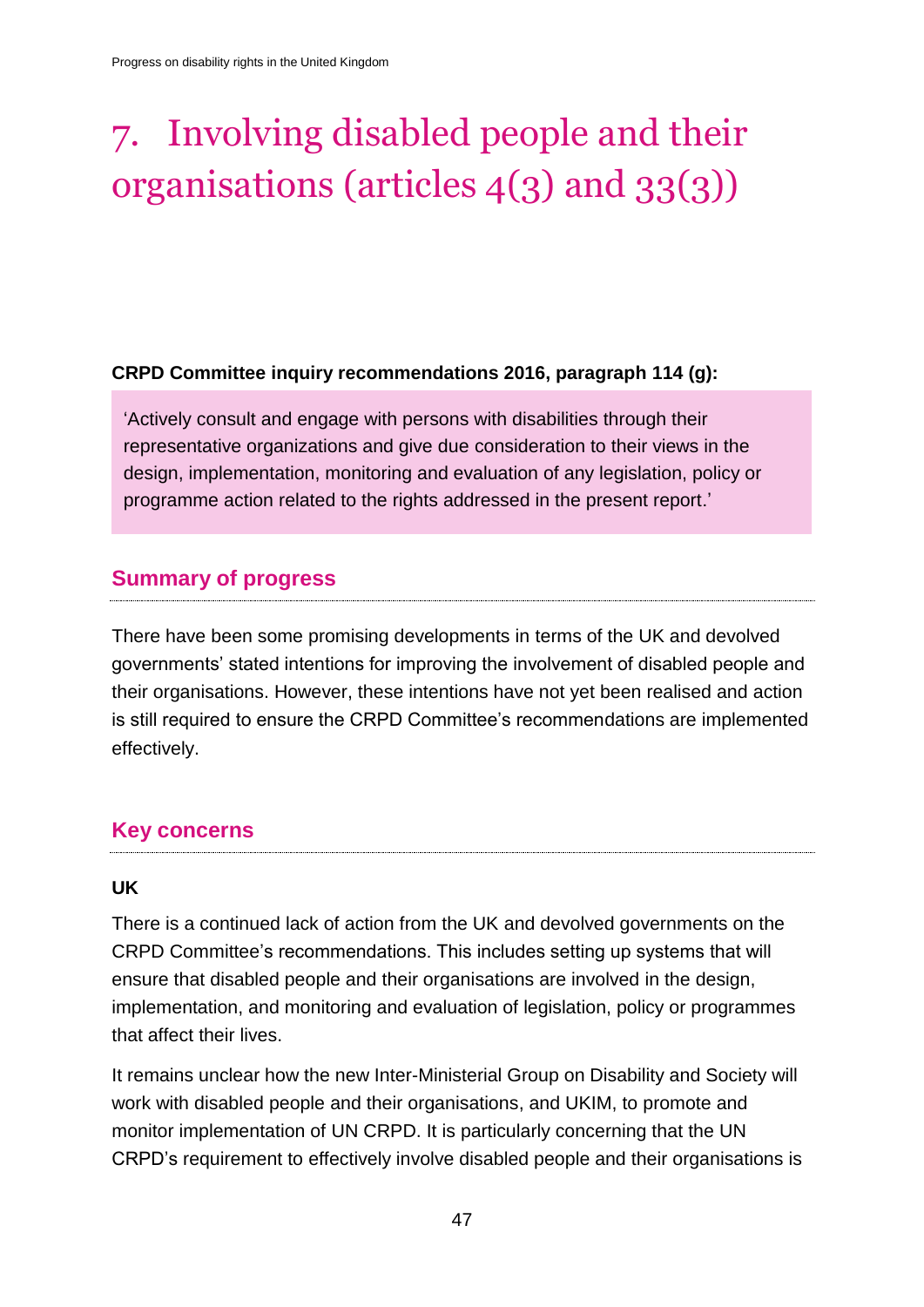# 7. Involving disabled people and their organisations (articles 4(3) and 33(3))

**CRPD Committee inquiry recommendations 2016, paragraph 114 (g):**

> 'Actively consult and engage with persons with disabilities through their representative organizations and give due consideration to their views in the design, implementation, monitoring and evaluation of any legislation, policy or programme action related to the rights addressed in the present report.'

## Summary of progress

There have been some promising developments in terms of the UK and devolved governments' stated intentions for improving the involvement of disabled people and their organisations. However, these intentions have not yet been realised and action is still required to ensure the CRPD Committee's recommendations are implemented effectively.

## Key concerns

### UK

There is a continued lack of action from the UK and devolved governments on the CRPD Committee's recommendations. This includes setting up systems that will ensure that disabled people and their organisations are involved in the design, implementation, and monitoring and evaluation of legislation, policy or programmes that affect their lives.

It remains unclear how the new Inter-Ministerial Group on Disability and Society will work with disabled people and their organisations, and UKIM, to promote and monitor implementation of UN CRPD. It is particularly concerning that the UN CRPD's requirement to effectively involve disabled people and their organisations is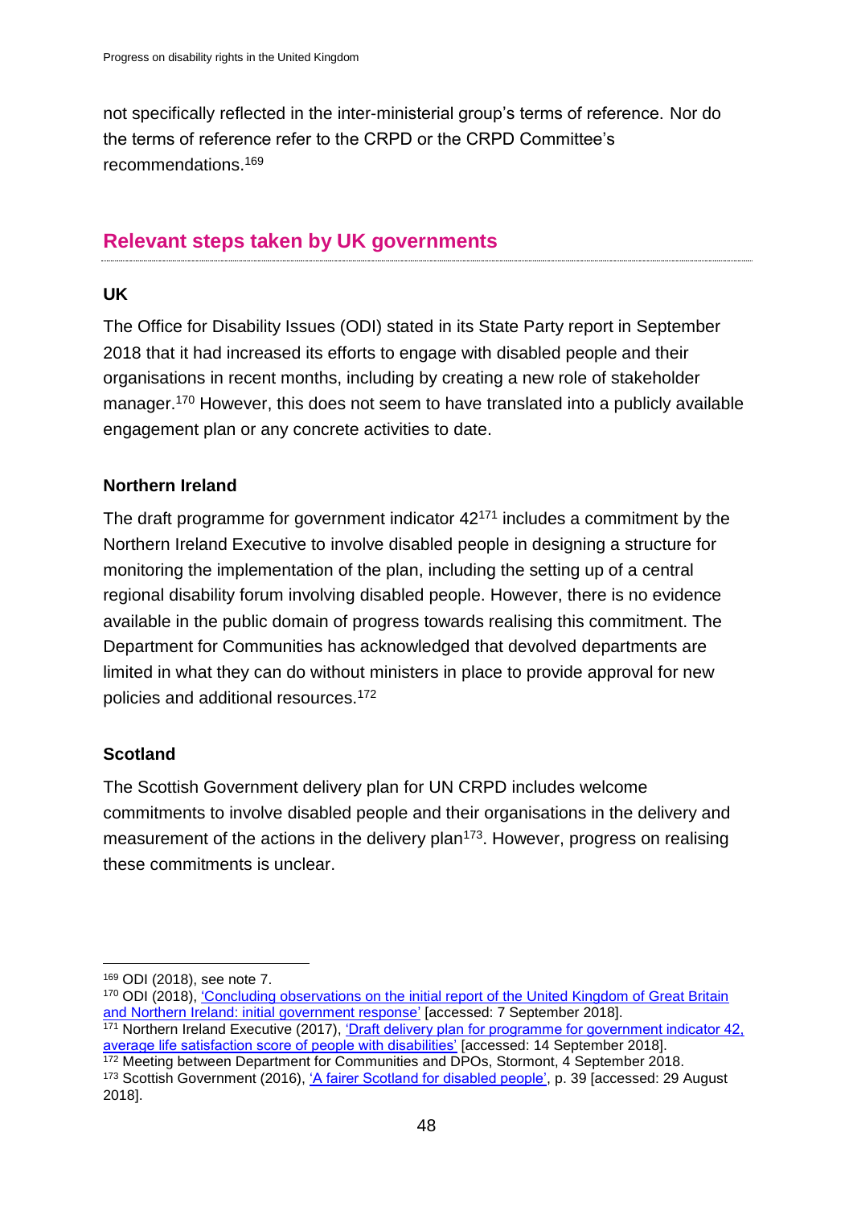not specifically reflected in the inter-ministerial group's terms of reference. Nor do the terms of reference refer to the CRPD or the CRPD Committee's recommendations.[169]

## Relevant steps taken by UK governments

### UK

The Office for Disability Issues (ODI) stated in its State Party report in September 2018 that it had increased its efforts to engage with disabled people and their organisations in recent months, including by creating a new role of stakeholder manager.[170] However, this does not seem to have translated into a publicly available engagement plan or any concrete activities to date.

### Northern Ireland

The draft programme for government indicator 42[171] includes a commitment by the Northern Ireland Executive to involve disabled people in designing a structure for monitoring the implementation of the plan, including the setting up of a central regional disability forum involving disabled people. However, there is no evidence available in the public domain of progress towards realising this commitment. The Department for Communities has acknowledged that devolved departments are limited in what they can do without ministers in place to provide approval for new policies and additional resources.[172]

### Scotland

The Scottish Government delivery plan for UN CRPD includes welcome commitments to involve disabled people and their organisations in the delivery and measurement of the actions in the delivery plan[173]. However, progress on realising these commitments is unclear.

---

[169] ODI (2018), see note 7.

[170] ODI (2018), 'Concluding observations on the initial report of the United Kingdom of Great Britain and Northern Ireland: initial government response' [accessed: 7 September 2018].

[171] Northern Ireland Executive (2017), 'Draft delivery plan for programme for government indicator 42, average life satisfaction score of people with disabilities' [accessed: 14 September 2018].

[172] Meeting between Department for Communities and DPOs, Stormont, 4 September 2018.

[173] Scottish Government (2016), 'A fairer Scotland for disabled people', p. 39 [accessed: 29 August 2018].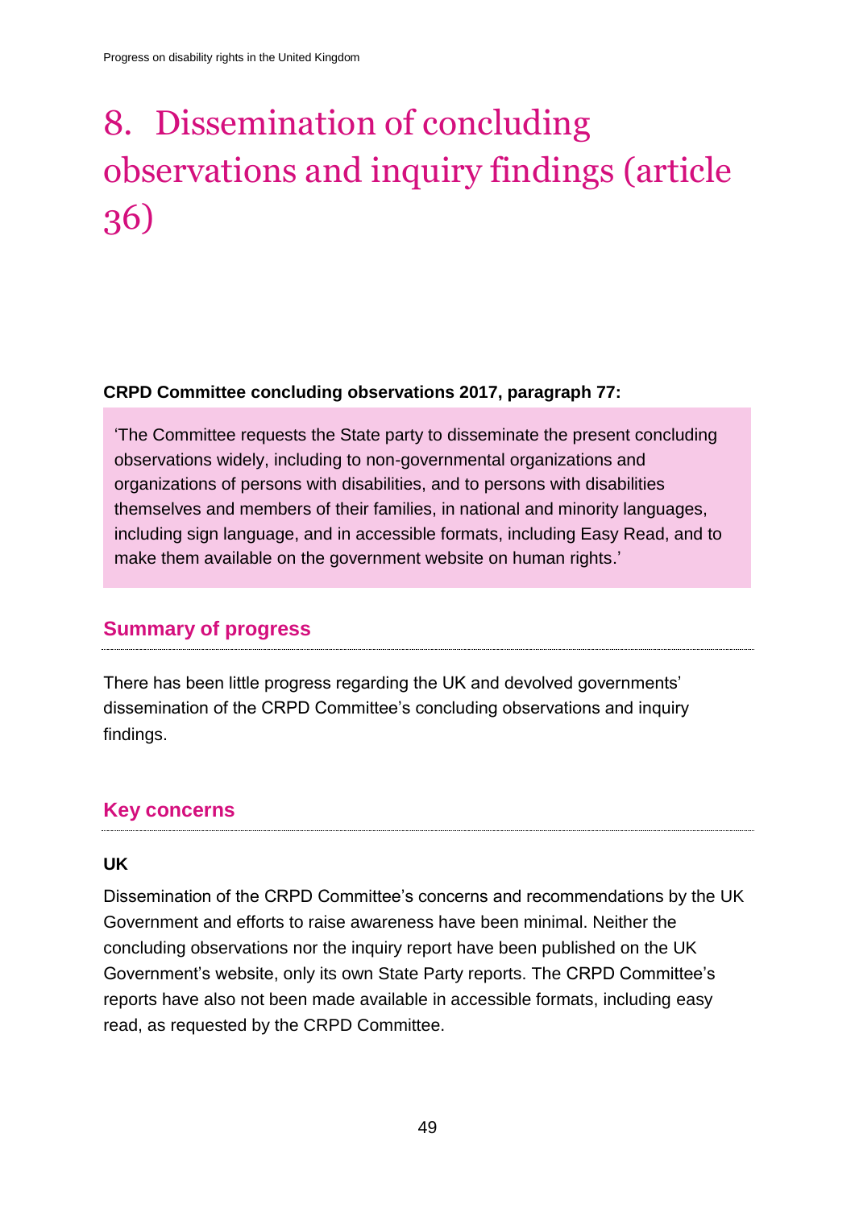# 8. Dissemination of concluding observations and inquiry findings (article 36)

**CRPD Committee concluding observations 2017, paragraph 77:**

'The Committee requests the State party to disseminate the present concluding observations widely, including to non-governmental organizations and organizations of persons with disabilities, and to persons with disabilities themselves and members of their families, in national and minority languages, including sign language, and in accessible formats, including Easy Read, and to make them available on the government website on human rights.'

## Summary of progress

There has been little progress regarding the UK and devolved governments' dissemination of the CRPD Committee's concluding observations and inquiry findings.

## Key concerns

**UK**

Dissemination of the CRPD Committee's concerns and recommendations by the UK Government and efforts to raise awareness have been minimal. Neither the concluding observations nor the inquiry report have been published on the UK Government's website, only its own State Party reports. The CRPD Committee's reports have also not been made available in accessible formats, including easy read, as requested by the CRPD Committee.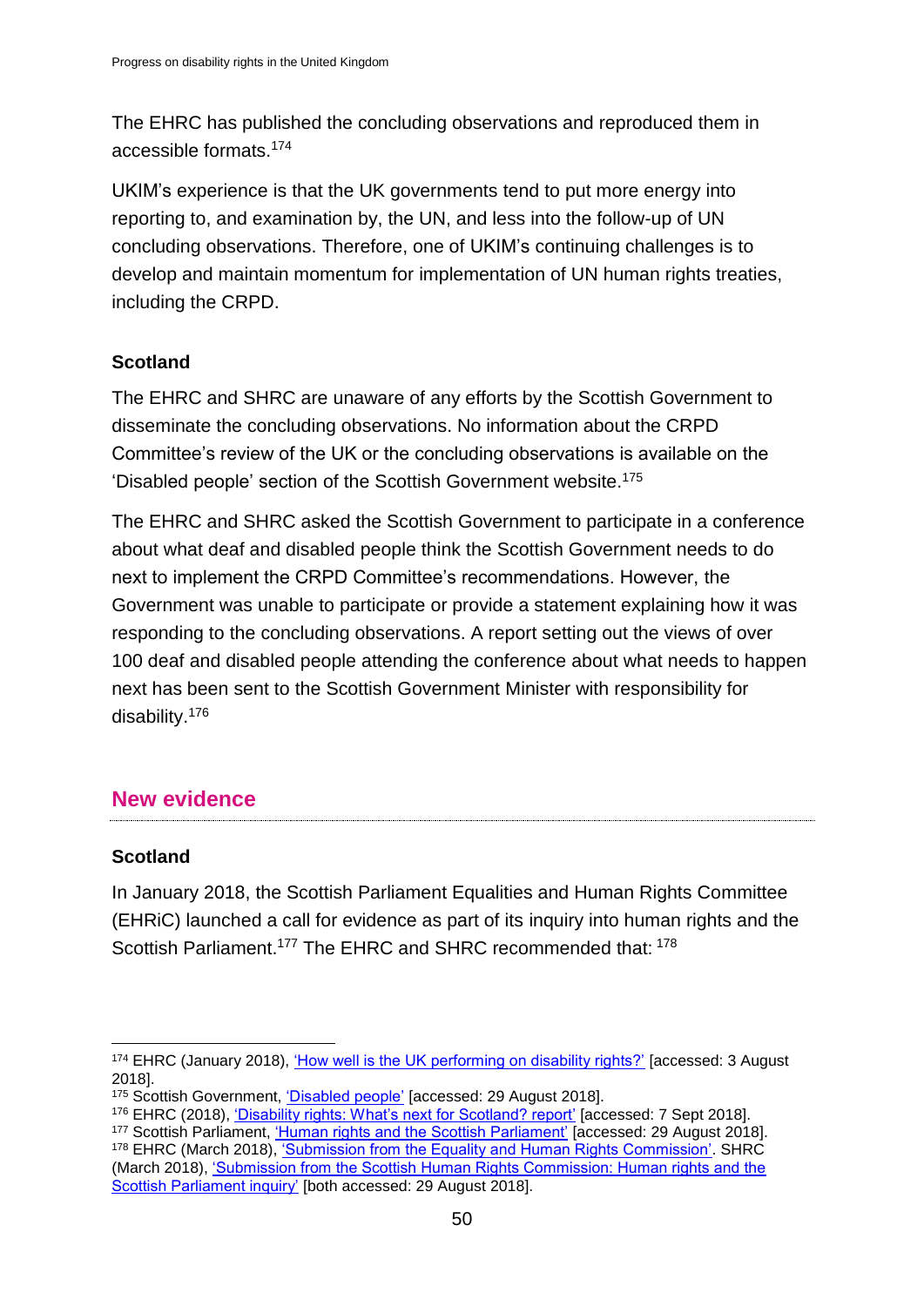The EHRC has published the concluding observations and reproduced them in accessible formats.[174]

UKIM's experience is that the UK governments tend to put more energy into reporting to, and examination by, the UN, and less into the follow-up of UN concluding observations. Therefore, one of UKIM's continuing challenges is to develop and maintain momentum for implementation of UN human rights treaties, including the CRPD.

**Scotland**

The EHRC and SHRC are unaware of any efforts by the Scottish Government to disseminate the concluding observations. No information about the CRPD Committee's review of the UK or the concluding observations is available on the 'Disabled people' section of the Scottish Government website.[175]

The EHRC and SHRC asked the Scottish Government to participate in a conference about what deaf and disabled people think the Scottish Government needs to do next to implement the CRPD Committee's recommendations. However, the Government was unable to participate or provide a statement explaining how it was responding to the concluding observations. A report setting out the views of over 100 deaf and disabled people attending the conference about what needs to happen next has been sent to the Scottish Government Minister with responsibility for disability.[176]

## New evidence

**Scotland**

In January 2018, the Scottish Parliament Equalities and Human Rights Committee (EHRiC) launched a call for evidence as part of its inquiry into human rights and the Scottish Parliament.[177] The EHRC and SHRC recommended that: [178]

---

[174] EHRC (January 2018), 'How well is the UK performing on disability rights?' [accessed: 3 August 2018].

[175] Scottish Government, 'Disabled people' [accessed: 29 August 2018].

[176] EHRC (2018), 'Disability rights: What's next for Scotland? report' [accessed: 7 Sept 2018].

[177] Scottish Parliament, 'Human rights and the Scottish Parliament' [accessed: 29 August 2018].

[178] EHRC (March 2018), 'Submission from the Equality and Human Rights Commission'. SHRC (March 2018), 'Submission from the Scottish Human Rights Commission: Human rights and the Scottish Parliament inquiry' [both accessed: 29 August 2018].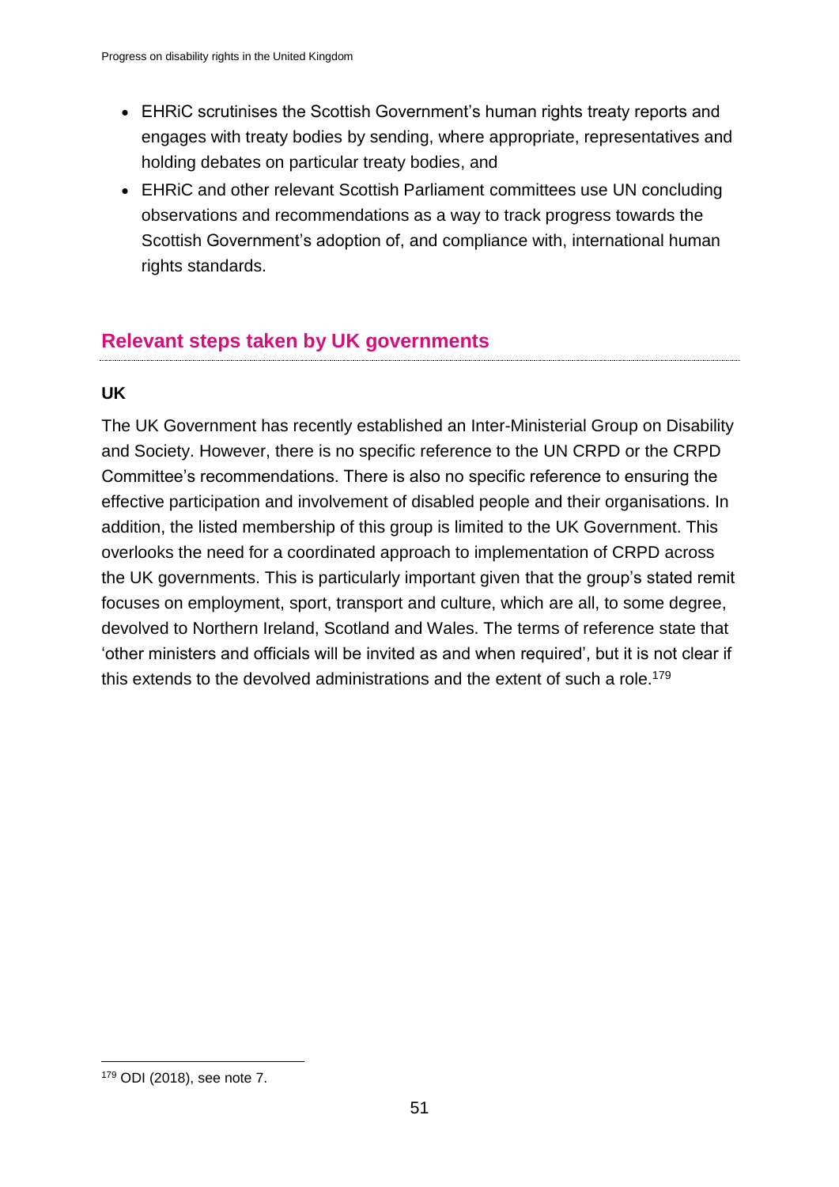- EHRiC scrutinises the Scottish Government's human rights treaty reports and engages with treaty bodies by sending, where appropriate, representatives and holding debates on particular treaty bodies, and
- EHRiC and other relevant Scottish Parliament committees use UN concluding observations and recommendations as a way to track progress towards the Scottish Government's adoption of, and compliance with, international human rights standards.

## Relevant steps taken by UK governments

### UK

The UK Government has recently established an Inter-Ministerial Group on Disability and Society. However, there is no specific reference to the UN CRPD or the CRPD Committee's recommendations. There is also no specific reference to ensuring the effective participation and involvement of disabled people and their organisations. In addition, the listed membership of this group is limited to the UK Government. This overlooks the need for a coordinated approach to implementation of CRPD across the UK governments. This is particularly important given that the group's stated remit focuses on employment, sport, transport and culture, which are all, to some degree, devolved to Northern Ireland, Scotland and Wales. The terms of reference state that 'other ministers and officials will be invited as and when required', but it is not clear if this extends to the devolved administrations and the extent of such a role.[179]

---

[179] ODI (2018), see note 7.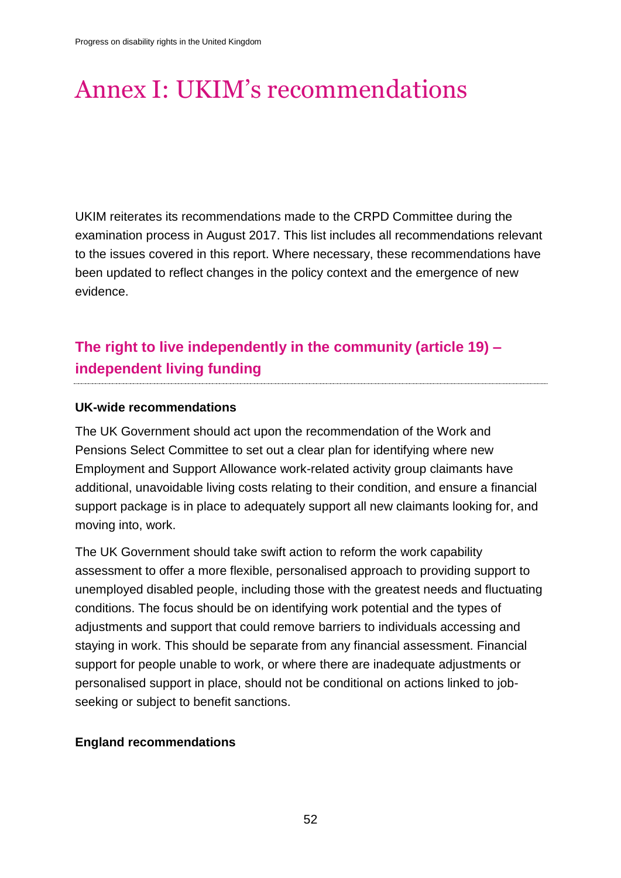# Annex I: UKIM's recommendations

UKIM reiterates its recommendations made to the CRPD Committee during the examination process in August 2017. This list includes all recommendations relevant to the issues covered in this report. Where necessary, these recommendations have been updated to reflect changes in the policy context and the emergence of new evidence.

## The right to live independently in the community (article 19) – independent living funding

**UK-wide recommendations**

The UK Government should act upon the recommendation of the Work and Pensions Select Committee to set out a clear plan for identifying where new Employment and Support Allowance work-related activity group claimants have additional, unavoidable living costs relating to their condition, and ensure a financial support package is in place to adequately support all new claimants looking for, and moving into, work.

The UK Government should take swift action to reform the work capability assessment to offer a more flexible, personalised approach to providing support to unemployed disabled people, including those with the greatest needs and fluctuating conditions. The focus should be on identifying work potential and the types of adjustments and support that could remove barriers to individuals accessing and staying in work. This should be separate from any financial assessment. Financial support for people unable to work, or where there are inadequate adjustments or personalised support in place, should not be conditional on actions linked to job-seeking or subject to benefit sanctions.

**England recommendations**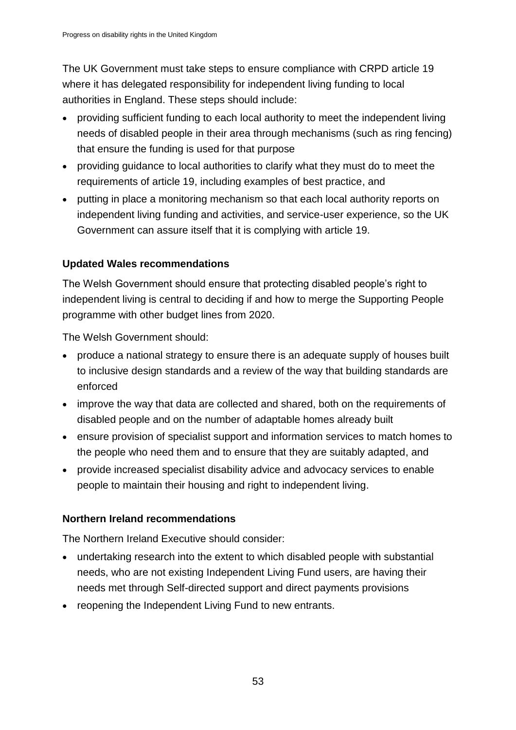The UK Government must take steps to ensure compliance with CRPD article 19 where it has delegated responsibility for independent living funding to local authorities in England. These steps should include:

- providing sufficient funding to each local authority to meet the independent living needs of disabled people in their area through mechanisms (such as ring fencing) that ensure the funding is used for that purpose
- providing guidance to local authorities to clarify what they must do to meet the requirements of article 19, including examples of best practice, and
- putting in place a monitoring mechanism so that each local authority reports on independent living funding and activities, and service-user experience, so the UK Government can assure itself that it is complying with article 19.

**Updated Wales recommendations**

The Welsh Government should ensure that protecting disabled people's right to independent living is central to deciding if and how to merge the Supporting People programme with other budget lines from 2020.

The Welsh Government should:

- produce a national strategy to ensure there is an adequate supply of houses built to inclusive design standards and a review of the way that building standards are enforced
- improve the way that data are collected and shared, both on the requirements of disabled people and on the number of adaptable homes already built
- ensure provision of specialist support and information services to match homes to the people who need them and to ensure that they are suitably adapted, and
- provide increased specialist disability advice and advocacy services to enable people to maintain their housing and right to independent living.

**Northern Ireland recommendations**

The Northern Ireland Executive should consider:

- undertaking research into the extent to which disabled people with substantial needs, who are not existing Independent Living Fund users, are having their needs met through Self-directed support and direct payments provisions
- reopening the Independent Living Fund to new entrants.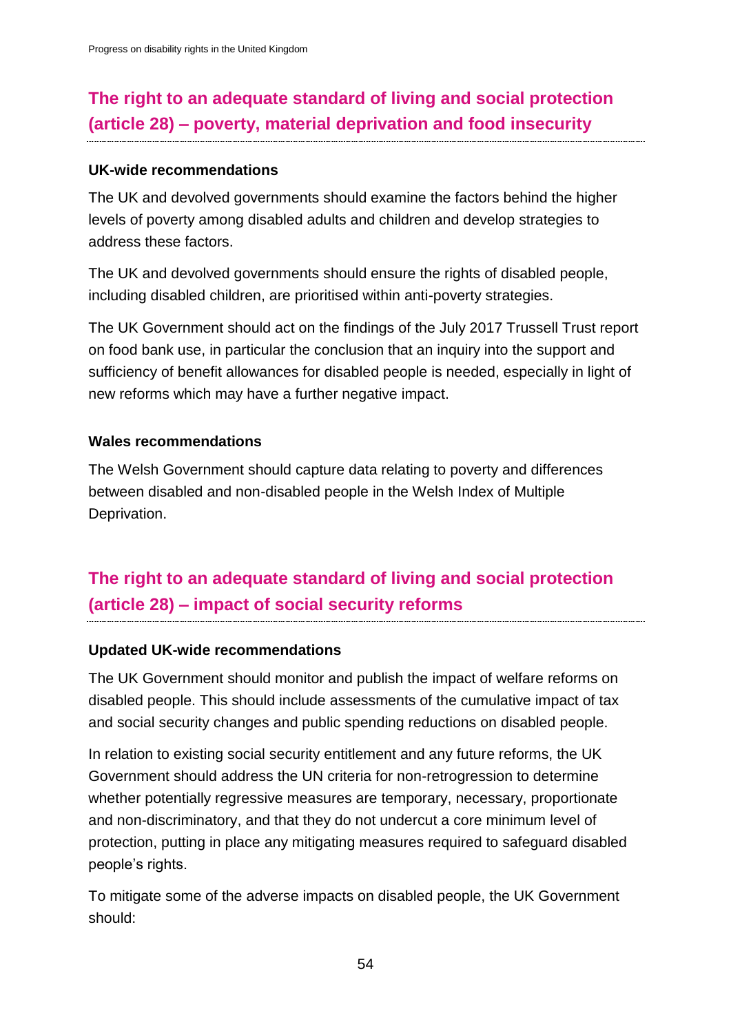## The right to an adequate standard of living and social protection (article 28) – poverty, material deprivation and food insecurity

**UK-wide recommendations**

The UK and devolved governments should examine the factors behind the higher levels of poverty among disabled adults and children and develop strategies to address these factors.

The UK and devolved governments should ensure the rights of disabled people, including disabled children, are prioritised within anti-poverty strategies.

The UK Government should act on the findings of the July 2017 Trussell Trust report on food bank use, in particular the conclusion that an inquiry into the support and sufficiency of benefit allowances for disabled people is needed, especially in light of new reforms which may have a further negative impact.

**Wales recommendations**

The Welsh Government should capture data relating to poverty and differences between disabled and non-disabled people in the Welsh Index of Multiple Deprivation.

## The right to an adequate standard of living and social protection (article 28) – impact of social security reforms

**Updated UK-wide recommendations**

The UK Government should monitor and publish the impact of welfare reforms on disabled people. This should include assessments of the cumulative impact of tax and social security changes and public spending reductions on disabled people.

In relation to existing social security entitlement and any future reforms, the UK Government should address the UN criteria for non-retrogression to determine whether potentially regressive measures are temporary, necessary, proportionate and non-discriminatory, and that they do not undercut a core minimum level of protection, putting in place any mitigating measures required to safeguard disabled people's rights.

To mitigate some of the adverse impacts on disabled people, the UK Government should: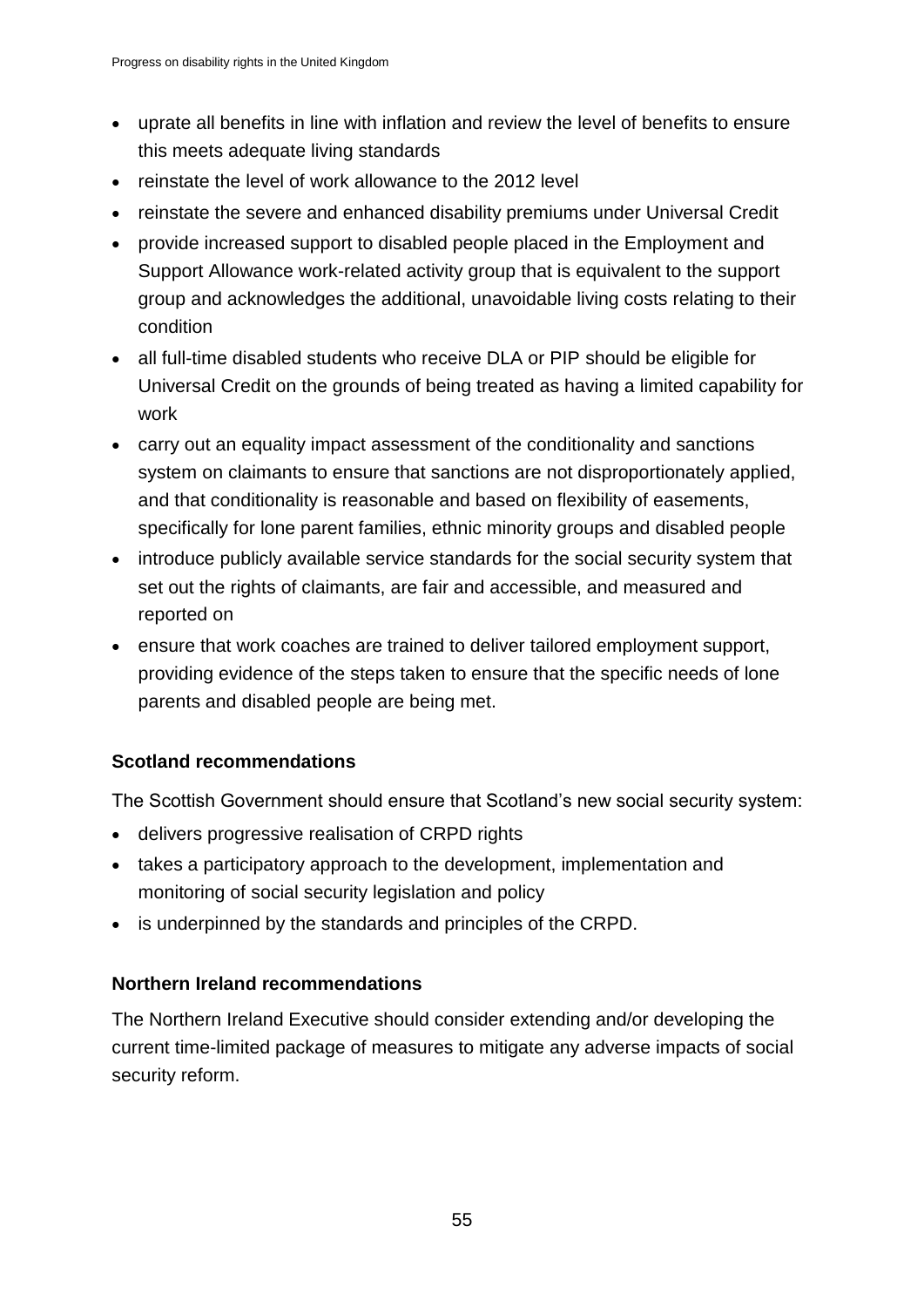- uprate all benefits in line with inflation and review the level of benefits to ensure this meets adequate living standards
- reinstate the level of work allowance to the 2012 level
- reinstate the severe and enhanced disability premiums under Universal Credit
- provide increased support to disabled people placed in the Employment and Support Allowance work-related activity group that is equivalent to the support group and acknowledges the additional, unavoidable living costs relating to their condition
- all full-time disabled students who receive DLA or PIP should be eligible for Universal Credit on the grounds of being treated as having a limited capability for work
- carry out an equality impact assessment of the conditionality and sanctions system on claimants to ensure that sanctions are not disproportionately applied, and that conditionality is reasonable and based on flexibility of easements, specifically for lone parent families, ethnic minority groups and disabled people
- introduce publicly available service standards for the social security system that set out the rights of claimants, are fair and accessible, and measured and reported on
- ensure that work coaches are trained to deliver tailored employment support, providing evidence of the steps taken to ensure that the specific needs of lone parents and disabled people are being met.

**Scotland recommendations**

The Scottish Government should ensure that Scotland's new social security system:

- delivers progressive realisation of CRPD rights
- takes a participatory approach to the development, implementation and monitoring of social security legislation and policy
- is underpinned by the standards and principles of the CRPD.

**Northern Ireland recommendations**

The Northern Ireland Executive should consider extending and/or developing the current time-limited package of measures to mitigate any adverse impacts of social security reform.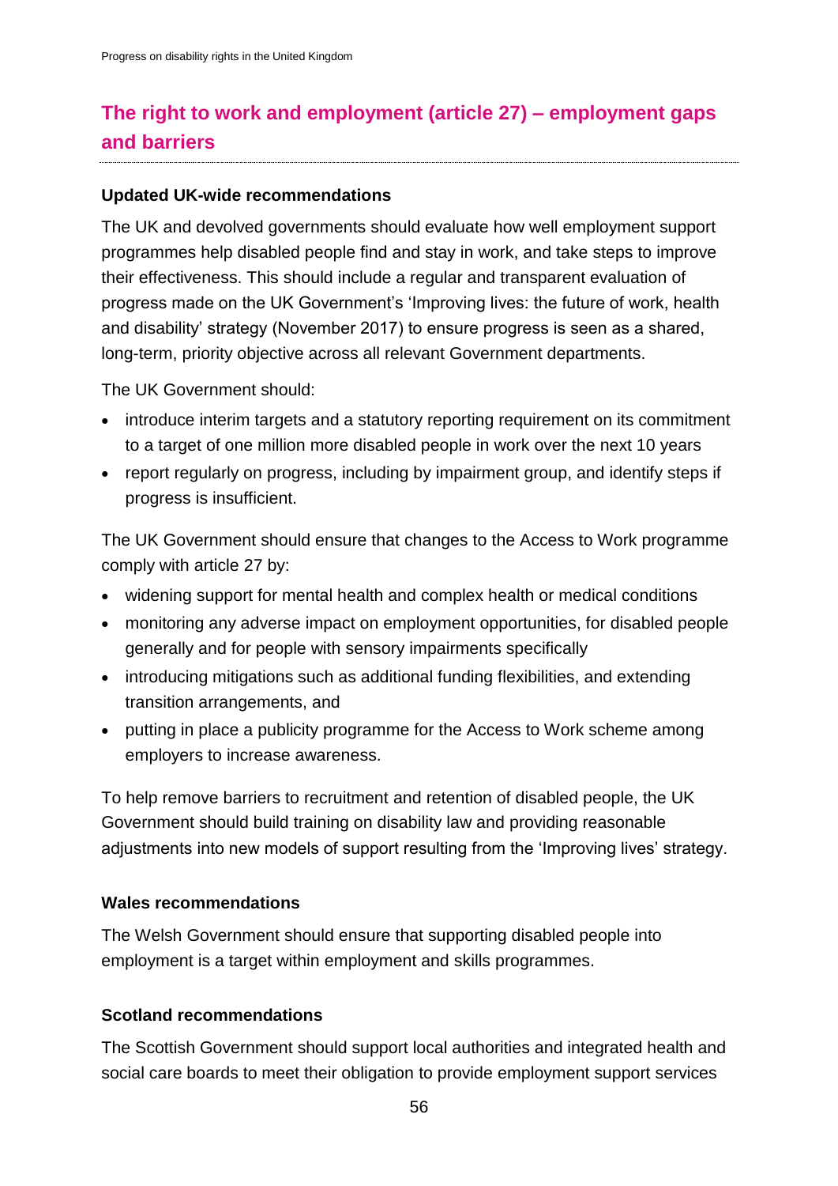## The right to work and employment (article 27) – employment gaps and barriers

**Updated UK-wide recommendations**

The UK and devolved governments should evaluate how well employment support programmes help disabled people find and stay in work, and take steps to improve their effectiveness. This should include a regular and transparent evaluation of progress made on the UK Government's 'Improving lives: the future of work, health and disability' strategy (November 2017) to ensure progress is seen as a shared, long-term, priority objective across all relevant Government departments.

The UK Government should:

- introduce interim targets and a statutory reporting requirement on its commitment to a target of one million more disabled people in work over the next 10 years
- report regularly on progress, including by impairment group, and identify steps if progress is insufficient.

The UK Government should ensure that changes to the Access to Work programme comply with article 27 by:

- widening support for mental health and complex health or medical conditions
- monitoring any adverse impact on employment opportunities, for disabled people generally and for people with sensory impairments specifically
- introducing mitigations such as additional funding flexibilities, and extending transition arrangements, and
- putting in place a publicity programme for the Access to Work scheme among employers to increase awareness.

To help remove barriers to recruitment and retention of disabled people, the UK Government should build training on disability law and providing reasonable adjustments into new models of support resulting from the 'Improving lives' strategy.

**Wales recommendations**

The Welsh Government should ensure that supporting disabled people into employment is a target within employment and skills programmes.

**Scotland recommendations**

The Scottish Government should support local authorities and integrated health and social care boards to meet their obligation to provide employment support services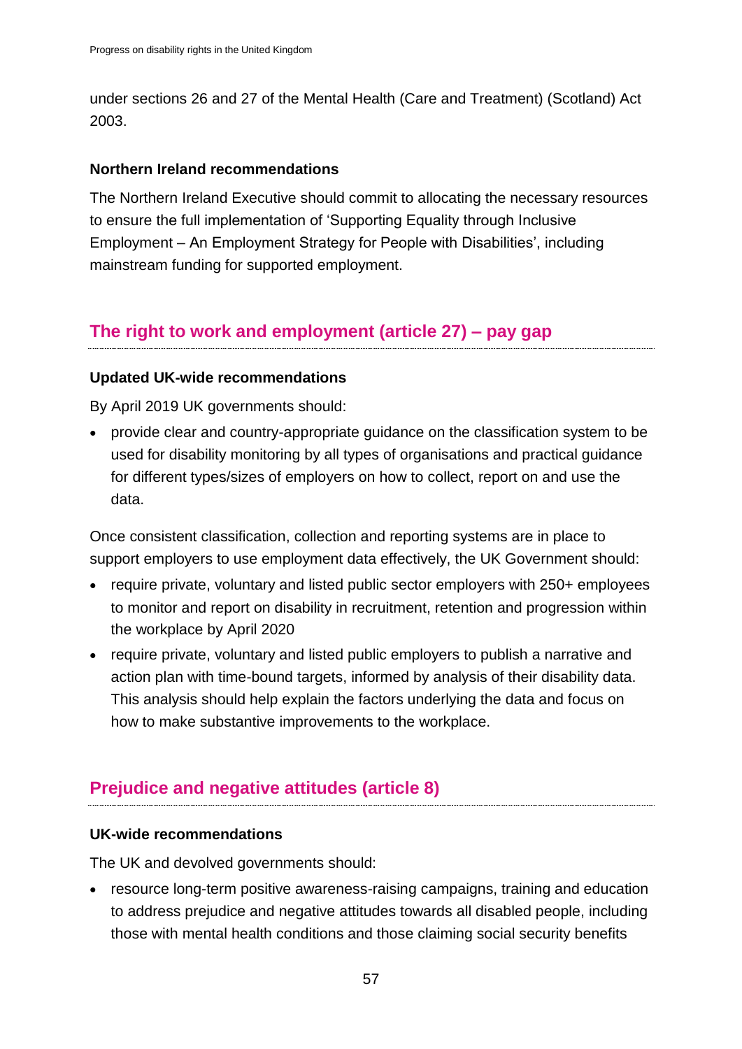under sections 26 and 27 of the Mental Health (Care and Treatment) (Scotland) Act 2003.

**Northern Ireland recommendations**

The Northern Ireland Executive should commit to allocating the necessary resources to ensure the full implementation of 'Supporting Equality through Inclusive Employment – An Employment Strategy for People with Disabilities', including mainstream funding for supported employment.

## The right to work and employment (article 27) – pay gap

**Updated UK-wide recommendations**

By April 2019 UK governments should:

- provide clear and country-appropriate guidance on the classification system to be used for disability monitoring by all types of organisations and practical guidance for different types/sizes of employers on how to collect, report on and use the data.

Once consistent classification, collection and reporting systems are in place to support employers to use employment data effectively, the UK Government should:

- require private, voluntary and listed public sector employers with 250+ employees to monitor and report on disability in recruitment, retention and progression within the workplace by April 2020
- require private, voluntary and listed public employers to publish a narrative and action plan with time-bound targets, informed by analysis of their disability data. This analysis should help explain the factors underlying the data and focus on how to make substantive improvements to the workplace.

## Prejudice and negative attitudes (article 8)

**UK-wide recommendations**

The UK and devolved governments should:

- resource long-term positive awareness-raising campaigns, training and education to address prejudice and negative attitudes towards all disabled people, including those with mental health conditions and those claiming social security benefits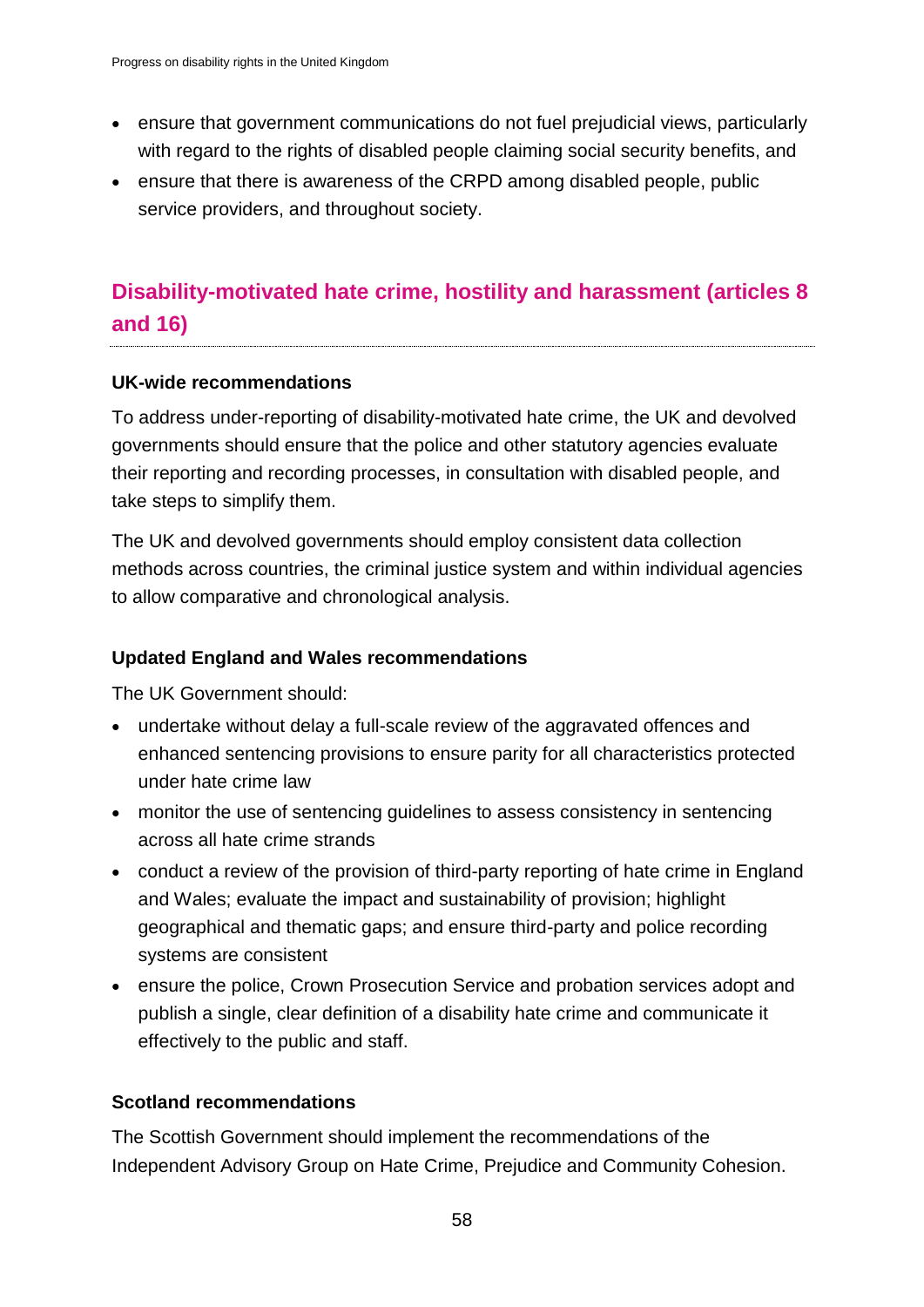- ensure that government communications do not fuel prejudicial views, particularly with regard to the rights of disabled people claiming social security benefits, and
- ensure that there is awareness of the CRPD among disabled people, public service providers, and throughout society.

## Disability-motivated hate crime, hostility and harassment (articles 8 and 16)

**UK-wide recommendations**

To address under-reporting of disability-motivated hate crime, the UK and devolved governments should ensure that the police and other statutory agencies evaluate their reporting and recording processes, in consultation with disabled people, and take steps to simplify them.

The UK and devolved governments should employ consistent data collection methods across countries, the criminal justice system and within individual agencies to allow comparative and chronological analysis.

**Updated England and Wales recommendations**

The UK Government should:

- undertake without delay a full-scale review of the aggravated offences and enhanced sentencing provisions to ensure parity for all characteristics protected under hate crime law
- monitor the use of sentencing guidelines to assess consistency in sentencing across all hate crime strands
- conduct a review of the provision of third-party reporting of hate crime in England and Wales; evaluate the impact and sustainability of provision; highlight geographical and thematic gaps; and ensure third-party and police recording systems are consistent
- ensure the police, Crown Prosecution Service and probation services adopt and publish a single, clear definition of a disability hate crime and communicate it effectively to the public and staff.

**Scotland recommendations**

The Scottish Government should implement the recommendations of the Independent Advisory Group on Hate Crime, Prejudice and Community Cohesion.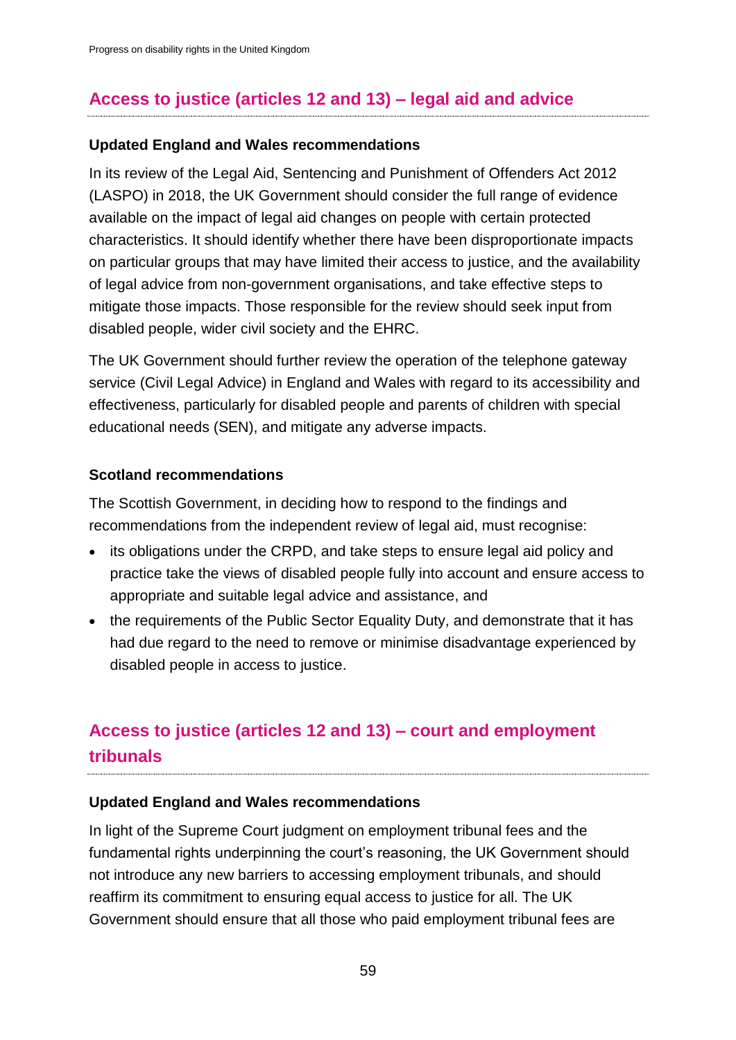## Access to justice (articles 12 and 13) – legal aid and advice

### Updated England and Wales recommendations

In its review of the Legal Aid, Sentencing and Punishment of Offenders Act 2012 (LASPO) in 2018, the UK Government should consider the full range of evidence available on the impact of legal aid changes on people with certain protected characteristics. It should identify whether there have been disproportionate impacts on particular groups that may have limited their access to justice, and the availability of legal advice from non-government organisations, and take effective steps to mitigate those impacts. Those responsible for the review should seek input from disabled people, wider civil society and the EHRC.

The UK Government should further review the operation of the telephone gateway service (Civil Legal Advice) in England and Wales with regard to its accessibility and effectiveness, particularly for disabled people and parents of children with special educational needs (SEN), and mitigate any adverse impacts.

### Scotland recommendations

The Scottish Government, in deciding how to respond to the findings and recommendations from the independent review of legal aid, must recognise:

- its obligations under the CRPD, and take steps to ensure legal aid policy and practice take the views of disabled people fully into account and ensure access to appropriate and suitable legal advice and assistance, and
- the requirements of the Public Sector Equality Duty, and demonstrate that it has had due regard to the need to remove or minimise disadvantage experienced by disabled people in access to justice.

## Access to justice (articles 12 and 13) – court and employment tribunals

### Updated England and Wales recommendations

In light of the Supreme Court judgment on employment tribunal fees and the fundamental rights underpinning the court's reasoning, the UK Government should not introduce any new barriers to accessing employment tribunals, and should reaffirm its commitment to ensuring equal access to justice for all. The UK Government should ensure that all those who paid employment tribunal fees are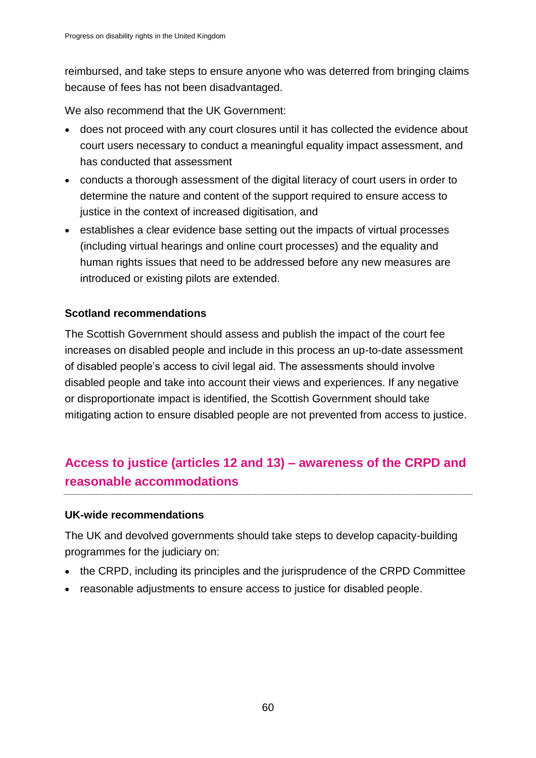reimbursed, and take steps to ensure anyone who was deterred from bringing claims because of fees has not been disadvantaged.

We also recommend that the UK Government:

- does not proceed with any court closures until it has collected the evidence about court users necessary to conduct a meaningful equality impact assessment, and has conducted that assessment
- conducts a thorough assessment of the digital literacy of court users in order to determine the nature and content of the support required to ensure access to justice in the context of increased digitisation, and
- establishes a clear evidence base setting out the impacts of virtual processes (including virtual hearings and online court processes) and the equality and human rights issues that need to be addressed before any new measures are introduced or existing pilots are extended.

**Scotland recommendations**

The Scottish Government should assess and publish the impact of the court fee increases on disabled people and include in this process an up-to-date assessment of disabled people's access to civil legal aid. The assessments should involve disabled people and take into account their views and experiences. If any negative or disproportionate impact is identified, the Scottish Government should take mitigating action to ensure disabled people are not prevented from access to justice.

## Access to justice (articles 12 and 13) – awareness of the CRPD and reasonable accommodations

**UK-wide recommendations**

The UK and devolved governments should take steps to develop capacity-building programmes for the judiciary on:

- the CRPD, including its principles and the jurisprudence of the CRPD Committee
- reasonable adjustments to ensure access to justice for disabled people.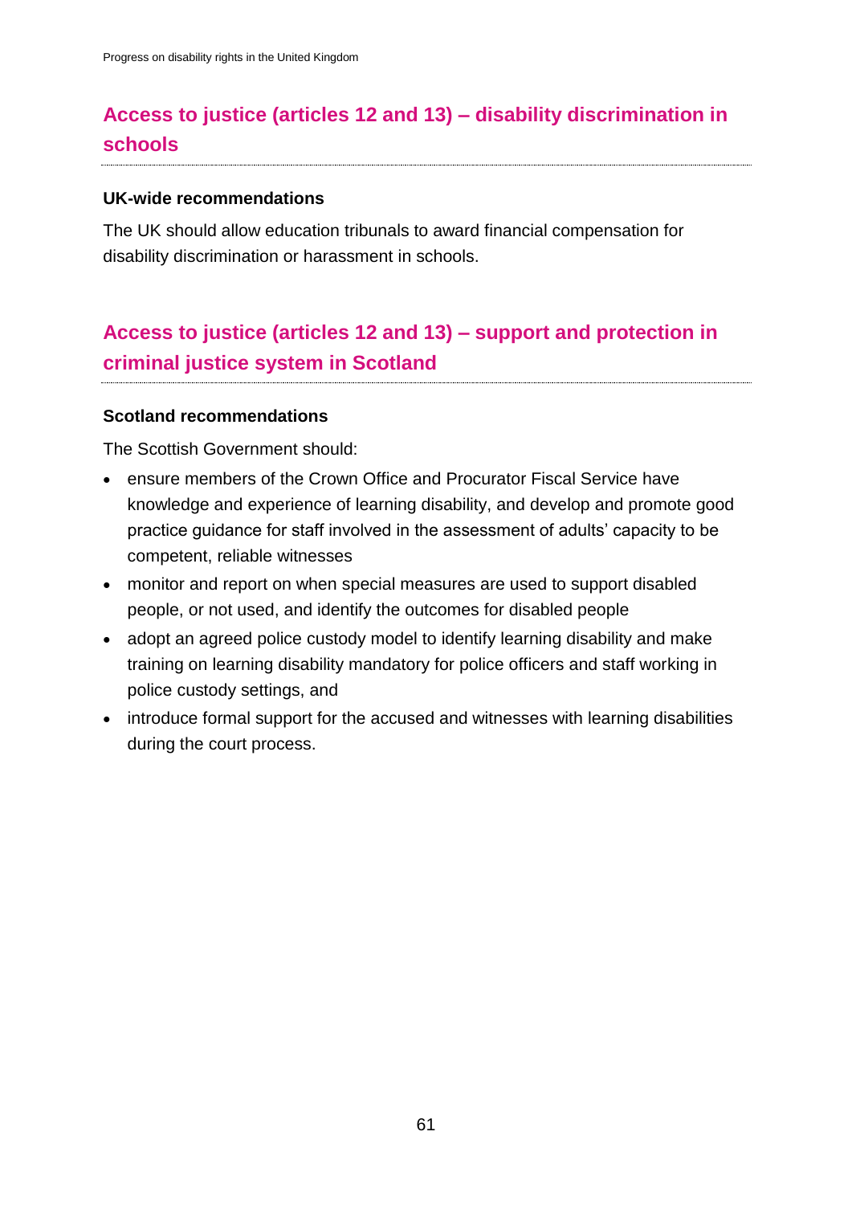## Access to justice (articles 12 and 13) – disability discrimination in schools

### UK-wide recommendations

The UK should allow education tribunals to award financial compensation for disability discrimination or harassment in schools.

## Access to justice (articles 12 and 13) – support and protection in criminal justice system in Scotland

### Scotland recommendations

The Scottish Government should:

- ensure members of the Crown Office and Procurator Fiscal Service have knowledge and experience of learning disability, and develop and promote good practice guidance for staff involved in the assessment of adults' capacity to be competent, reliable witnesses
- monitor and report on when special measures are used to support disabled people, or not used, and identify the outcomes for disabled people
- adopt an agreed police custody model to identify learning disability and make training on learning disability mandatory for police officers and staff working in police custody settings, and
- introduce formal support for the accused and witnesses with learning disabilities during the court process.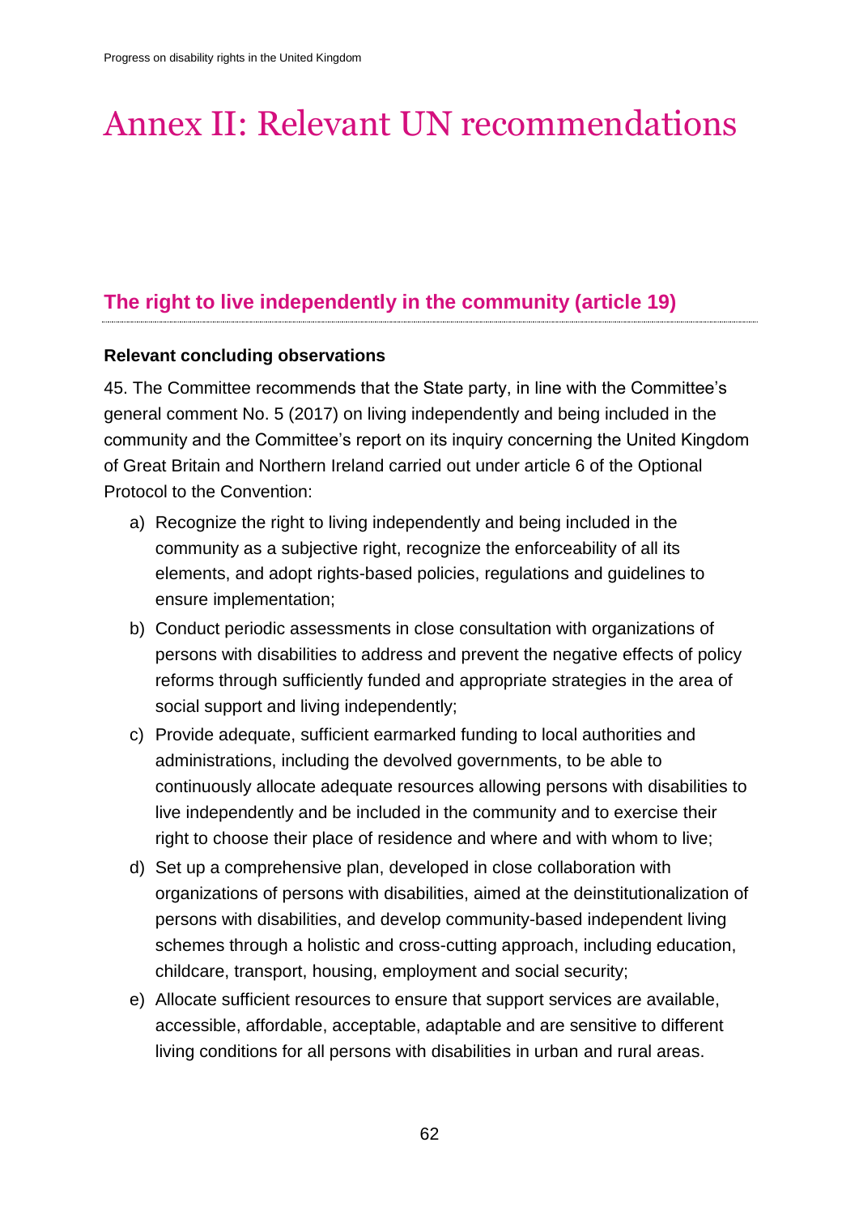# Annex II: Relevant UN recommendations

## The right to live independently in the community (article 19)

**Relevant concluding observations**

45. The Committee recommends that the State party, in line with the Committee's general comment No. 5 (2017) on living independently and being included in the community and the Committee's report on its inquiry concerning the United Kingdom of Great Britain and Northern Ireland carried out under article 6 of the Optional Protocol to the Convention:

a) Recognize the right to living independently and being included in the community as a subjective right, recognize the enforceability of all its elements, and adopt rights-based policies, regulations and guidelines to ensure implementation;

b) Conduct periodic assessments in close consultation with organizations of persons with disabilities to address and prevent the negative effects of policy reforms through sufficiently funded and appropriate strategies in the area of social support and living independently;

c) Provide adequate, sufficient earmarked funding to local authorities and administrations, including the devolved governments, to be able to continuously allocate adequate resources allowing persons with disabilities to live independently and be included in the community and to exercise their right to choose their place of residence and where and with whom to live;

d) Set up a comprehensive plan, developed in close collaboration with organizations of persons with disabilities, aimed at the deinstitutionalization of persons with disabilities, and develop community-based independent living schemes through a holistic and cross-cutting approach, including education, childcare, transport, housing, employment and social security;

e) Allocate sufficient resources to ensure that support services are available, accessible, affordable, acceptable, adaptable and are sensitive to different living conditions for all persons with disabilities in urban and rural areas.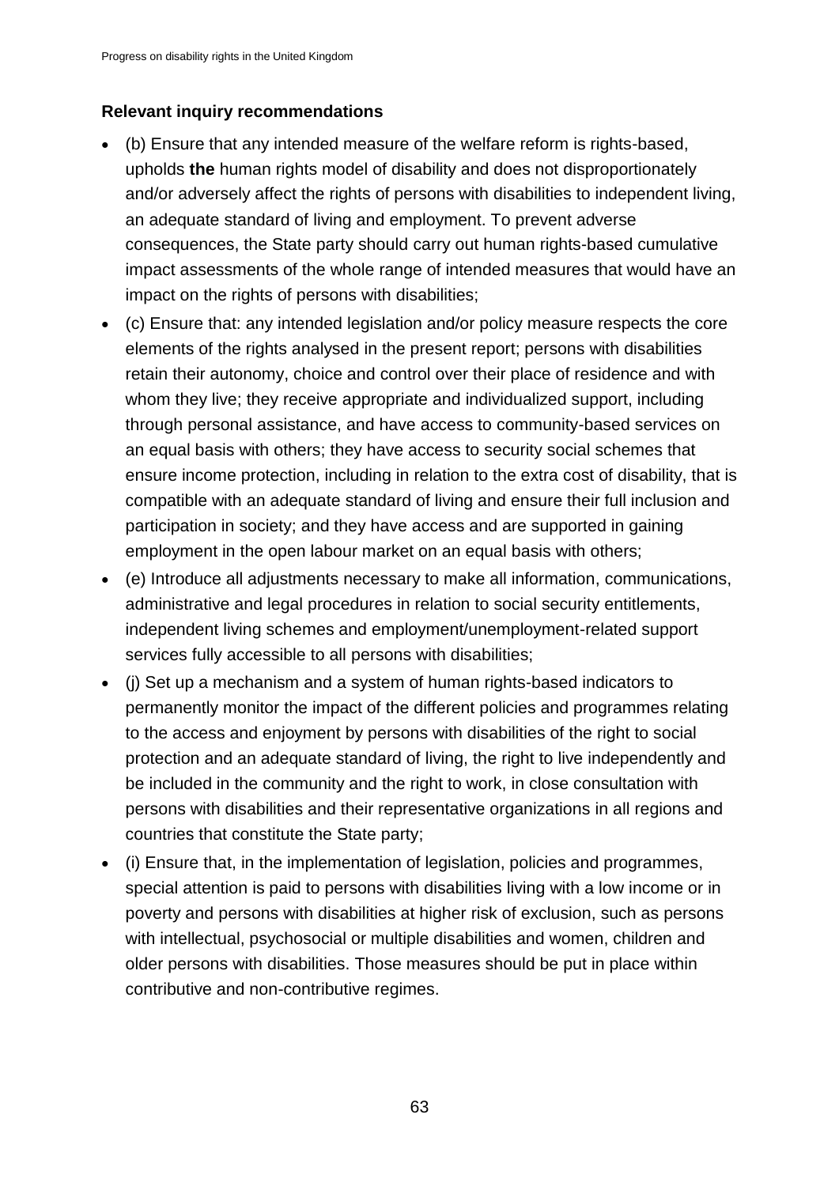**Relevant inquiry recommendations**

- (b) Ensure that any intended measure of the welfare reform is rights-based, upholds **the** human rights model of disability and does not disproportionately and/or adversely affect the rights of persons with disabilities to independent living, an adequate standard of living and employment. To prevent adverse consequences, the State party should carry out human rights-based cumulative impact assessments of the whole range of intended measures that would have an impact on the rights of persons with disabilities;
- (c) Ensure that: any intended legislation and/or policy measure respects the core elements of the rights analysed in the present report; persons with disabilities retain their autonomy, choice and control over their place of residence and with whom they live; they receive appropriate and individualized support, including through personal assistance, and have access to community-based services on an equal basis with others; they have access to security social schemes that ensure income protection, including in relation to the extra cost of disability, that is compatible with an adequate standard of living and ensure their full inclusion and participation in society; and they have access and are supported in gaining employment in the open labour market on an equal basis with others;
- (e) Introduce all adjustments necessary to make all information, communications, administrative and legal procedures in relation to social security entitlements, independent living schemes and employment/unemployment-related support services fully accessible to all persons with disabilities;
- (j) Set up a mechanism and a system of human rights-based indicators to permanently monitor the impact of the different policies and programmes relating to the access and enjoyment by persons with disabilities of the right to social protection and an adequate standard of living, the right to live independently and be included in the community and the right to work, in close consultation with persons with disabilities and their representative organizations in all regions and countries that constitute the State party;
- (i) Ensure that, in the implementation of legislation, policies and programmes, special attention is paid to persons with disabilities living with a low income or in poverty and persons with disabilities at higher risk of exclusion, such as persons with intellectual, psychosocial or multiple disabilities and women, children and older persons with disabilities. Those measures should be put in place within contributive and non-contributive regimes.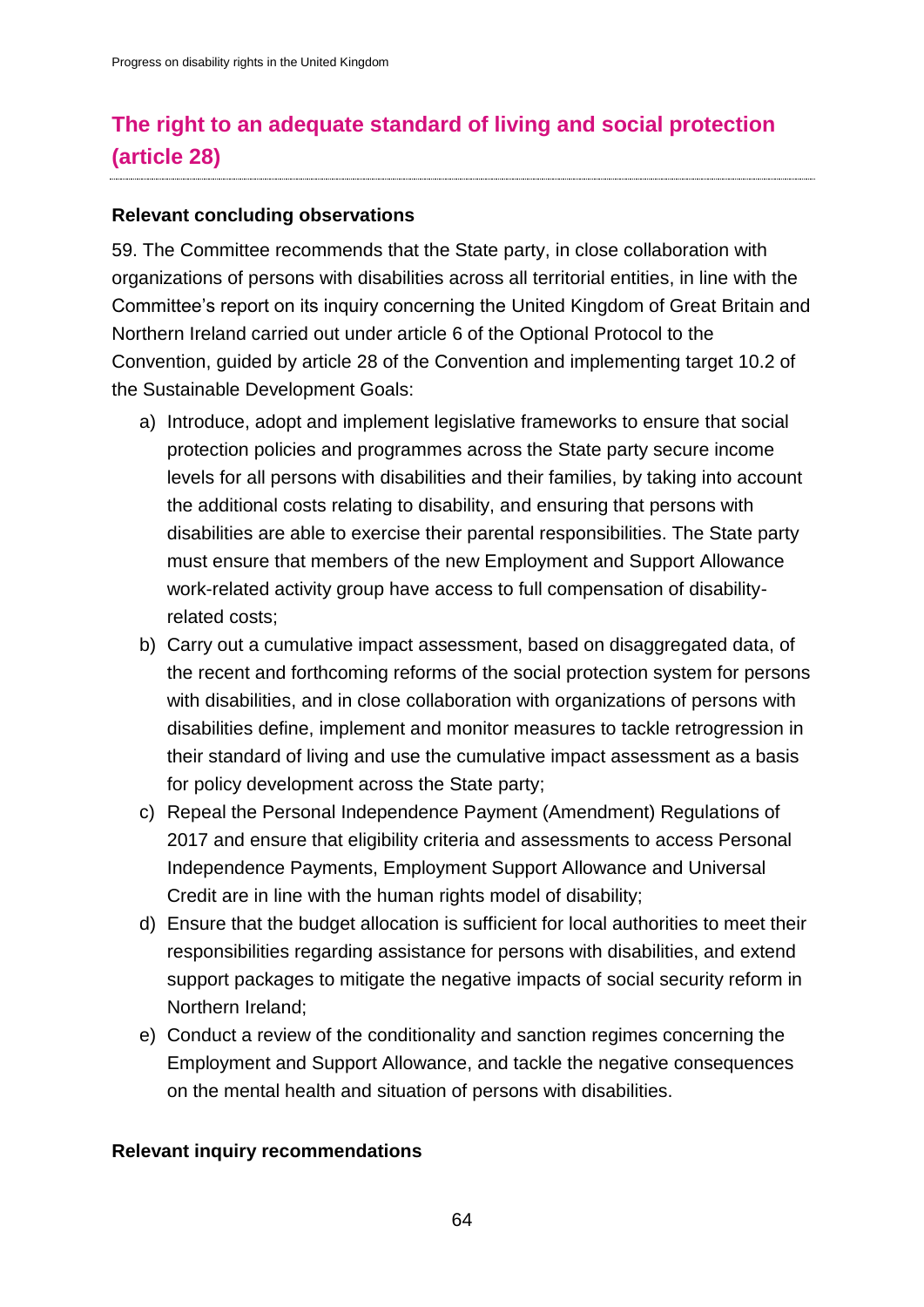## The right to an adequate standard of living and social protection (article 28)

### Relevant concluding observations

59. The Committee recommends that the State party, in close collaboration with organizations of persons with disabilities across all territorial entities, in line with the Committee's report on its inquiry concerning the United Kingdom of Great Britain and Northern Ireland carried out under article 6 of the Optional Protocol to the Convention, guided by article 28 of the Convention and implementing target 10.2 of the Sustainable Development Goals:

a) Introduce, adopt and implement legislative frameworks to ensure that social protection policies and programmes across the State party secure income levels for all persons with disabilities and their families, by taking into account the additional costs relating to disability, and ensuring that persons with disabilities are able to exercise their parental responsibilities. The State party must ensure that members of the new Employment and Support Allowance work-related activity group have access to full compensation of disability-related costs;
b) Carry out a cumulative impact assessment, based on disaggregated data, of the recent and forthcoming reforms of the social protection system for persons with disabilities, and in close collaboration with organizations of persons with disabilities define, implement and monitor measures to tackle retrogression in their standard of living and use the cumulative impact assessment as a basis for policy development across the State party;
c) Repeal the Personal Independence Payment (Amendment) Regulations of 2017 and ensure that eligibility criteria and assessments to access Personal Independence Payments, Employment Support Allowance and Universal Credit are in line with the human rights model of disability;
d) Ensure that the budget allocation is sufficient for local authorities to meet their responsibilities regarding assistance for persons with disabilities, and extend support packages to mitigate the negative impacts of social security reform in Northern Ireland;
e) Conduct a review of the conditionality and sanction regimes concerning the Employment and Support Allowance, and tackle the negative consequences on the mental health and situation of persons with disabilities.

### Relevant inquiry recommendations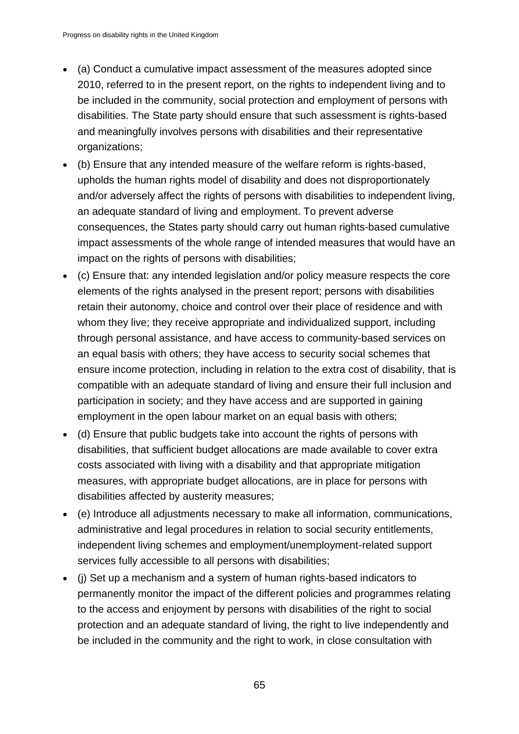- (a) Conduct a cumulative impact assessment of the measures adopted since 2010, referred to in the present report, on the rights to independent living and to be included in the community, social protection and employment of persons with disabilities. The State party should ensure that such assessment is rights-based and meaningfully involves persons with disabilities and their representative organizations;
- (b) Ensure that any intended measure of the welfare reform is rights-based, upholds the human rights model of disability and does not disproportionately and/or adversely affect the rights of persons with disabilities to independent living, an adequate standard of living and employment. To prevent adverse consequences, the States party should carry out human rights-based cumulative impact assessments of the whole range of intended measures that would have an impact on the rights of persons with disabilities;
- (c) Ensure that: any intended legislation and/or policy measure respects the core elements of the rights analysed in the present report; persons with disabilities retain their autonomy, choice and control over their place of residence and with whom they live; they receive appropriate and individualized support, including through personal assistance, and have access to community-based services on an equal basis with others; they have access to security social schemes that ensure income protection, including in relation to the extra cost of disability, that is compatible with an adequate standard of living and ensure their full inclusion and participation in society; and they have access and are supported in gaining employment in the open labour market on an equal basis with others;
- (d) Ensure that public budgets take into account the rights of persons with disabilities, that sufficient budget allocations are made available to cover extra costs associated with living with a disability and that appropriate mitigation measures, with appropriate budget allocations, are in place for persons with disabilities affected by austerity measures;
- (e) Introduce all adjustments necessary to make all information, communications, administrative and legal procedures in relation to social security entitlements, independent living schemes and employment/unemployment-related support services fully accessible to all persons with disabilities;
- (j) Set up a mechanism and a system of human rights-based indicators to permanently monitor the impact of the different policies and programmes relating to the access and enjoyment by persons with disabilities of the right to social protection and an adequate standard of living, the right to live independently and be included in the community and the right to work, in close consultation with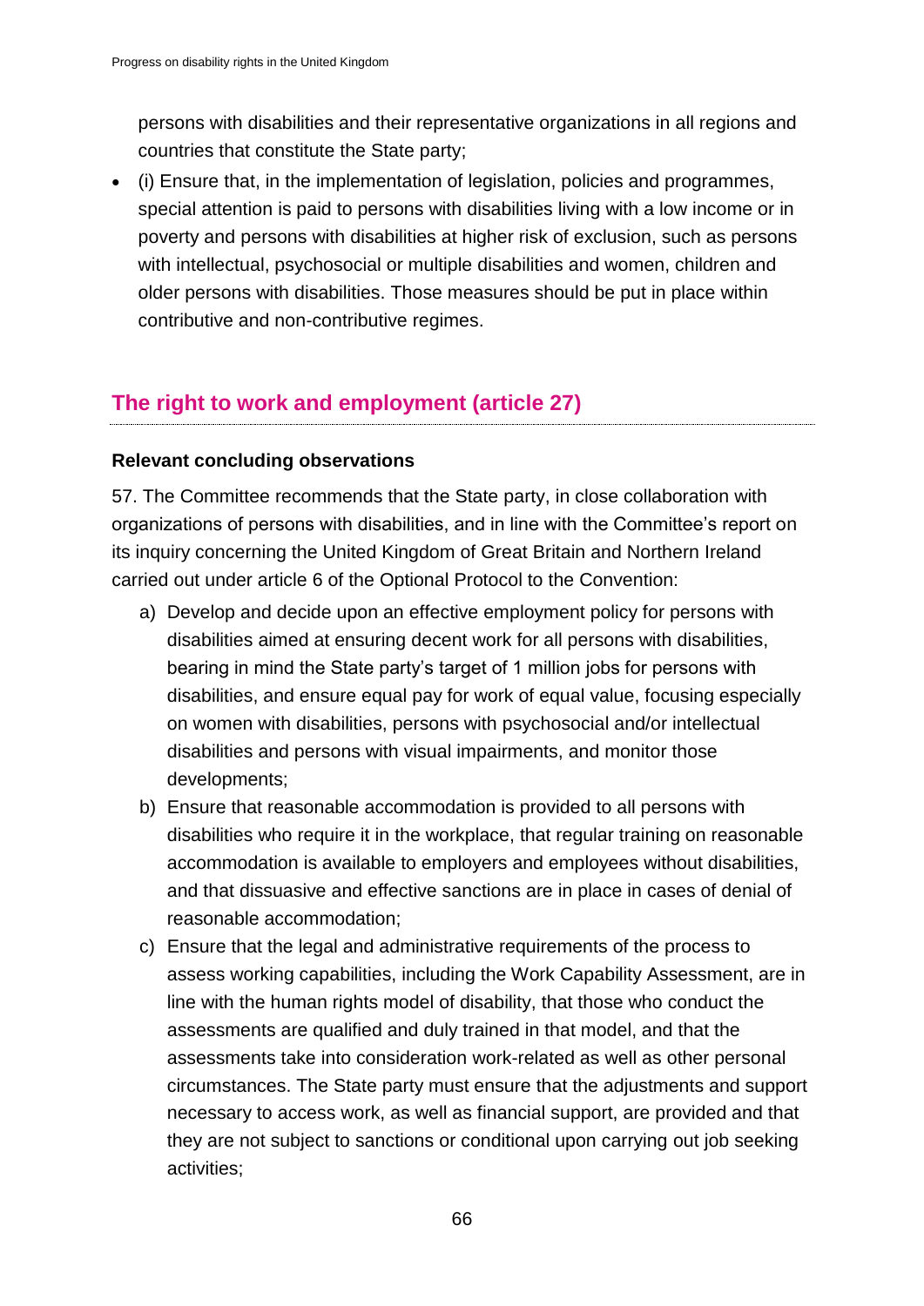persons with disabilities and their representative organizations in all regions and countries that constitute the State party;

- (i) Ensure that, in the implementation of legislation, policies and programmes, special attention is paid to persons with disabilities living with a low income or in poverty and persons with disabilities at higher risk of exclusion, such as persons with intellectual, psychosocial or multiple disabilities and women, children and older persons with disabilities. Those measures should be put in place within contributive and non-contributive regimes.

## The right to work and employment (article 27)

**Relevant concluding observations**

57. The Committee recommends that the State party, in close collaboration with organizations of persons with disabilities, and in line with the Committee's report on its inquiry concerning the United Kingdom of Great Britain and Northern Ireland carried out under article 6 of the Optional Protocol to the Convention:

a) Develop and decide upon an effective employment policy for persons with disabilities aimed at ensuring decent work for all persons with disabilities, bearing in mind the State party's target of 1 million jobs for persons with disabilities, and ensure equal pay for work of equal value, focusing especially on women with disabilities, persons with psychosocial and/or intellectual disabilities and persons with visual impairments, and monitor those developments;

b) Ensure that reasonable accommodation is provided to all persons with disabilities who require it in the workplace, that regular training on reasonable accommodation is available to employers and employees without disabilities, and that dissuasive and effective sanctions are in place in cases of denial of reasonable accommodation;

c) Ensure that the legal and administrative requirements of the process to assess working capabilities, including the Work Capability Assessment, are in line with the human rights model of disability, that those who conduct the assessments are qualified and duly trained in that model, and that the assessments take into consideration work-related as well as other personal circumstances. The State party must ensure that the adjustments and support necessary to access work, as well as financial support, are provided and that they are not subject to sanctions or conditional upon carrying out job seeking activities;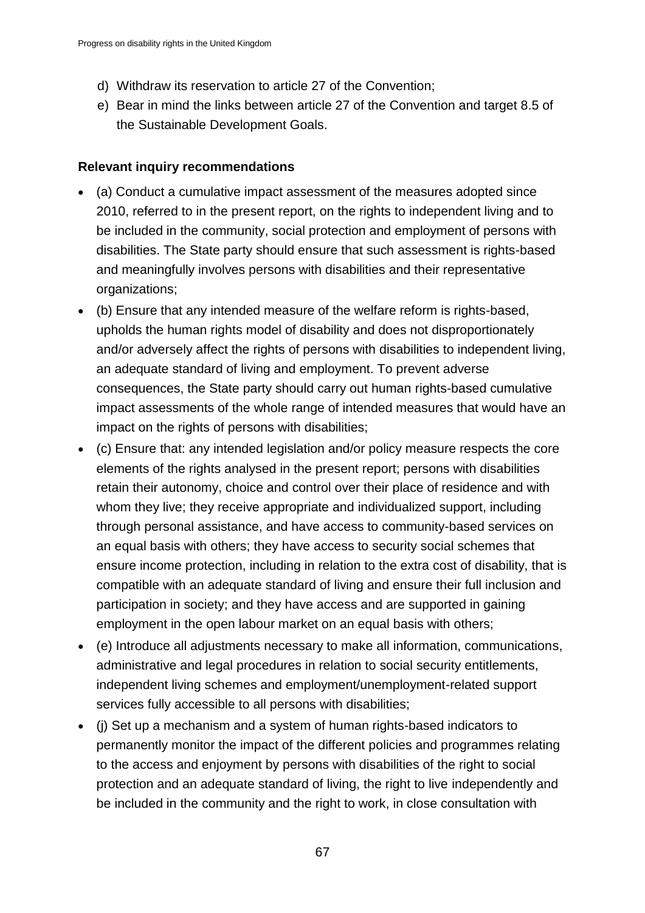d) Withdraw its reservation to article 27 of the Convention;
e) Bear in mind the links between article 27 of the Convention and target 8.5 of the Sustainable Development Goals.

**Relevant inquiry recommendations**

- (a) Conduct a cumulative impact assessment of the measures adopted since 2010, referred to in the present report, on the rights to independent living and to be included in the community, social protection and employment of persons with disabilities. The State party should ensure that such assessment is rights-based and meaningfully involves persons with disabilities and their representative organizations;
- (b) Ensure that any intended measure of the welfare reform is rights-based, upholds the human rights model of disability and does not disproportionately and/or adversely affect the rights of persons with disabilities to independent living, an adequate standard of living and employment. To prevent adverse consequences, the State party should carry out human rights-based cumulative impact assessments of the whole range of intended measures that would have an impact on the rights of persons with disabilities;
- (c) Ensure that: any intended legislation and/or policy measure respects the core elements of the rights analysed in the present report; persons with disabilities retain their autonomy, choice and control over their place of residence and with whom they live; they receive appropriate and individualized support, including through personal assistance, and have access to community-based services on an equal basis with others; they have access to security social schemes that ensure income protection, including in relation to the extra cost of disability, that is compatible with an adequate standard of living and ensure their full inclusion and participation in society; and they have access and are supported in gaining employment in the open labour market on an equal basis with others;
- (e) Introduce all adjustments necessary to make all information, communications, administrative and legal procedures in relation to social security entitlements, independent living schemes and employment/unemployment-related support services fully accessible to all persons with disabilities;
- (j) Set up a mechanism and a system of human rights-based indicators to permanently monitor the impact of the different policies and programmes relating to the access and enjoyment by persons with disabilities of the right to social protection and an adequate standard of living, the right to live independently and be included in the community and the right to work, in close consultation with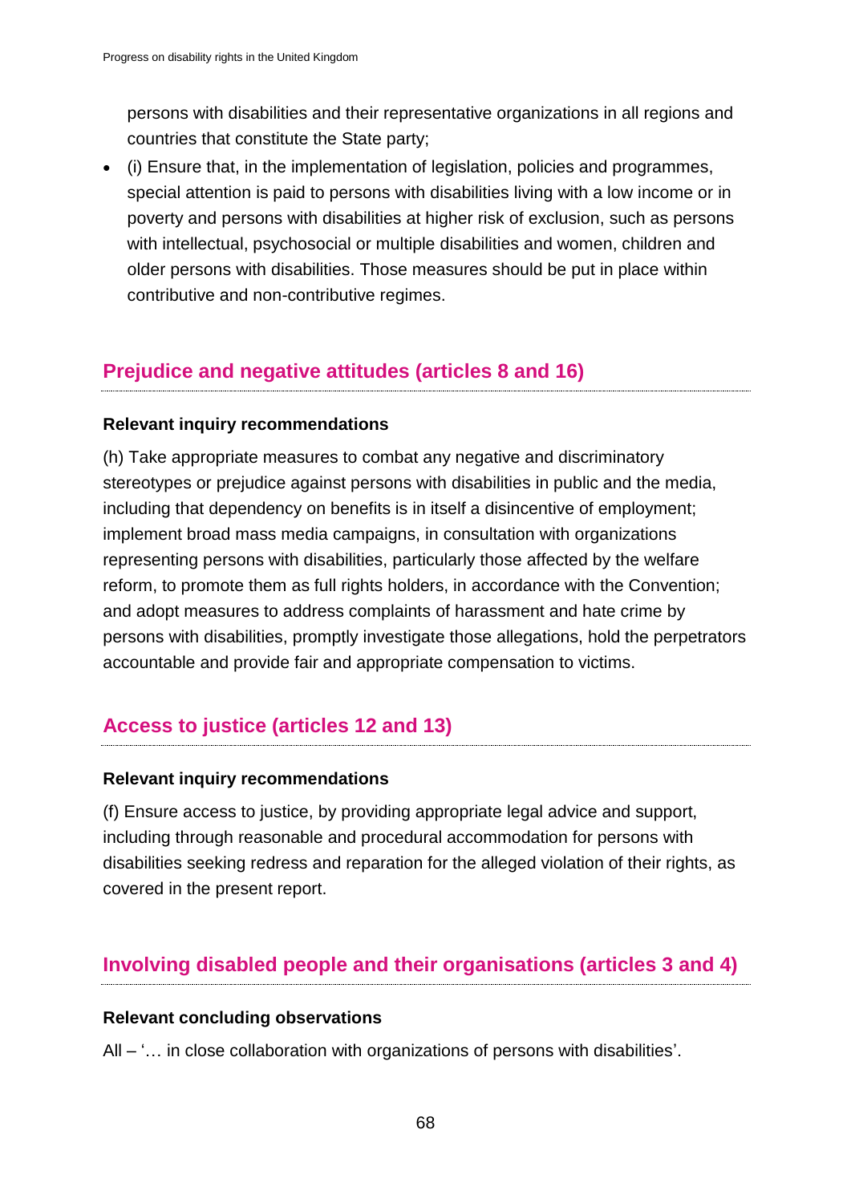persons with disabilities and their representative organizations in all regions and countries that constitute the State party;

- (i) Ensure that, in the implementation of legislation, policies and programmes, special attention is paid to persons with disabilities living with a low income or in poverty and persons with disabilities at higher risk of exclusion, such as persons with intellectual, psychosocial or multiple disabilities and women, children and older persons with disabilities. Those measures should be put in place within contributive and non-contributive regimes.

## Prejudice and negative attitudes (articles 8 and 16)

**Relevant inquiry recommendations**

(h) Take appropriate measures to combat any negative and discriminatory stereotypes or prejudice against persons with disabilities in public and the media, including that dependency on benefits is in itself a disincentive of employment; implement broad mass media campaigns, in consultation with organizations representing persons with disabilities, particularly those affected by the welfare reform, to promote them as full rights holders, in accordance with the Convention; and adopt measures to address complaints of harassment and hate crime by persons with disabilities, promptly investigate those allegations, hold the perpetrators accountable and provide fair and appropriate compensation to victims.

## Access to justice (articles 12 and 13)

**Relevant inquiry recommendations**

(f) Ensure access to justice, by providing appropriate legal advice and support, including through reasonable and procedural accommodation for persons with disabilities seeking redress and reparation for the alleged violation of their rights, as covered in the present report.

## Involving disabled people and their organisations (articles 3 and 4)

**Relevant concluding observations**

All – '… in close collaboration with organizations of persons with disabilities'.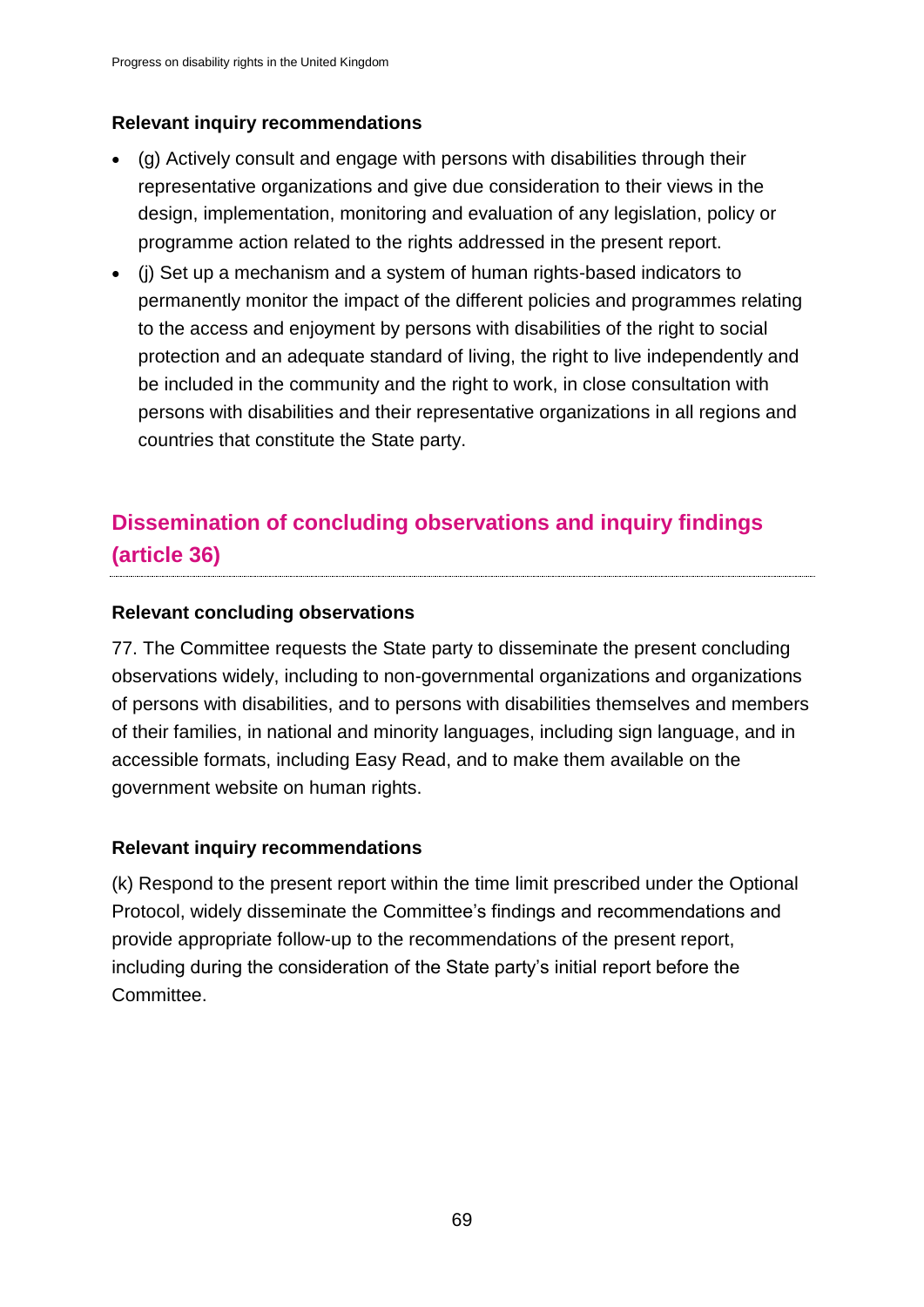**Relevant inquiry recommendations**

- (g) Actively consult and engage with persons with disabilities through their representative organizations and give due consideration to their views in the design, implementation, monitoring and evaluation of any legislation, policy or programme action related to the rights addressed in the present report.
- (j) Set up a mechanism and a system of human rights-based indicators to permanently monitor the impact of the different policies and programmes relating to the access and enjoyment by persons with disabilities of the right to social protection and an adequate standard of living, the right to live independently and be included in the community and the right to work, in close consultation with persons with disabilities and their representative organizations in all regions and countries that constitute the State party.

## Dissemination of concluding observations and inquiry findings (article 36)

**Relevant concluding observations**

77. The Committee requests the State party to disseminate the present concluding observations widely, including to non-governmental organizations and organizations of persons with disabilities, and to persons with disabilities themselves and members of their families, in national and minority languages, including sign language, and in accessible formats, including Easy Read, and to make them available on the government website on human rights.

**Relevant inquiry recommendations**

(k) Respond to the present report within the time limit prescribed under the Optional Protocol, widely disseminate the Committee's findings and recommendations and provide appropriate follow-up to the recommendations of the present report, including during the consideration of the State party's initial report before the Committee.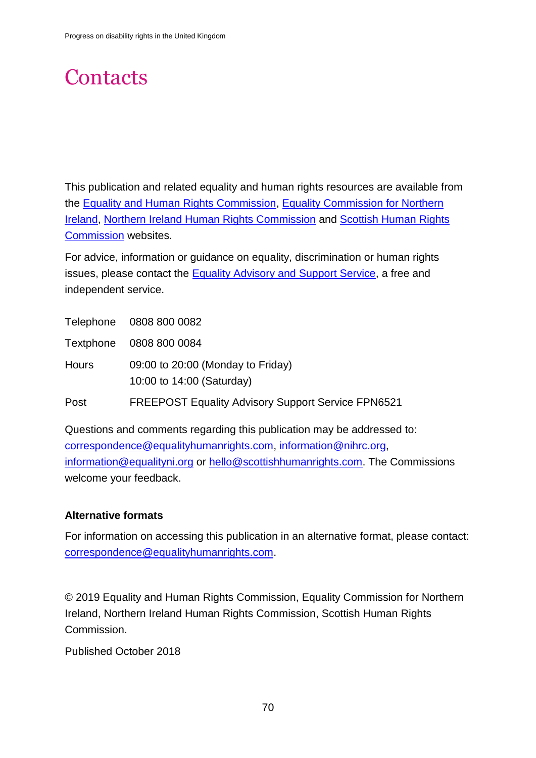# Contacts

This publication and related equality and human rights resources are available from the Equality and Human Rights Commission, Equality Commission for Northern Ireland, Northern Ireland Human Rights Commission and Scottish Human Rights Commission websites.

For advice, information or guidance on equality, discrimination or human rights issues, please contact the Equality Advisory and Support Service, a free and independent service.

| | |
|---|---|
| Telephone | 0808 800 0082 |
| Textphone | 0808 800 0084 |
| Hours | 09:00 to 20:00 (Monday to Friday)<br>10:00 to 14:00 (Saturday) |
| Post | FREEPOST Equality Advisory Support Service FPN6521 |

Questions and comments regarding this publication may be addressed to: correspondence@equalityhumanrights.com, information@nihrc.org, information@equalityni.org or hello@scottishhumanrights.com. The Commissions welcome your feedback.

**Alternative formats**

For information on accessing this publication in an alternative format, please contact: correspondence@equalityhumanrights.com.

© 2019 Equality and Human Rights Commission, Equality Commission for Northern Ireland, Northern Ireland Human Rights Commission, Scottish Human Rights Commission.

Published October 2018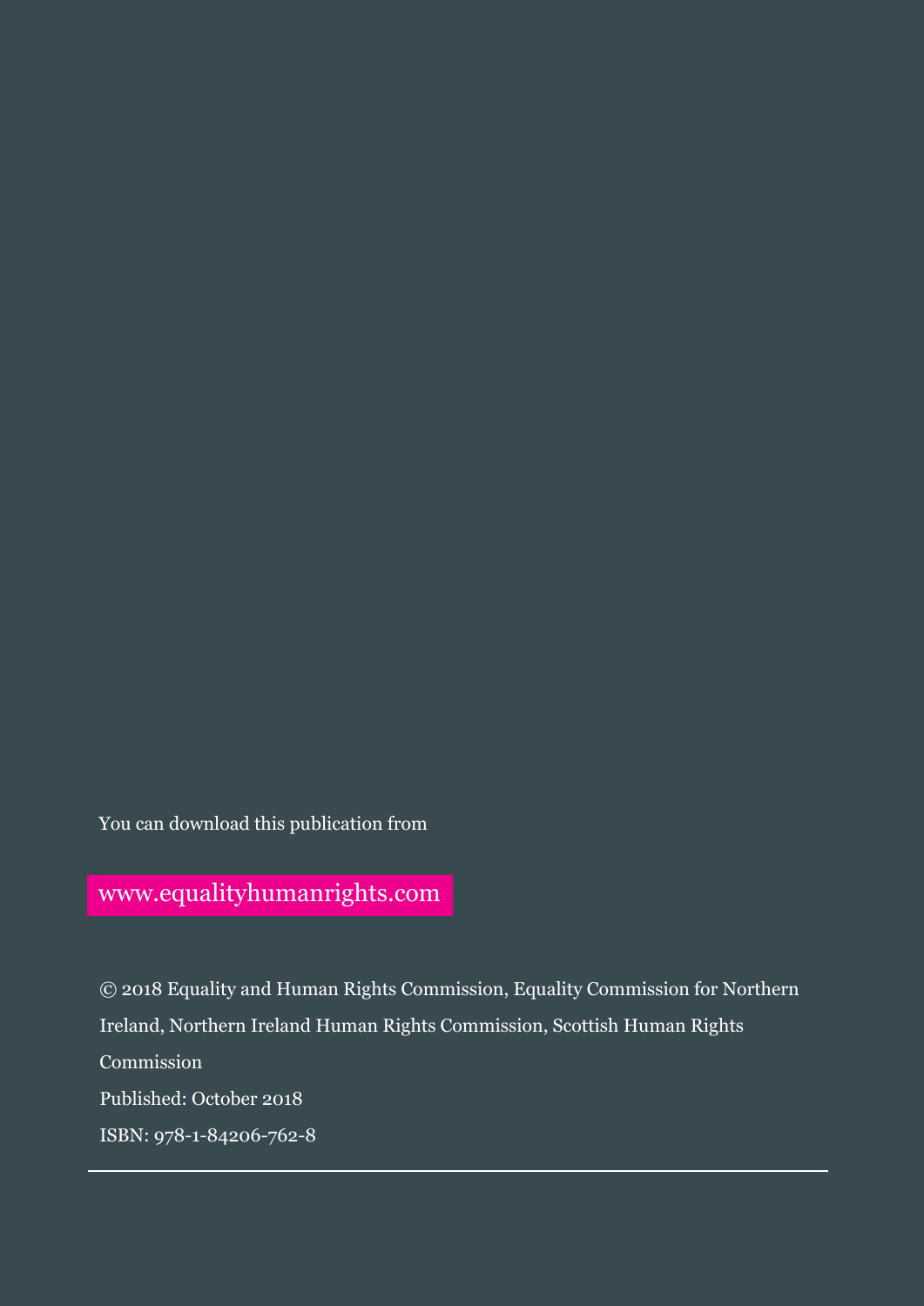You can download this publication from

www.equalityhumanrights.com

© 2018 Equality and Human Rights Commission, Equality Commission for Northern Ireland, Northern Ireland Human Rights Commission, Scottish Human Rights Commission

Published: October 2018

ISBN: 978-1-84206-762-8